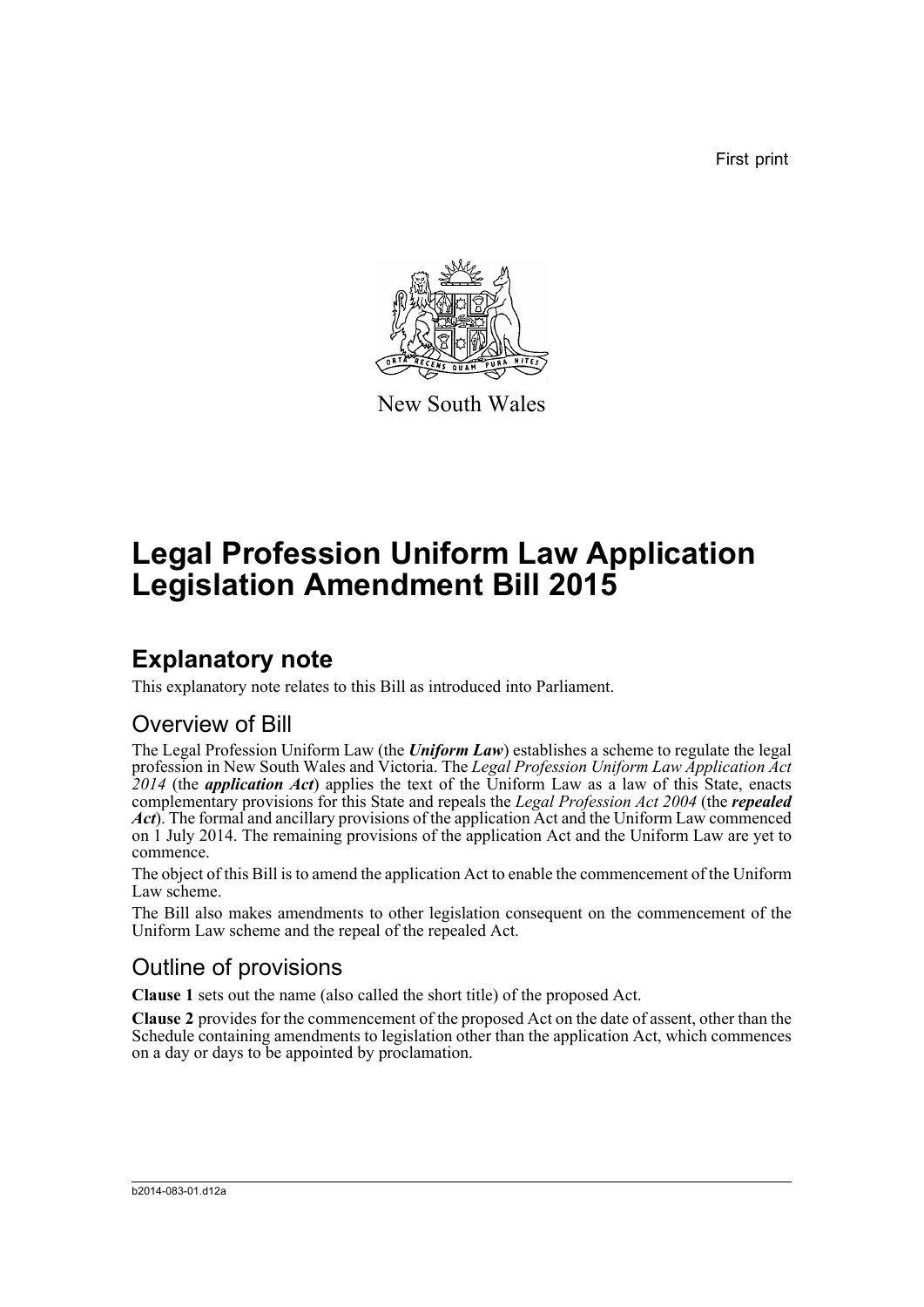First print

New South Wales

# Legal Profession Uniform Law Application Legislation Amendment Bill 2015

## Explanatory note

This explanatory note relates to this Bill as introduced into Parliament.

### Overview of Bill

The Legal Profession Uniform Law (the ***Uniform Law***) establishes a scheme to regulate the legal profession in New South Wales and Victoria. The *Legal Profession Uniform Law Application Act 2014* (the ***application Act***) applies the text of the Uniform Law as a law of this State, enacts complementary provisions for this State and repeals the *Legal Profession Act 2004* (the ***repealed Act***). The formal and ancillary provisions of the application Act and the Uniform Law commenced on 1 July 2014. The remaining provisions of the application Act and the Uniform Law are yet to commence.

The object of this Bill is to amend the application Act to enable the commencement of the Uniform Law scheme.

The Bill also makes amendments to other legislation consequent on the commencement of the Uniform Law scheme and the repeal of the repealed Act.

### Outline of provisions

**Clause 1** sets out the name (also called the short title) of the proposed Act.

**Clause 2** provides for the commencement of the proposed Act on the date of assent, other than the Schedule containing amendments to legislation other than the application Act, which commences on a day or days to be appointed by proclamation.

b2014-083-01.d12a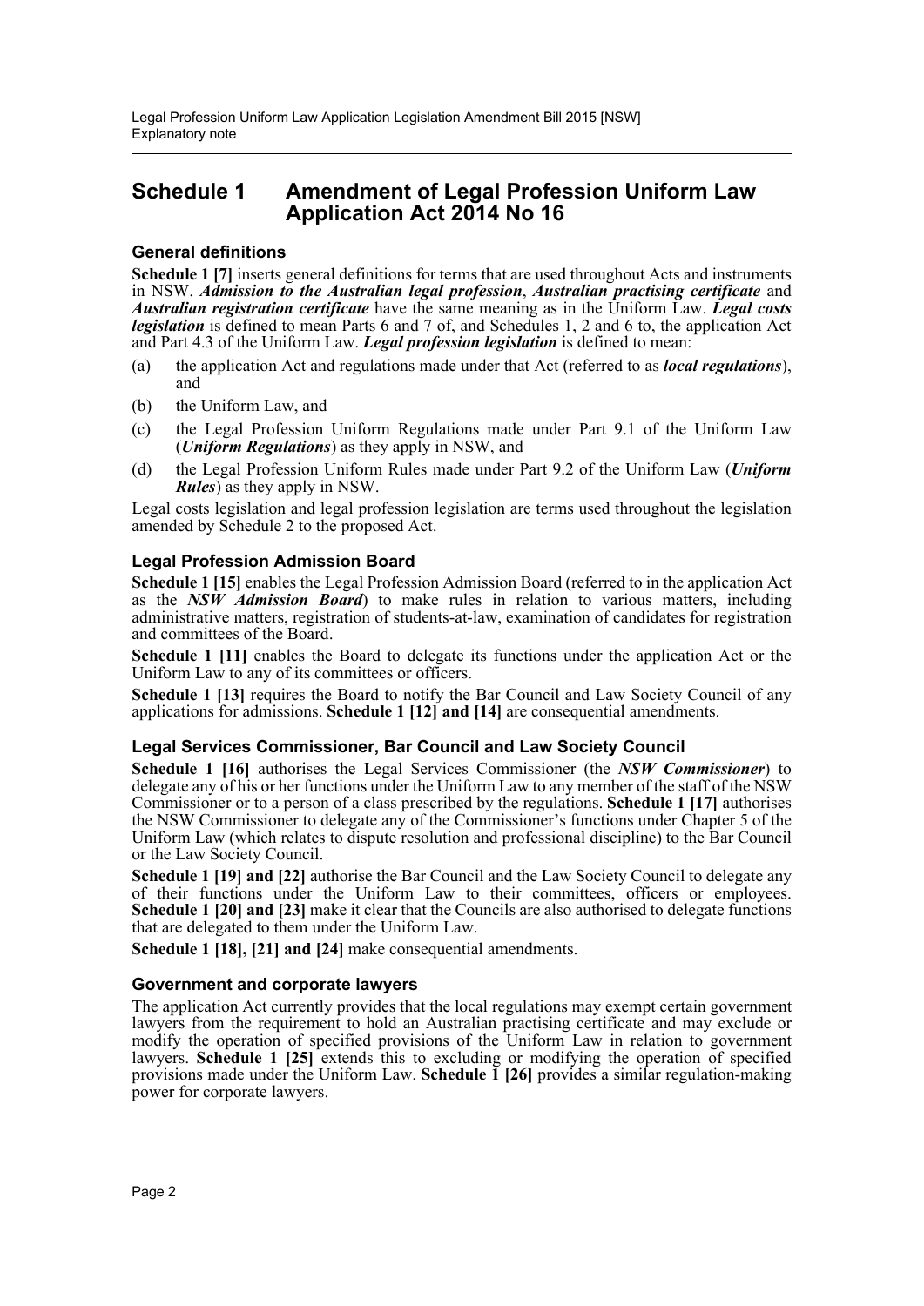# Schedule 1 Amendment of Legal Profession Uniform Law Application Act 2014 No 16

### General definitions

**Schedule 1 [7]** inserts general definitions for terms that are used throughout Acts and instruments in NSW. ***Admission to the Australian legal profession***, ***Australian practising certificate*** and ***Australian registration certificate*** have the same meaning as in the Uniform Law. ***Legal costs legislation*** is defined to mean Parts 6 and 7 of, and Schedules 1, 2 and 6 to, the application Act and Part 4.3 of the Uniform Law. ***Legal profession legislation*** is defined to mean:

(a) the application Act and regulations made under that Act (referred to as ***local regulations***), and

(b) the Uniform Law, and

(c) the Legal Profession Uniform Regulations made under Part 9.1 of the Uniform Law (***Uniform Regulations***) as they apply in NSW, and

(d) the Legal Profession Uniform Rules made under Part 9.2 of the Uniform Law (***Uniform Rules***) as they apply in NSW.

Legal costs legislation and legal profession legislation are terms used throughout the legislation amended by Schedule 2 to the proposed Act.

### Legal Profession Admission Board

**Schedule 1 [15]** enables the Legal Profession Admission Board (referred to in the application Act as the ***NSW Admission Board***) to make rules in relation to various matters, including administrative matters, registration of students-at-law, examination of candidates for registration and committees of the Board.

**Schedule 1 [11]** enables the Board to delegate its functions under the application Act or the Uniform Law to any of its committees or officers.

**Schedule 1 [13]** requires the Board to notify the Bar Council and Law Society Council of any applications for admissions. **Schedule 1 [12] and [14]** are consequential amendments.

### Legal Services Commissioner, Bar Council and Law Society Council

**Schedule 1 [16]** authorises the Legal Services Commissioner (the ***NSW Commissioner***) to delegate any of his or her functions under the Uniform Law to any member of the staff of the NSW Commissioner or to a person of a class prescribed by the regulations. **Schedule 1 [17]** authorises the NSW Commissioner to delegate any of the Commissioner's functions under Chapter 5 of the Uniform Law (which relates to dispute resolution and professional discipline) to the Bar Council or the Law Society Council.

**Schedule 1 [19] and [22]** authorise the Bar Council and the Law Society Council to delegate any of their functions under the Uniform Law to their committees, officers or employees. **Schedule 1 [20] and [23]** make it clear that the Councils are also authorised to delegate functions that are delegated to them under the Uniform Law.

**Schedule 1 [18], [21] and [24]** make consequential amendments.

### Government and corporate lawyers

The application Act currently provides that the local regulations may exempt certain government lawyers from the requirement to hold an Australian practising certificate and may exclude or modify the operation of specified provisions of the Uniform Law in relation to government lawyers. **Schedule 1 [25]** extends this to excluding or modifying the operation of specified provisions made under the Uniform Law. **Schedule 1 [26]** provides a similar regulation-making power for corporate lawyers.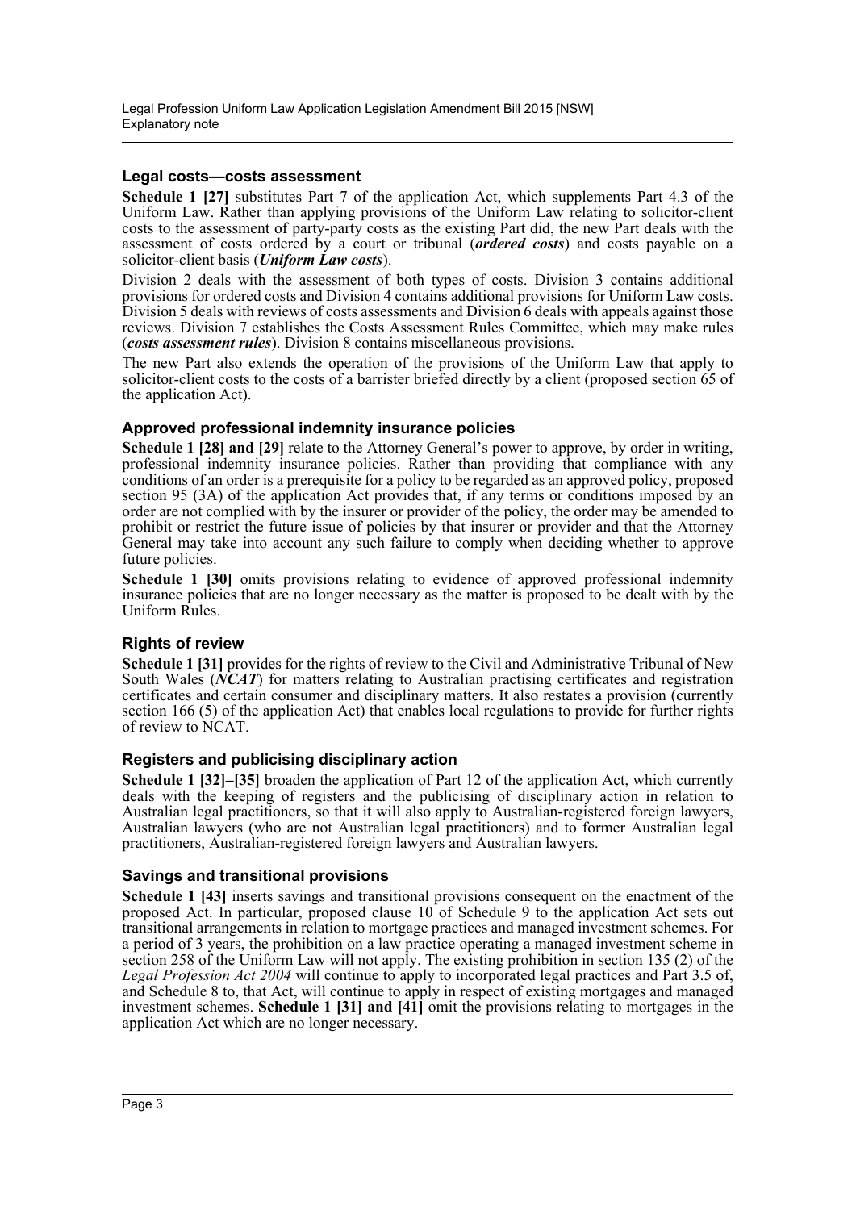### Legal costs—costs assessment

**Schedule 1 [27]** substitutes Part 7 of the application Act, which supplements Part 4.3 of the Uniform Law. Rather than applying provisions of the Uniform Law relating to solicitor-client costs to the assessment of party-party costs as the existing Part did, the new Part deals with the assessment of costs ordered by a court or tribunal (***ordered costs***) and costs payable on a solicitor-client basis (***Uniform Law costs***).

Division 2 deals with the assessment of both types of costs. Division 3 contains additional provisions for ordered costs and Division 4 contains additional provisions for Uniform Law costs. Division 5 deals with reviews of costs assessments and Division 6 deals with appeals against those reviews. Division 7 establishes the Costs Assessment Rules Committee, which may make rules (***costs assessment rules***). Division 8 contains miscellaneous provisions.

The new Part also extends the operation of the provisions of the Uniform Law that apply to solicitor-client costs to the costs of a barrister briefed directly by a client (proposed section 65 of the application Act).

### Approved professional indemnity insurance policies

**Schedule 1 [28] and [29]** relate to the Attorney General's power to approve, by order in writing, professional indemnity insurance policies. Rather than providing that compliance with any conditions of an order is a prerequisite for a policy to be regarded as an approved policy, proposed section 95 (3A) of the application Act provides that, if any terms or conditions imposed by an order are not complied with by the insurer or provider of the policy, the order may be amended to prohibit or restrict the future issue of policies by that insurer or provider and that the Attorney General may take into account any such failure to comply when deciding whether to approve future policies.

**Schedule 1 [30]** omits provisions relating to evidence of approved professional indemnity insurance policies that are no longer necessary as the matter is proposed to be dealt with by the Uniform Rules.

### Rights of review

**Schedule 1 [31]** provides for the rights of review to the Civil and Administrative Tribunal of New South Wales (***NCAT***) for matters relating to Australian practising certificates and registration certificates and certain consumer and disciplinary matters. It also restates a provision (currently section 166 (5) of the application Act) that enables local regulations to provide for further rights of review to NCAT.

### Registers and publicising disciplinary action

**Schedule 1 [32]–[35]** broaden the application of Part 12 of the application Act, which currently deals with the keeping of registers and the publicising of disciplinary action in relation to Australian legal practitioners, so that it will also apply to Australian-registered foreign lawyers, Australian lawyers (who are not Australian legal practitioners) and to former Australian legal practitioners, Australian-registered foreign lawyers and Australian lawyers.

### Savings and transitional provisions

**Schedule 1 [43]** inserts savings and transitional provisions consequent on the enactment of the proposed Act. In particular, proposed clause 10 of Schedule 9 to the application Act sets out transitional arrangements in relation to mortgage practices and managed investment schemes. For a period of 3 years, the prohibition on a law practice operating a managed investment scheme in section 258 of the Uniform Law will not apply. The existing prohibition in section 135 (2) of the *Legal Profession Act 2004* will continue to apply to incorporated legal practices and Part 3.5 of, and Schedule 8 to, that Act, will continue to apply in respect of existing mortgages and managed investment schemes. **Schedule 1 [31] and [41]** omit the provisions relating to mortgages in the application Act which are no longer necessary.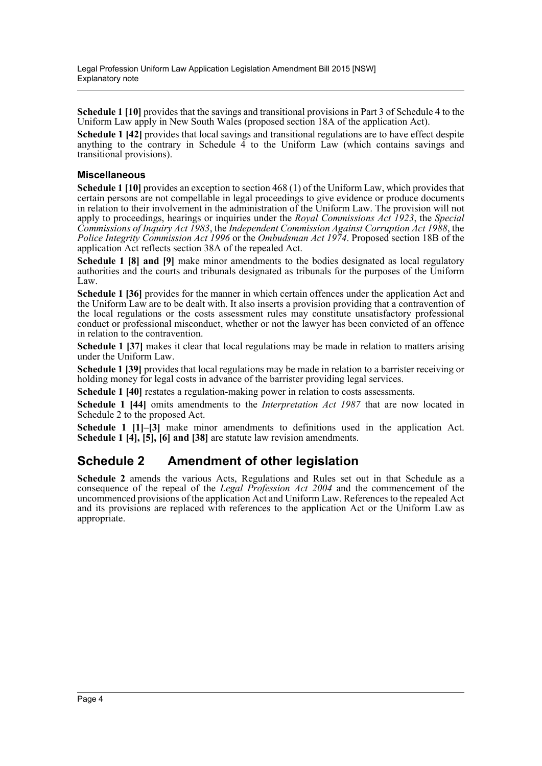**Schedule 1 [10]** provides that the savings and transitional provisions in Part 3 of Schedule 4 to the Uniform Law apply in New South Wales (proposed section 18A of the application Act).

**Schedule 1 [42]** provides that local savings and transitional regulations are to have effect despite anything to the contrary in Schedule 4 to the Uniform Law (which contains savings and transitional provisions).

### Miscellaneous

**Schedule 1 [10]** provides an exception to section 468 (1) of the Uniform Law, which provides that certain persons are not compellable in legal proceedings to give evidence or produce documents in relation to their involvement in the administration of the Uniform Law. The provision will not apply to proceedings, hearings or inquiries under the *Royal Commissions Act 1923*, the *Special Commissions of Inquiry Act 1983*, the *Independent Commission Against Corruption Act 1988*, the *Police Integrity Commission Act 1996* or the *Ombudsman Act 1974*. Proposed section 18B of the application Act reflects section 38A of the repealed Act.

**Schedule 1 [8] and [9]** make minor amendments to the bodies designated as local regulatory authorities and the courts and tribunals designated as tribunals for the purposes of the Uniform Law.

**Schedule 1 [36]** provides for the manner in which certain offences under the application Act and the Uniform Law are to be dealt with. It also inserts a provision providing that a contravention of the local regulations or the costs assessment rules may constitute unsatisfactory professional conduct or professional misconduct, whether or not the lawyer has been convicted of an offence in relation to the contravention.

**Schedule 1 [37]** makes it clear that local regulations may be made in relation to matters arising under the Uniform Law.

**Schedule 1 [39]** provides that local regulations may be made in relation to a barrister receiving or holding money for legal costs in advance of the barrister providing legal services.

**Schedule 1 [40]** restates a regulation-making power in relation to costs assessments.

**Schedule 1 [44]** omits amendments to the *Interpretation Act 1987* that are now located in Schedule 2 to the proposed Act.

**Schedule 1 [1]–[3]** make minor amendments to definitions used in the application Act. **Schedule 1 [4], [5], [6] and [38]** are statute law revision amendments.

## Schedule 2 Amendment of other legislation

**Schedule 2** amends the various Acts, Regulations and Rules set out in that Schedule as a consequence of the repeal of the *Legal Profession Act 2004* and the commencement of the uncommenced provisions of the application Act and Uniform Law. References to the repealed Act and its provisions are replaced with references to the application Act or the Uniform Law as appropriate.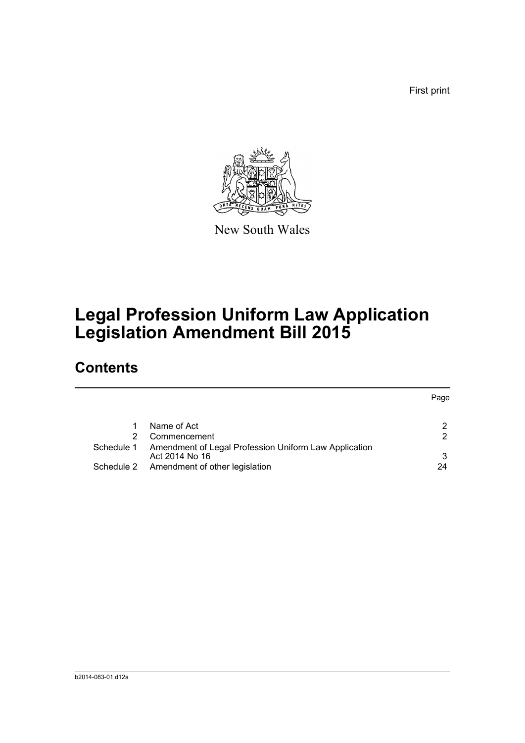First print

New South Wales

# Legal Profession Uniform Law Application Legislation Amendment Bill 2015

## Contents

| | | Page |
|---|---|---|
| 1 | Name of Act | 2 |
| 2 | Commencement | 2 |
| Schedule 1 | Amendment of Legal Profession Uniform Law Application Act 2014 No 16 | 3 |
| Schedule 2 | Amendment of other legislation | 24 |

b2014-083-01.d12a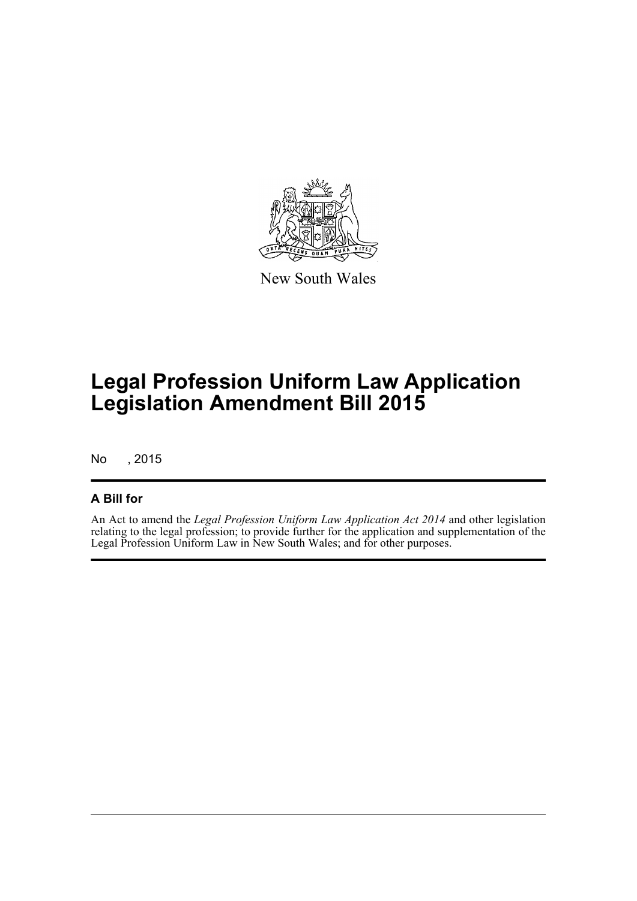New South Wales

# Legal Profession Uniform Law Application Legislation Amendment Bill 2015

No , 2015

## A Bill for

An Act to amend the *Legal Profession Uniform Law Application Act 2014* and other legislation relating to the legal profession; to provide further for the application and supplementation of the Legal Profession Uniform Law in New South Wales; and for other purposes.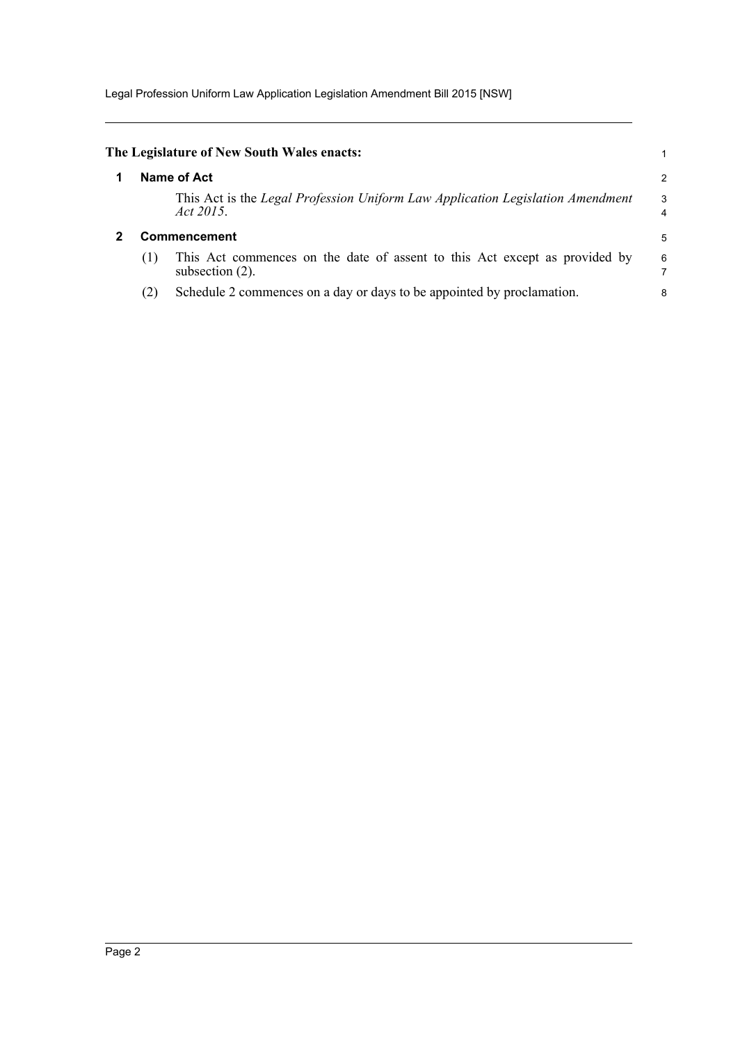**The Legislature of New South Wales enacts:**

## 1 Name of Act

This Act is the *Legal Profession Uniform Law Application Legislation Amendment Act 2015*.

## 2 Commencement

(1) This Act commences on the date of assent to this Act except as provided by subsection (2).

(2) Schedule 2 commences on a day or days to be appointed by proclamation.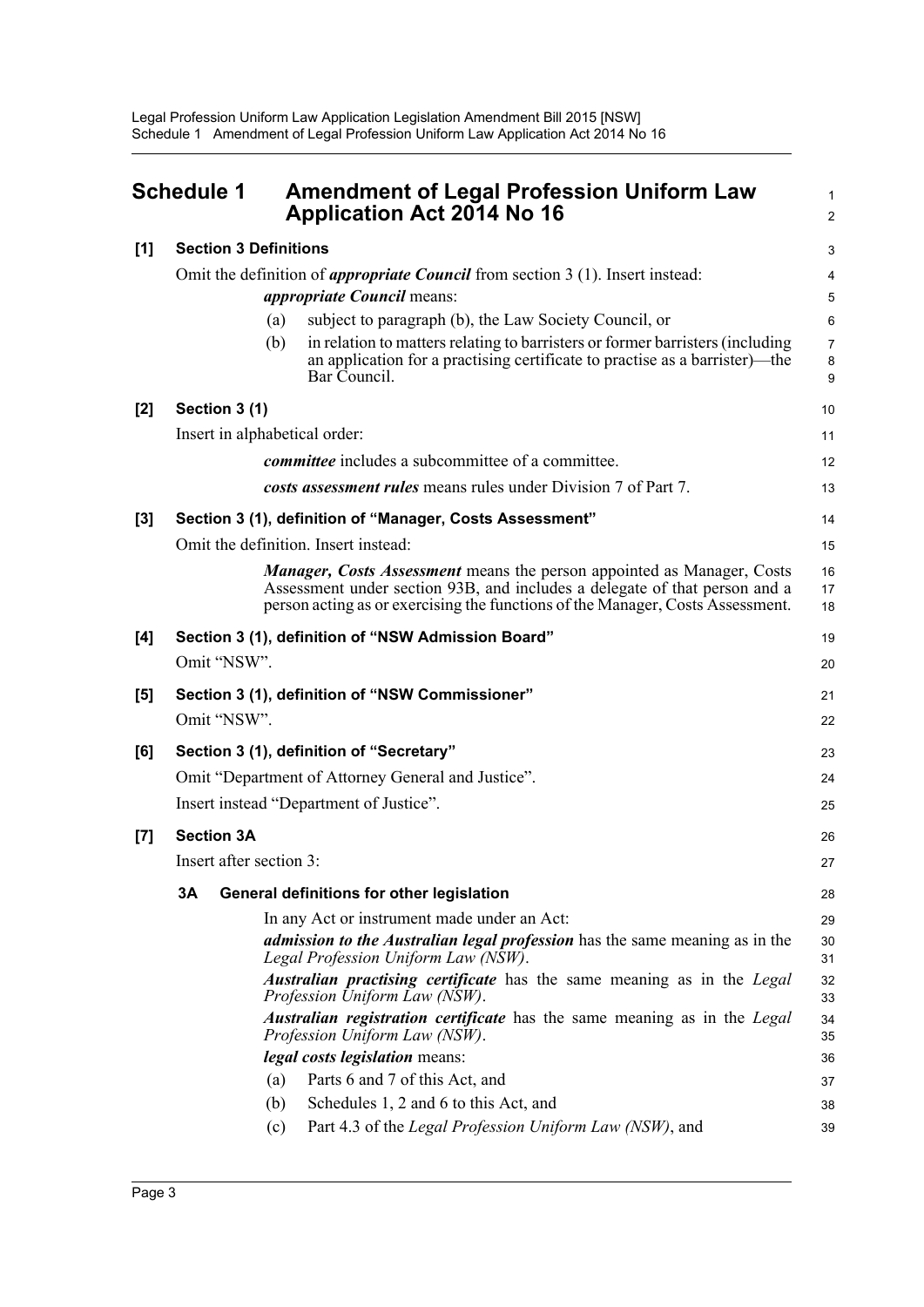## Schedule 1 Amendment of Legal Profession Uniform Law Application Act 2014 No 16

**[1] Section 3 Definitions**

Omit the definition of ***appropriate Council*** from section 3 (1). Insert instead:

> ***appropriate Council*** means:
>
> (a) subject to paragraph (b), the Law Society Council, or
>
> (b) in relation to matters relating to barristers or former barristers (including an application for a practising certificate to practise as a barrister)—the Bar Council.

**[2] Section 3 (1)**

Insert in alphabetical order:

> ***committee*** includes a subcommittee of a committee.
>
> ***costs assessment rules*** means rules under Division 7 of Part 7.

**[3] Section 3 (1), definition of "Manager, Costs Assessment"**

Omit the definition. Insert instead:

> ***Manager, Costs Assessment*** means the person appointed as Manager, Costs Assessment under section 93B, and includes a delegate of that person and a person acting as or exercising the functions of the Manager, Costs Assessment.

**[4] Section 3 (1), definition of "NSW Admission Board"**

Omit "NSW".

**[5] Section 3 (1), definition of "NSW Commissioner"**

Omit "NSW".

**[6] Section 3 (1), definition of "Secretary"**

Omit "Department of Attorney General and Justice".

Insert instead "Department of Justice".

**[7] Section 3A**

Insert after section 3:

> **3A General definitions for other legislation**
>
> In any Act or instrument made under an Act:
>
> ***admission to the Australian legal profession*** has the same meaning as in the *Legal Profession Uniform Law (NSW)*.
>
> ***Australian practising certificate*** has the same meaning as in the *Legal Profession Uniform Law (NSW)*.
>
> ***Australian registration certificate*** has the same meaning as in the *Legal Profession Uniform Law (NSW)*.
>
> ***legal costs legislation*** means:
>
> (a) Parts 6 and 7 of this Act, and
>
> (b) Schedules 1, 2 and 6 to this Act, and
>
> (c) Part 4.3 of the *Legal Profession Uniform Law (NSW)*, and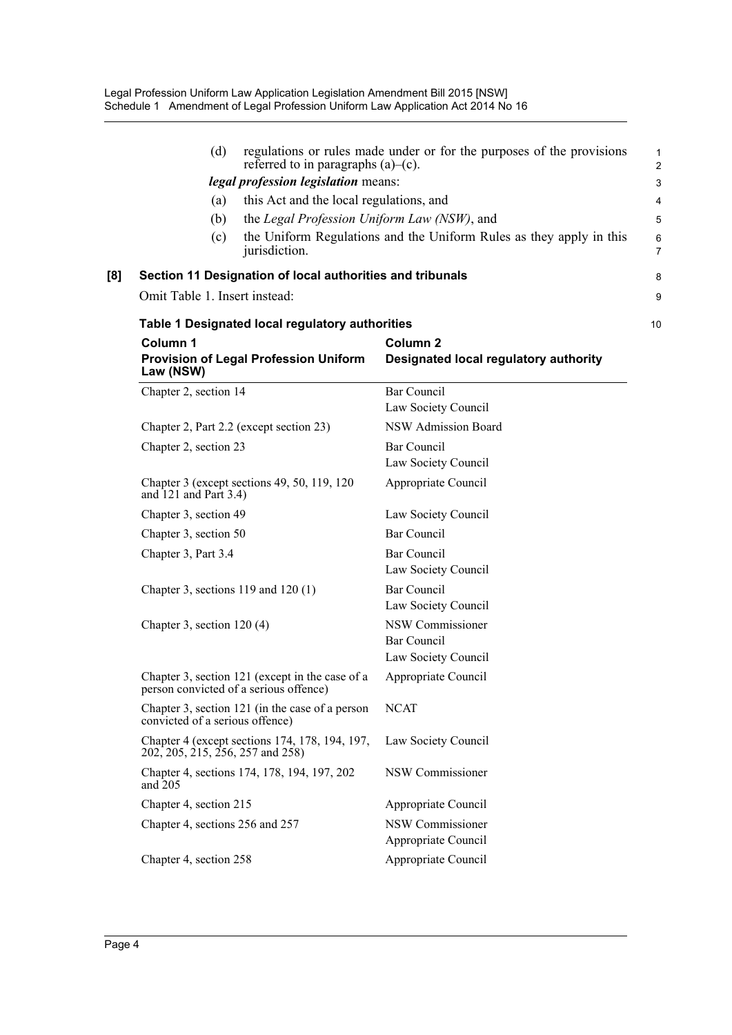(d) regulations or rules made under or for the purposes of the provisions referred to in paragraphs (a)–(c).

***legal profession legislation*** means:

(a) this Act and the local regulations, and

(b) the *Legal Profession Uniform Law (NSW)*, and

(c) the Uniform Regulations and the Uniform Rules as they apply in this jurisdiction.

**[8] Section 11 Designation of local authorities and tribunals**

Omit Table 1. Insert instead:

**Table 1 Designated local regulatory authorities**

| Column 1<br>Provision of Legal Profession Uniform Law (NSW) | Column 2<br>Designated local regulatory authority |
|---|---|
| Chapter 2, section 14 | Bar Council<br>Law Society Council |
| Chapter 2, Part 2.2 (except section 23) | NSW Admission Board |
| Chapter 2, section 23 | Bar Council<br>Law Society Council |
| Chapter 3 (except sections 49, 50, 119, 120 and 121 and Part 3.4) | Appropriate Council |
| Chapter 3, section 49 | Law Society Council |
| Chapter 3, section 50 | Bar Council |
| Chapter 3, Part 3.4 | Bar Council<br>Law Society Council |
| Chapter 3, sections 119 and 120 (1) | Bar Council<br>Law Society Council |
| Chapter 3, section 120 (4) | NSW Commissioner<br>Bar Council<br>Law Society Council |
| Chapter 3, section 121 (except in the case of a person convicted of a serious offence) | Appropriate Council |
| Chapter 3, section 121 (in the case of a person convicted of a serious offence) | NCAT |
| Chapter 4 (except sections 174, 178, 194, 197, 202, 205, 215, 256, 257 and 258) | Law Society Council |
| Chapter 4, sections 174, 178, 194, 197, 202 and 205 | NSW Commissioner |
| Chapter 4, section 215 | Appropriate Council |
| Chapter 4, sections 256 and 257 | NSW Commissioner<br>Appropriate Council |
| Chapter 4, section 258 | Appropriate Council |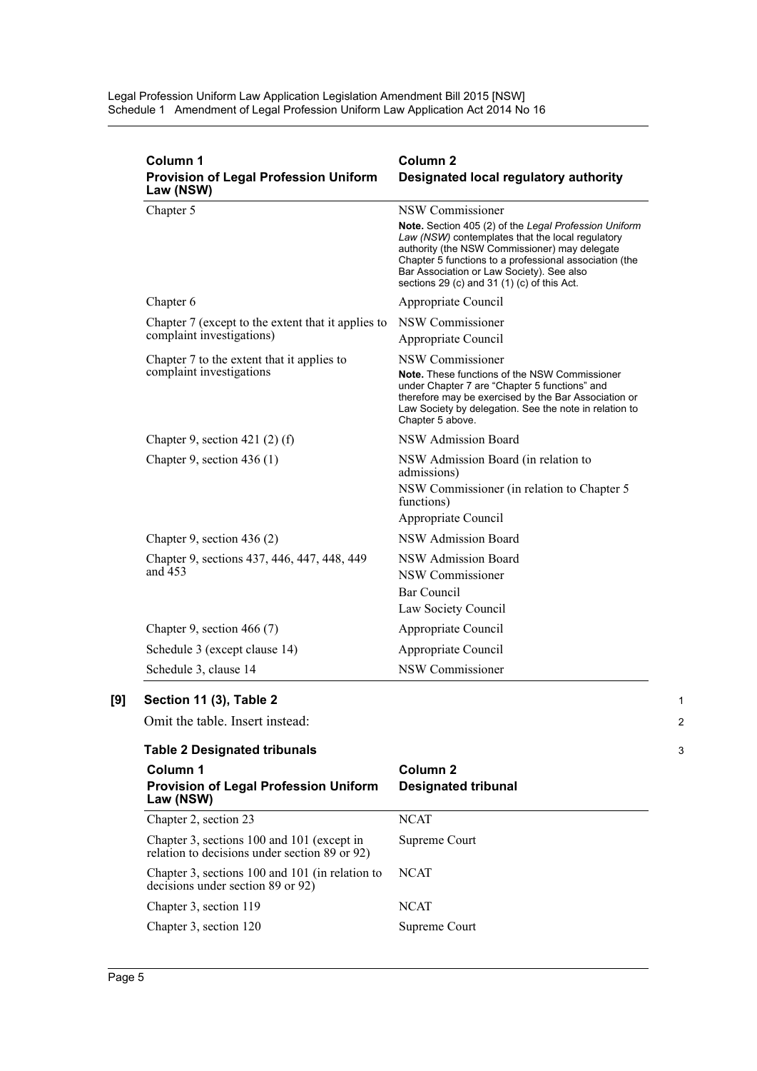| Column 1<br>Provision of Legal Profession Uniform Law (NSW) | Column 2<br>Designated local regulatory authority |
|---|---|
| Chapter 5 | NSW Commissioner<br>**Note.** Section 405 (2) of the *Legal Profession Uniform Law (NSW)* contemplates that the local regulatory authority (the NSW Commissioner) may delegate Chapter 5 functions to a professional association (the Bar Association or Law Society). See also sections 29 (c) and 31 (1) (c) of this Act. |
| Chapter 6 | Appropriate Council |
| Chapter 7 (except to the extent that it applies to complaint investigations) | NSW Commissioner<br>Appropriate Council |
| Chapter 7 to the extent that it applies to complaint investigations | NSW Commissioner<br>**Note.** These functions of the NSW Commissioner under Chapter 7 are "Chapter 5 functions" and therefore may be exercised by the Bar Association or Law Society by delegation. See the note in relation to Chapter 5 above. |
| Chapter 9, section 421 (2) (f) | NSW Admission Board |
| Chapter 9, section 436 (1) | NSW Admission Board (in relation to admissions)<br>NSW Commissioner (in relation to Chapter 5 functions)<br>Appropriate Council |
| Chapter 9, section 436 (2) | NSW Admission Board |
| Chapter 9, sections 437, 446, 447, 448, 449 and 453 | NSW Admission Board<br>NSW Commissioner<br>Bar Council<br>Law Society Council |
| Chapter 9, section 466 (7) | Appropriate Council |
| Schedule 3 (except clause 14) | Appropriate Council |
| Schedule 3, clause 14 | NSW Commissioner |

**[9] Section 11 (3), Table 2**

Omit the table. Insert instead:

**Table 2 Designated tribunals**

| Column 1<br>Provision of Legal Profession Uniform Law (NSW) | Column 2<br>Designated tribunal |
|---|---|
| Chapter 2, section 23 | NCAT |
| Chapter 3, sections 100 and 101 (except in relation to decisions under section 89 or 92) | Supreme Court |
| Chapter 3, sections 100 and 101 (in relation to decisions under section 89 or 92) | NCAT |
| Chapter 3, section 119 | NCAT |
| Chapter 3, section 120 | Supreme Court |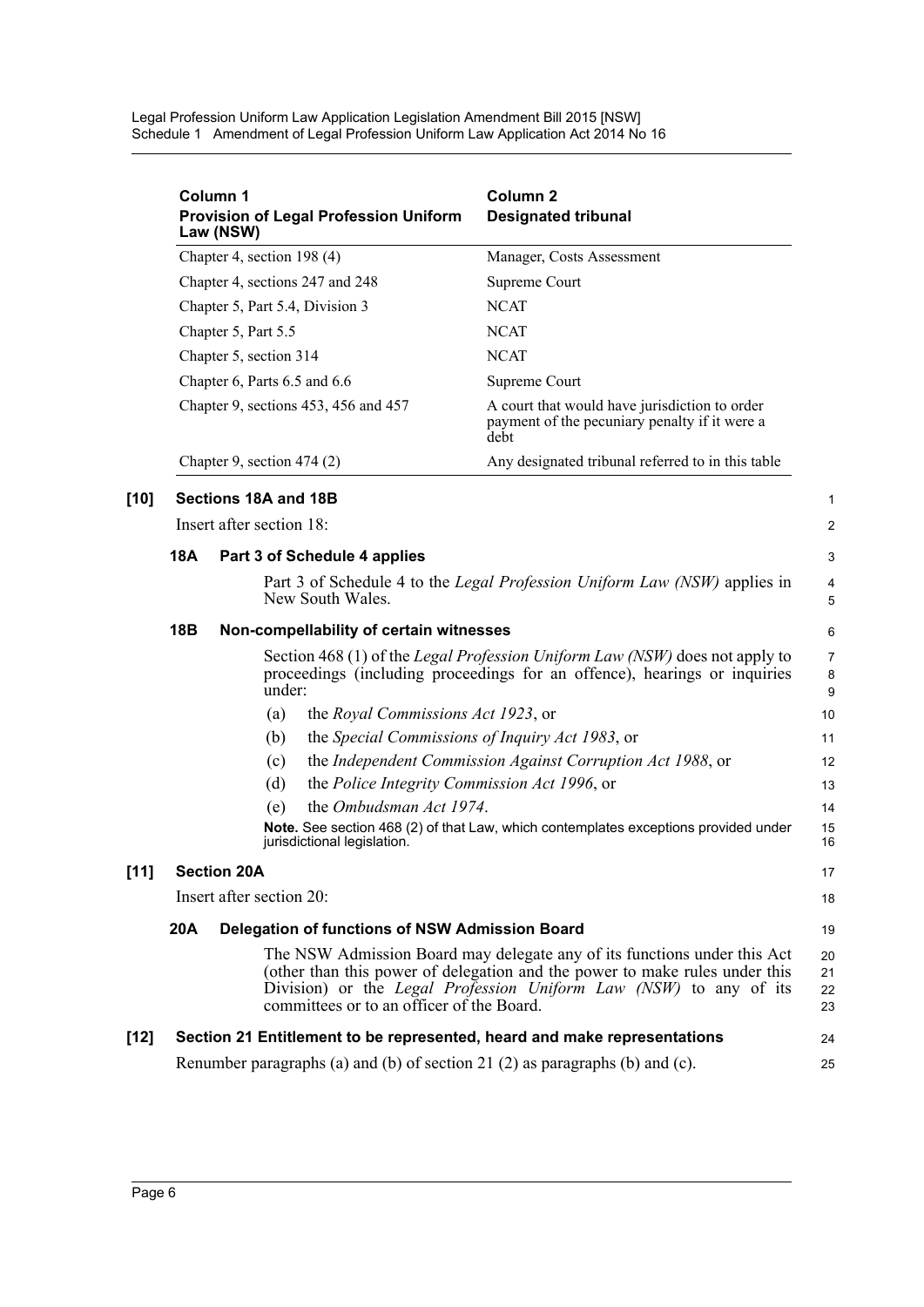| Column 1<br>Provision of Legal Profession Uniform Law (NSW) | Column 2<br>Designated tribunal |
|---|---|
| Chapter 4, section 198 (4) | Manager, Costs Assessment |
| Chapter 4, sections 247 and 248 | Supreme Court |
| Chapter 5, Part 5.4, Division 3 | NCAT |
| Chapter 5, Part 5.5 | NCAT |
| Chapter 5, section 314 | NCAT |
| Chapter 6, Parts 6.5 and 6.6 | Supreme Court |
| Chapter 9, sections 453, 456 and 457 | A court that would have jurisdiction to order payment of the pecuniary penalty if it were a debt |
| Chapter 9, section 474 (2) | Any designated tribunal referred to in this table |

**[10] Sections 18A and 18B**

Insert after section 18:

**18A Part 3 of Schedule 4 applies**

Part 3 of Schedule 4 to the *Legal Profession Uniform Law (NSW)* applies in New South Wales.

**18B Non-compellability of certain witnesses**

Section 468 (1) of the *Legal Profession Uniform Law (NSW)* does not apply to proceedings (including proceedings for an offence), hearings or inquiries under:

(a) the *Royal Commissions Act 1923*, or

(b) the *Special Commissions of Inquiry Act 1983*, or

(c) the *Independent Commission Against Corruption Act 1988*, or

(d) the *Police Integrity Commission Act 1996*, or

(e) the *Ombudsman Act 1974*.

**Note.** See section 468 (2) of that Law, which contemplates exceptions provided under jurisdictional legislation.

**[11] Section 20A**

Insert after section 20:

**20A Delegation of functions of NSW Admission Board**

The NSW Admission Board may delegate any of its functions under this Act (other than this power of delegation and the power to make rules under this Division) or the *Legal Profession Uniform Law (NSW)* to any of its committees or to an officer of the Board.

**[12] Section 21 Entitlement to be represented, heard and make representations**

Renumber paragraphs (a) and (b) of section 21 (2) as paragraphs (b) and (c).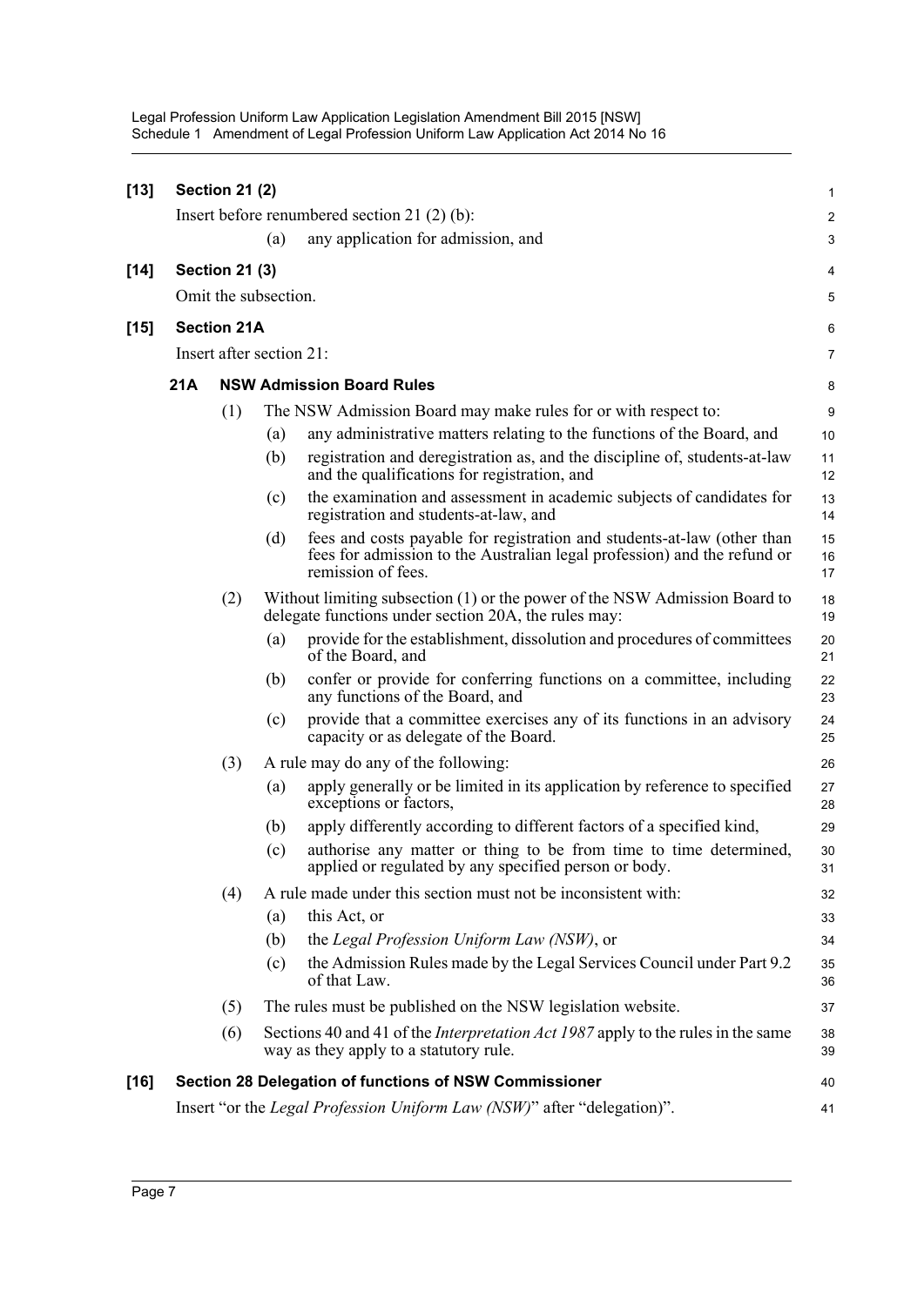**[13] Section 21 (2)**

Insert before renumbered section 21 (2) (b):

(a) any application for admission, and

**[14] Section 21 (3)**

Omit the subsection.

**[15] Section 21A**

Insert after section 21:

**21A NSW Admission Board Rules**

(1) The NSW Admission Board may make rules for or with respect to:

(a) any administrative matters relating to the functions of the Board, and

(b) registration and deregistration as, and the discipline of, students-at-law and the qualifications for registration, and

(c) the examination and assessment in academic subjects of candidates for registration and students-at-law, and

(d) fees and costs payable for registration and students-at-law (other than fees for admission to the Australian legal profession) and the refund or remission of fees.

(2) Without limiting subsection (1) or the power of the NSW Admission Board to delegate functions under section 20A, the rules may:

(a) provide for the establishment, dissolution and procedures of committees of the Board, and

(b) confer or provide for conferring functions on a committee, including any functions of the Board, and

(c) provide that a committee exercises any of its functions in an advisory capacity or as delegate of the Board.

(3) A rule may do any of the following:

(a) apply generally or be limited in its application by reference to specified exceptions or factors,

(b) apply differently according to different factors of a specified kind,

(c) authorise any matter or thing to be from time to time determined, applied or regulated by any specified person or body.

(4) A rule made under this section must not be inconsistent with:

(a) this Act, or

(b) the *Legal Profession Uniform Law (NSW)*, or

(c) the Admission Rules made by the Legal Services Council under Part 9.2 of that Law.

(5) The rules must be published on the NSW legislation website.

(6) Sections 40 and 41 of the *Interpretation Act 1987* apply to the rules in the same way as they apply to a statutory rule.

**[16] Section 28 Delegation of functions of NSW Commissioner**

Insert "or the *Legal Profession Uniform Law (NSW)*" after "delegation)".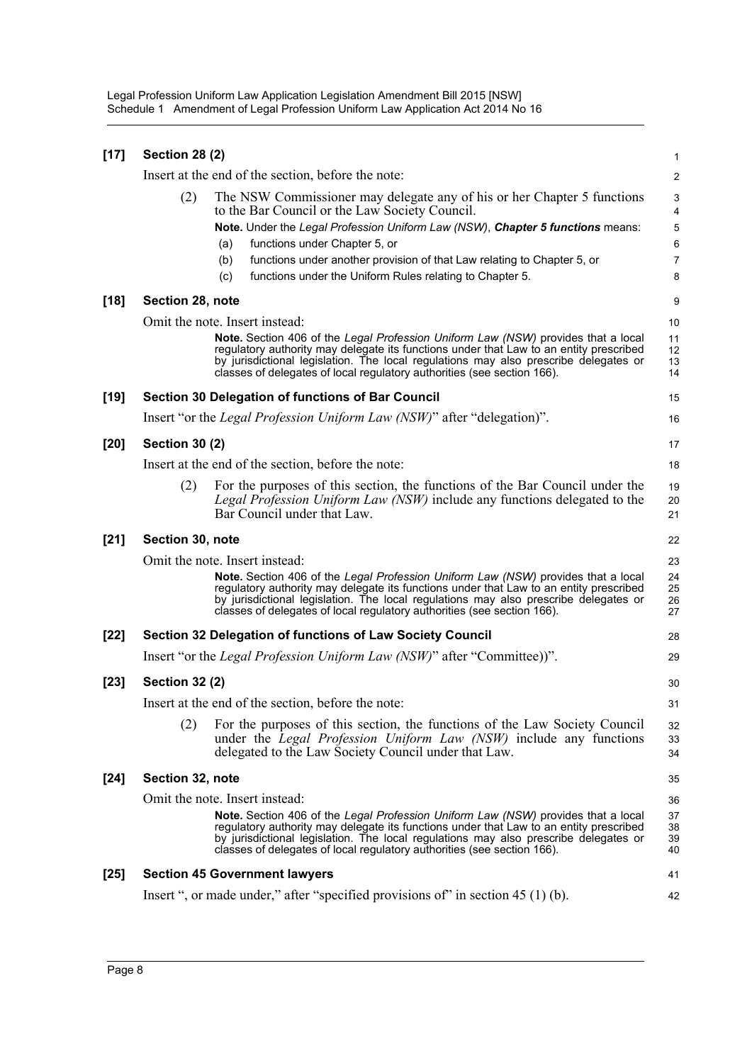**[17] Section 28 (2)**

Insert at the end of the section, before the note:

(2) The NSW Commissioner may delegate any of his or her Chapter 5 functions to the Bar Council or the Law Society Council.

**Note.** Under the *Legal Profession Uniform Law (NSW)*, ***Chapter 5 functions*** means:

(a) functions under Chapter 5, or

(b) functions under another provision of that Law relating to Chapter 5, or

(c) functions under the Uniform Rules relating to Chapter 5.

**[18] Section 28, note**

Omit the note. Insert instead:

**Note.** Section 406 of the *Legal Profession Uniform Law (NSW)* provides that a local regulatory authority may delegate its functions under that Law to an entity prescribed by jurisdictional legislation. The local regulations may also prescribe delegates or classes of delegates of local regulatory authorities (see section 166).

**[19] Section 30 Delegation of functions of Bar Council**

Insert "or the *Legal Profession Uniform Law (NSW)*" after "delegation)".

**[20] Section 30 (2)**

Insert at the end of the section, before the note:

(2) For the purposes of this section, the functions of the Bar Council under the *Legal Profession Uniform Law (NSW)* include any functions delegated to the Bar Council under that Law.

**[21] Section 30, note**

Omit the note. Insert instead:

**Note.** Section 406 of the *Legal Profession Uniform Law (NSW)* provides that a local regulatory authority may delegate its functions under that Law to an entity prescribed by jurisdictional legislation. The local regulations may also prescribe delegates or classes of delegates of local regulatory authorities (see section 166).

**[22] Section 32 Delegation of functions of Law Society Council**

Insert "or the *Legal Profession Uniform Law (NSW)*" after "Committee))".

**[23] Section 32 (2)**

Insert at the end of the section, before the note:

(2) For the purposes of this section, the functions of the Law Society Council under the *Legal Profession Uniform Law (NSW)* include any functions delegated to the Law Society Council under that Law.

**[24] Section 32, note**

Omit the note. Insert instead:

**Note.** Section 406 of the *Legal Profession Uniform Law (NSW)* provides that a local regulatory authority may delegate its functions under that Law to an entity prescribed by jurisdictional legislation. The local regulations may also prescribe delegates or classes of delegates of local regulatory authorities (see section 166).

**[25] Section 45 Government lawyers**

Insert ", or made under," after "specified provisions of" in section 45 (1) (b).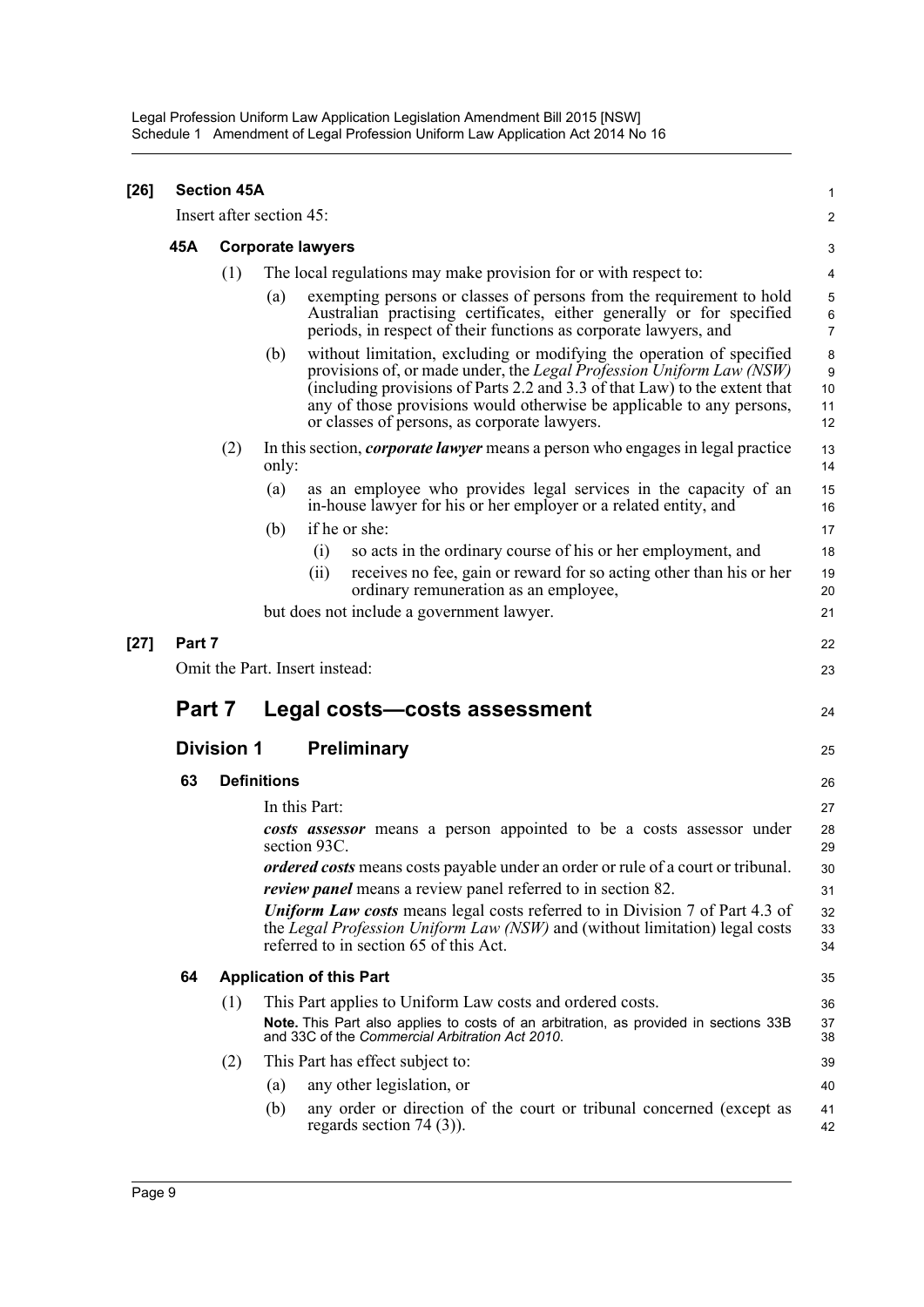**[26] Section 45A**

Insert after section 45:

**45A Corporate lawyers**

(1) The local regulations may make provision for or with respect to:

(a) exempting persons or classes of persons from the requirement to hold Australian practising certificates, either generally or for specified periods, in respect of their functions as corporate lawyers, and

(b) without limitation, excluding or modifying the operation of specified provisions of, or made under, the *Legal Profession Uniform Law (NSW)* (including provisions of Parts 2.2 and 3.3 of that Law) to the extent that any of those provisions would otherwise be applicable to any persons, or classes of persons, as corporate lawyers.

(2) In this section, ***corporate lawyer*** means a person who engages in legal practice only:

(a) as an employee who provides legal services in the capacity of an in-house lawyer for his or her employer or a related entity, and

(b) if he or she:

(i) so acts in the ordinary course of his or her employment, and

(ii) receives no fee, gain or reward for so acting other than his or her ordinary remuneration as an employee,

but does not include a government lawyer.

**[27] Part 7**

Omit the Part. Insert instead:

# Part 7 Legal costs—costs assessment

## Division 1 Preliminary

**63 Definitions**

In this Part:

***costs assessor*** means a person appointed to be a costs assessor under section 93C.

***ordered costs*** means costs payable under an order or rule of a court or tribunal.

***review panel*** means a review panel referred to in section 82.

***Uniform Law costs*** means legal costs referred to in Division 7 of Part 4.3 of the *Legal Profession Uniform Law (NSW)* and (without limitation) legal costs referred to in section 65 of this Act.

**64 Application of this Part**

(1) This Part applies to Uniform Law costs and ordered costs.

**Note.** This Part also applies to costs of an arbitration, as provided in sections 33B and 33C of the *Commercial Arbitration Act 2010*.

(2) This Part has effect subject to:

(a) any other legislation, or

(b) any order or direction of the court or tribunal concerned (except as regards section 74 (3)).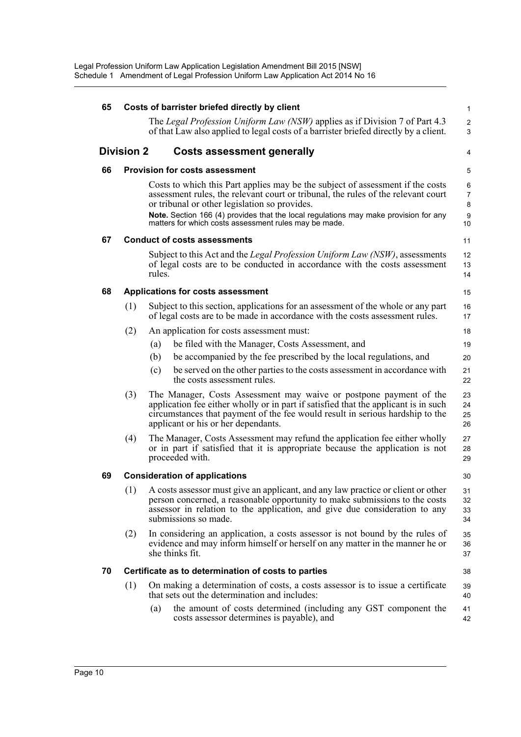### 65 Costs of barrister briefed directly by client

The *Legal Profession Uniform Law (NSW)* applies as if Division 7 of Part 4.3 of that Law also applied to legal costs of a barrister briefed directly by a client.

## Division 2 Costs assessment generally

### 66 Provision for costs assessment

Costs to which this Part applies may be the subject of assessment if the costs assessment rules, the relevant court or tribunal, the rules of the relevant court or tribunal or other legislation so provides.

**Note.** Section 166 (4) provides that the local regulations may make provision for any matters for which costs assessment rules may be made.

### 67 Conduct of costs assessments

Subject to this Act and the *Legal Profession Uniform Law (NSW)*, assessments of legal costs are to be conducted in accordance with the costs assessment rules.

### 68 Applications for costs assessment

(1) Subject to this section, applications for an assessment of the whole or any part of legal costs are to be made in accordance with the costs assessment rules.

(2) An application for costs assessment must:

- (a) be filed with the Manager, Costs Assessment, and
- (b) be accompanied by the fee prescribed by the local regulations, and
- (c) be served on the other parties to the costs assessment in accordance with the costs assessment rules.

(3) The Manager, Costs Assessment may waive or postpone payment of the application fee either wholly or in part if satisfied that the applicant is in such circumstances that payment of the fee would result in serious hardship to the applicant or his or her dependants.

(4) The Manager, Costs Assessment may refund the application fee either wholly or in part if satisfied that it is appropriate because the application is not proceeded with.

### 69 Consideration of applications

(1) A costs assessor must give an applicant, and any law practice or client or other person concerned, a reasonable opportunity to make submissions to the costs assessor in relation to the application, and give due consideration to any submissions so made.

(2) In considering an application, a costs assessor is not bound by the rules of evidence and may inform himself or herself on any matter in the manner he or she thinks fit.

### 70 Certificate as to determination of costs to parties

(1) On making a determination of costs, a costs assessor is to issue a certificate that sets out the determination and includes:

- (a) the amount of costs determined (including any GST component the costs assessor determines is payable), and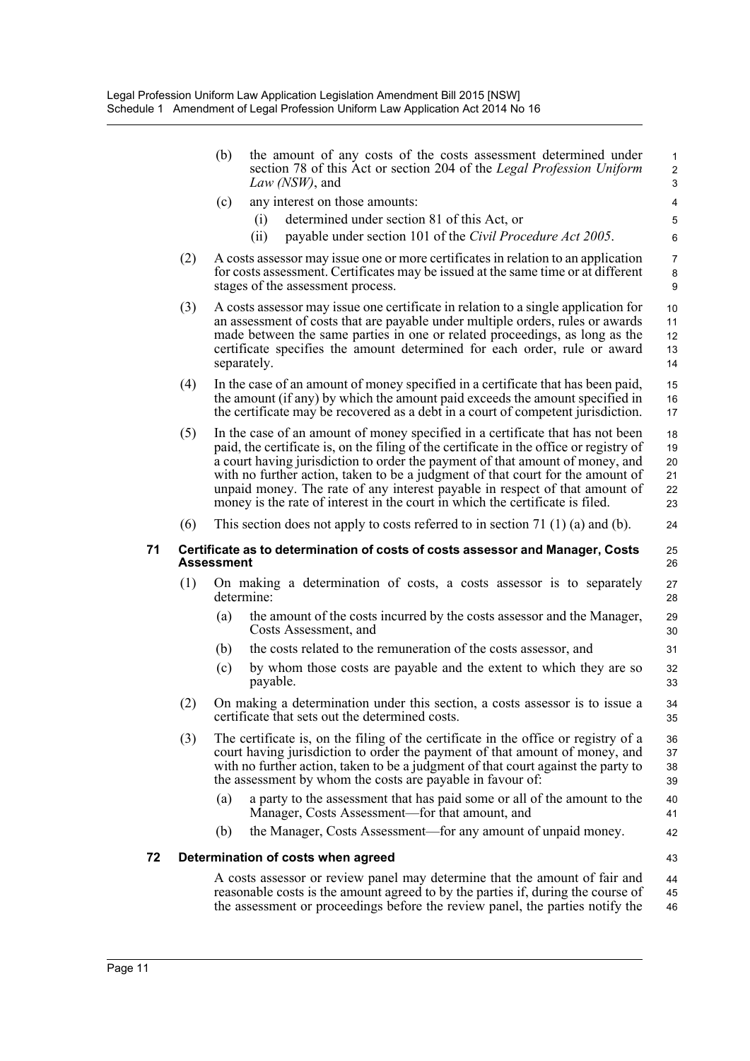(b) the amount of any costs of the costs assessment determined under section 78 of this Act or section 204 of the *Legal Profession Uniform Law (NSW)*, and

(c) any interest on those amounts:

  (i) determined under section 81 of this Act, or

  (ii) payable under section 101 of the *Civil Procedure Act 2005*.

(2) A costs assessor may issue one or more certificates in relation to an application for costs assessment. Certificates may be issued at the same time or at different stages of the assessment process.

(3) A costs assessor may issue one certificate in relation to a single application for an assessment of costs that are payable under multiple orders, rules or awards made between the same parties in one or related proceedings, as long as the certificate specifies the amount determined for each order, rule or award separately.

(4) In the case of an amount of money specified in a certificate that has been paid, the amount (if any) by which the amount paid exceeds the amount specified in the certificate may be recovered as a debt in a court of competent jurisdiction.

(5) In the case of an amount of money specified in a certificate that has not been paid, the certificate is, on the filing of the certificate in the office or registry of a court having jurisdiction to order the payment of that amount of money, and with no further action, taken to be a judgment of that court for the amount of unpaid money. The rate of any interest payable in respect of that amount of money is the rate of interest in the court in which the certificate is filed.

(6) This section does not apply to costs referred to in section 71 (1) (a) and (b).

### 71 Certificate as to determination of costs of costs assessor and Manager, Costs Assessment

(1) On making a determination of costs, a costs assessor is to separately determine:

(a) the amount of the costs incurred by the costs assessor and the Manager, Costs Assessment, and

(b) the costs related to the remuneration of the costs assessor, and

(c) by whom those costs are payable and the extent to which they are so payable.

(2) On making a determination under this section, a costs assessor is to issue a certificate that sets out the determined costs.

(3) The certificate is, on the filing of the certificate in the office or registry of a court having jurisdiction to order the payment of that amount of money, and with no further action, taken to be a judgment of that court against the party to the assessment by whom the costs are payable in favour of:

(a) a party to the assessment that has paid some or all of the amount to the Manager, Costs Assessment—for that amount, and

(b) the Manager, Costs Assessment—for any amount of unpaid money.

### 72 Determination of costs when agreed

A costs assessor or review panel may determine that the amount of fair and reasonable costs is the amount agreed to by the parties if, during the course of the assessment or proceedings before the review panel, the parties notify the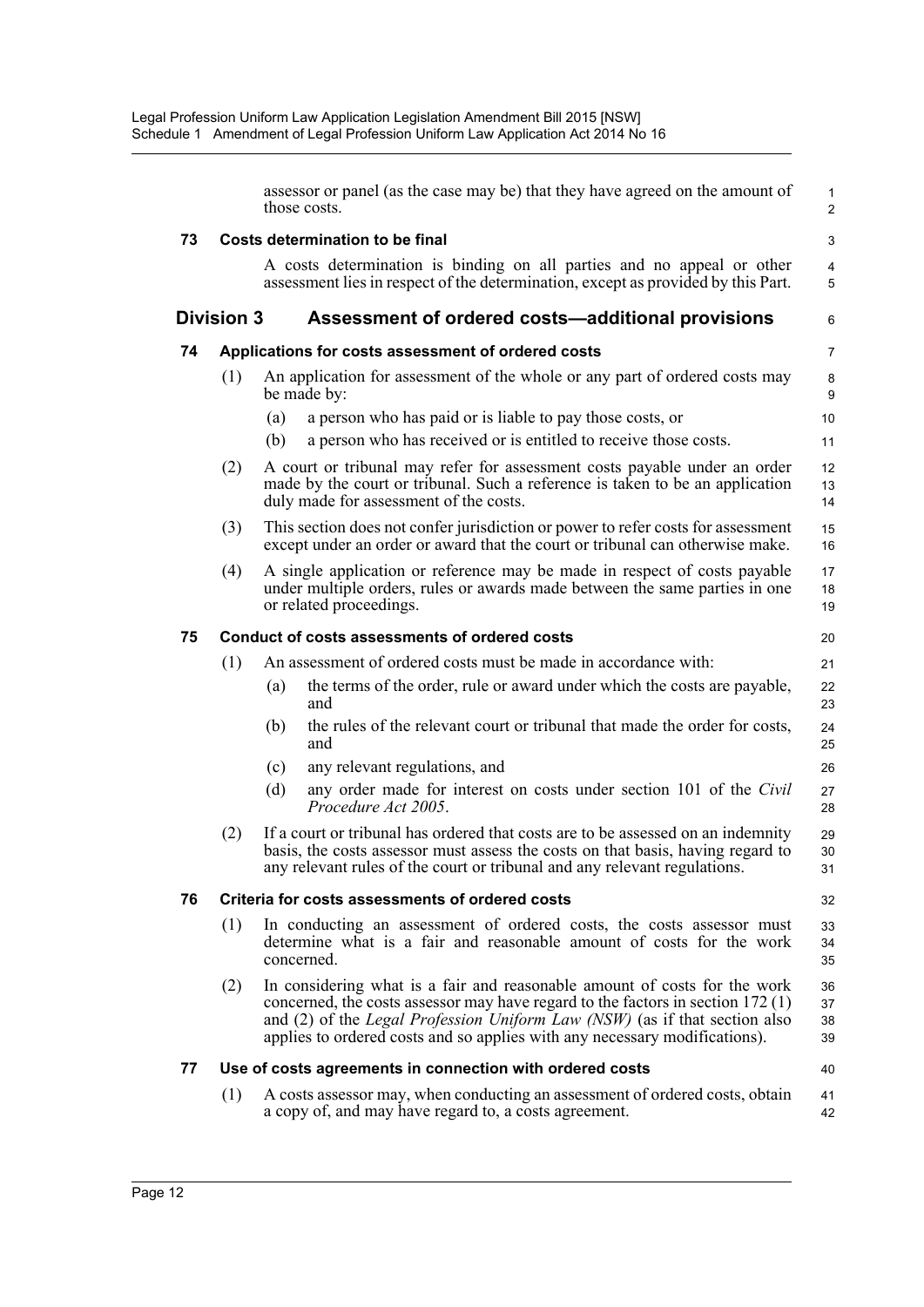assessor or panel (as the case may be) that they have agreed on the amount of those costs.

### 73 Costs determination to be final

A costs determination is binding on all parties and no appeal or other assessment lies in respect of the determination, except as provided by this Part.

## Division 3 Assessment of ordered costs—additional provisions

### 74 Applications for costs assessment of ordered costs

(1) An application for assessment of the whole or any part of ordered costs may be made by:

- (a) a person who has paid or is liable to pay those costs, or
- (b) a person who has received or is entitled to receive those costs.

(2) A court or tribunal may refer for assessment costs payable under an order made by the court or tribunal. Such a reference is taken to be an application duly made for assessment of the costs.

(3) This section does not confer jurisdiction or power to refer costs for assessment except under an order or award that the court or tribunal can otherwise make.

(4) A single application or reference may be made in respect of costs payable under multiple orders, rules or awards made between the same parties in one or related proceedings.

### 75 Conduct of costs assessments of ordered costs

(1) An assessment of ordered costs must be made in accordance with:

- (a) the terms of the order, rule or award under which the costs are payable, and
- (b) the rules of the relevant court or tribunal that made the order for costs, and
- (c) any relevant regulations, and
- (d) any order made for interest on costs under section 101 of the *Civil Procedure Act 2005*.

(2) If a court or tribunal has ordered that costs are to be assessed on an indemnity basis, the costs assessor must assess the costs on that basis, having regard to any relevant rules of the court or tribunal and any relevant regulations.

### 76 Criteria for costs assessments of ordered costs

(1) In conducting an assessment of ordered costs, the costs assessor must determine what is a fair and reasonable amount of costs for the work concerned.

(2) In considering what is a fair and reasonable amount of costs for the work concerned, the costs assessor may have regard to the factors in section 172 (1) and (2) of the *Legal Profession Uniform Law (NSW)* (as if that section also applies to ordered costs and so applies with any necessary modifications).

### 77 Use of costs agreements in connection with ordered costs

(1) A costs assessor may, when conducting an assessment of ordered costs, obtain a copy of, and may have regard to, a costs agreement.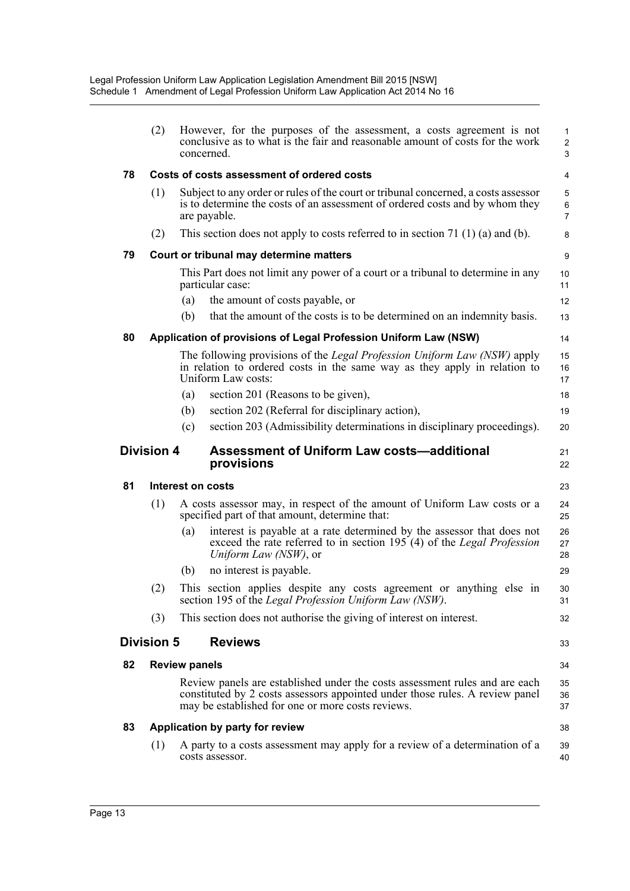(2) However, for the purposes of the assessment, a costs agreement is not conclusive as to what is the fair and reasonable amount of costs for the work concerned.

**78 Costs of costs assessment of ordered costs**

(1) Subject to any order or rules of the court or tribunal concerned, a costs assessor is to determine the costs of an assessment of ordered costs and by whom they are payable.

(2) This section does not apply to costs referred to in section 71 (1) (a) and (b).

**79 Court or tribunal may determine matters**

This Part does not limit any power of a court or a tribunal to determine in any particular case:

(a) the amount of costs payable, or

(b) that the amount of the costs is to be determined on an indemnity basis.

**80 Application of provisions of Legal Profession Uniform Law (NSW)**

The following provisions of the *Legal Profession Uniform Law (NSW)* apply in relation to ordered costs in the same way as they apply in relation to Uniform Law costs:

(a) section 201 (Reasons to be given),

(b) section 202 (Referral for disciplinary action),

(c) section 203 (Admissibility determinations in disciplinary proceedings).

## Division 4 Assessment of Uniform Law costs—additional provisions

**81 Interest on costs**

(1) A costs assessor may, in respect of the amount of Uniform Law costs or a specified part of that amount, determine that:

(a) interest is payable at a rate determined by the assessor that does not exceed the rate referred to in section 195 (4) of the *Legal Profession Uniform Law (NSW)*, or

(b) no interest is payable.

(2) This section applies despite any costs agreement or anything else in section 195 of the *Legal Profession Uniform Law (NSW)*.

(3) This section does not authorise the giving of interest on interest.

## Division 5 Reviews

**82 Review panels**

Review panels are established under the costs assessment rules and are each constituted by 2 costs assessors appointed under those rules. A review panel may be established for one or more costs reviews.

**83 Application by party for review**

(1) A party to a costs assessment may apply for a review of a determination of a costs assessor.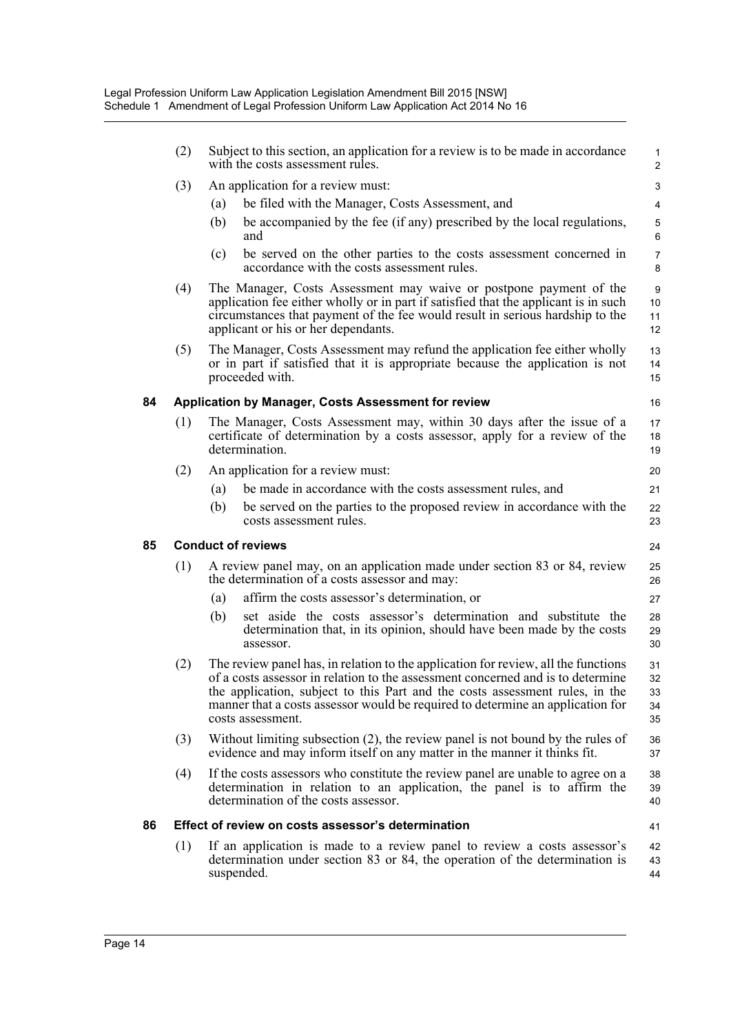(2) Subject to this section, an application for a review is to be made in accordance with the costs assessment rules.

(3) An application for a review must:

- (a) be filed with the Manager, Costs Assessment, and
- (b) be accompanied by the fee (if any) prescribed by the local regulations, and
- (c) be served on the other parties to the costs assessment concerned in accordance with the costs assessment rules.

(4) The Manager, Costs Assessment may waive or postpone payment of the application fee either wholly or in part if satisfied that the applicant is in such circumstances that payment of the fee would result in serious hardship to the applicant or his or her dependants.

(5) The Manager, Costs Assessment may refund the application fee either wholly or in part if satisfied that it is appropriate because the application is not proceeded with.

### 84 Application by Manager, Costs Assessment for review

(1) The Manager, Costs Assessment may, within 30 days after the issue of a certificate of determination by a costs assessor, apply for a review of the determination.

(2) An application for a review must:

- (a) be made in accordance with the costs assessment rules, and
- (b) be served on the parties to the proposed review in accordance with the costs assessment rules.

### 85 Conduct of reviews

(1) A review panel may, on an application made under section 83 or 84, review the determination of a costs assessor and may:

- (a) affirm the costs assessor's determination, or
- (b) set aside the costs assessor's determination and substitute the determination that, in its opinion, should have been made by the costs assessor.

(2) The review panel has, in relation to the application for review, all the functions of a costs assessor in relation to the assessment concerned and is to determine the application, subject to this Part and the costs assessment rules, in the manner that a costs assessor would be required to determine an application for costs assessment.

(3) Without limiting subsection (2), the review panel is not bound by the rules of evidence and may inform itself on any matter in the manner it thinks fit.

(4) If the costs assessors who constitute the review panel are unable to agree on a determination in relation to an application, the panel is to affirm the determination of the costs assessor.

### 86 Effect of review on costs assessor's determination

(1) If an application is made to a review panel to review a costs assessor's determination under section 83 or 84, the operation of the determination is suspended.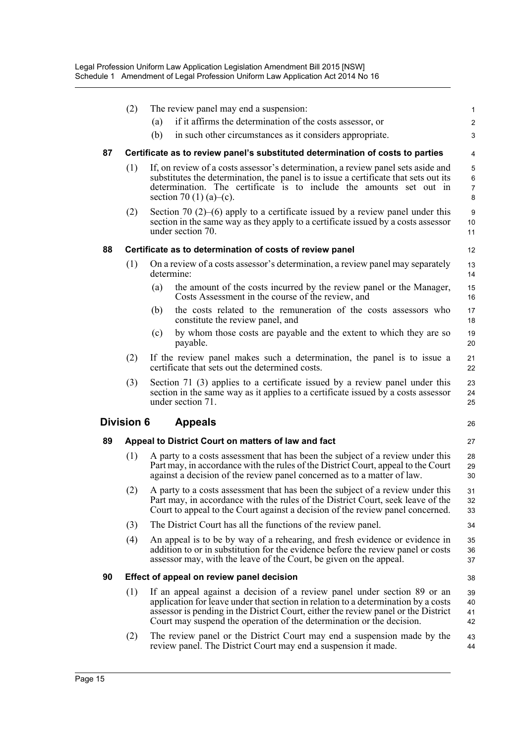(2) The review panel may end a suspension:

(a) if it affirms the determination of the costs assessor, or

(b) in such other circumstances as it considers appropriate.

**87 Certificate as to review panel's substituted determination of costs to parties**

(1) If, on review of a costs assessor's determination, a review panel sets aside and substitutes the determination, the panel is to issue a certificate that sets out its determination. The certificate is to include the amounts set out in section 70 (1) (a)–(c).

(2) Section 70 (2)–(6) apply to a certificate issued by a review panel under this section in the same way as they apply to a certificate issued by a costs assessor under section 70.

**88 Certificate as to determination of costs of review panel**

(1) On a review of a costs assessor's determination, a review panel may separately determine:

(a) the amount of the costs incurred by the review panel or the Manager, Costs Assessment in the course of the review, and

(b) the costs related to the remuneration of the costs assessors who constitute the review panel, and

(c) by whom those costs are payable and the extent to which they are so payable.

(2) If the review panel makes such a determination, the panel is to issue a certificate that sets out the determined costs.

(3) Section 71 (3) applies to a certificate issued by a review panel under this section in the same way as it applies to a certificate issued by a costs assessor under section 71.

## Division 6 Appeals

**89 Appeal to District Court on matters of law and fact**

(1) A party to a costs assessment that has been the subject of a review under this Part may, in accordance with the rules of the District Court, appeal to the Court against a decision of the review panel concerned as to a matter of law.

(2) A party to a costs assessment that has been the subject of a review under this Part may, in accordance with the rules of the District Court, seek leave of the Court to appeal to the Court against a decision of the review panel concerned.

(3) The District Court has all the functions of the review panel.

(4) An appeal is to be by way of a rehearing, and fresh evidence or evidence in addition to or in substitution for the evidence before the review panel or costs assessor may, with the leave of the Court, be given on the appeal.

**90 Effect of appeal on review panel decision**

(1) If an appeal against a decision of a review panel under section 89 or an application for leave under that section in relation to a determination by a costs assessor is pending in the District Court, either the review panel or the District Court may suspend the operation of the determination or the decision.

(2) The review panel or the District Court may end a suspension made by the review panel. The District Court may end a suspension it made.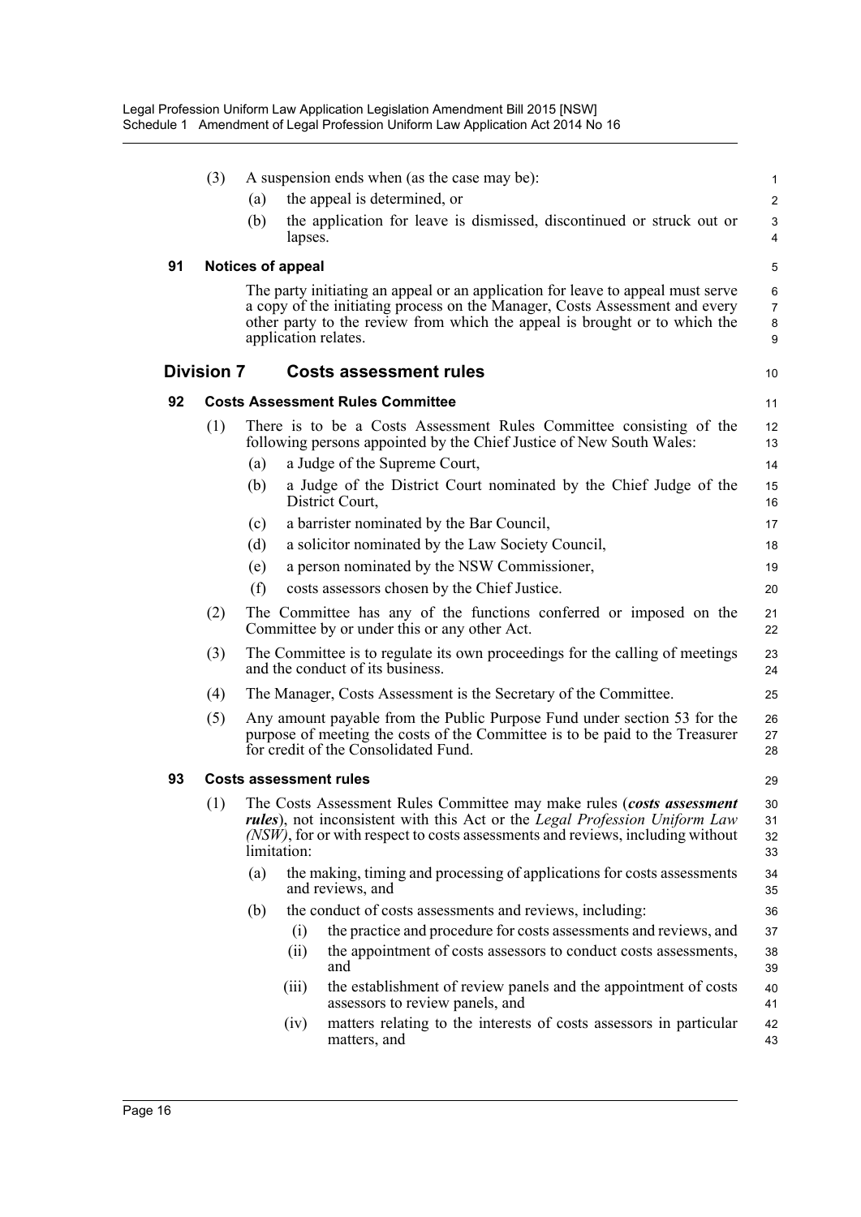(3) A suspension ends when (as the case may be):

(a) the appeal is determined, or

(b) the application for leave is dismissed, discontinued or struck out or lapses.

**91 Notices of appeal**

The party initiating an appeal or an application for leave to appeal must serve a copy of the initiating process on the Manager, Costs Assessment and every other party to the review from which the appeal is brought or to which the application relates.

## Division 7 Costs assessment rules

**92 Costs Assessment Rules Committee**

(1) There is to be a Costs Assessment Rules Committee consisting of the following persons appointed by the Chief Justice of New South Wales:

(a) a Judge of the Supreme Court,

(b) a Judge of the District Court nominated by the Chief Judge of the District Court,

(c) a barrister nominated by the Bar Council,

(d) a solicitor nominated by the Law Society Council,

(e) a person nominated by the NSW Commissioner,

(f) costs assessors chosen by the Chief Justice.

(2) The Committee has any of the functions conferred or imposed on the Committee by or under this or any other Act.

(3) The Committee is to regulate its own proceedings for the calling of meetings and the conduct of its business.

(4) The Manager, Costs Assessment is the Secretary of the Committee.

(5) Any amount payable from the Public Purpose Fund under section 53 for the purpose of meeting the costs of the Committee is to be paid to the Treasurer for credit of the Consolidated Fund.

**93 Costs assessment rules**

(1) The Costs Assessment Rules Committee may make rules (***costs assessment rules***), not inconsistent with this Act or the *Legal Profession Uniform Law (NSW)*, for or with respect to costs assessments and reviews, including without limitation:

(a) the making, timing and processing of applications for costs assessments and reviews, and

(b) the conduct of costs assessments and reviews, including:

(i) the practice and procedure for costs assessments and reviews, and

(ii) the appointment of costs assessors to conduct costs assessments, and

(iii) the establishment of review panels and the appointment of costs assessors to review panels, and

(iv) matters relating to the interests of costs assessors in particular matters, and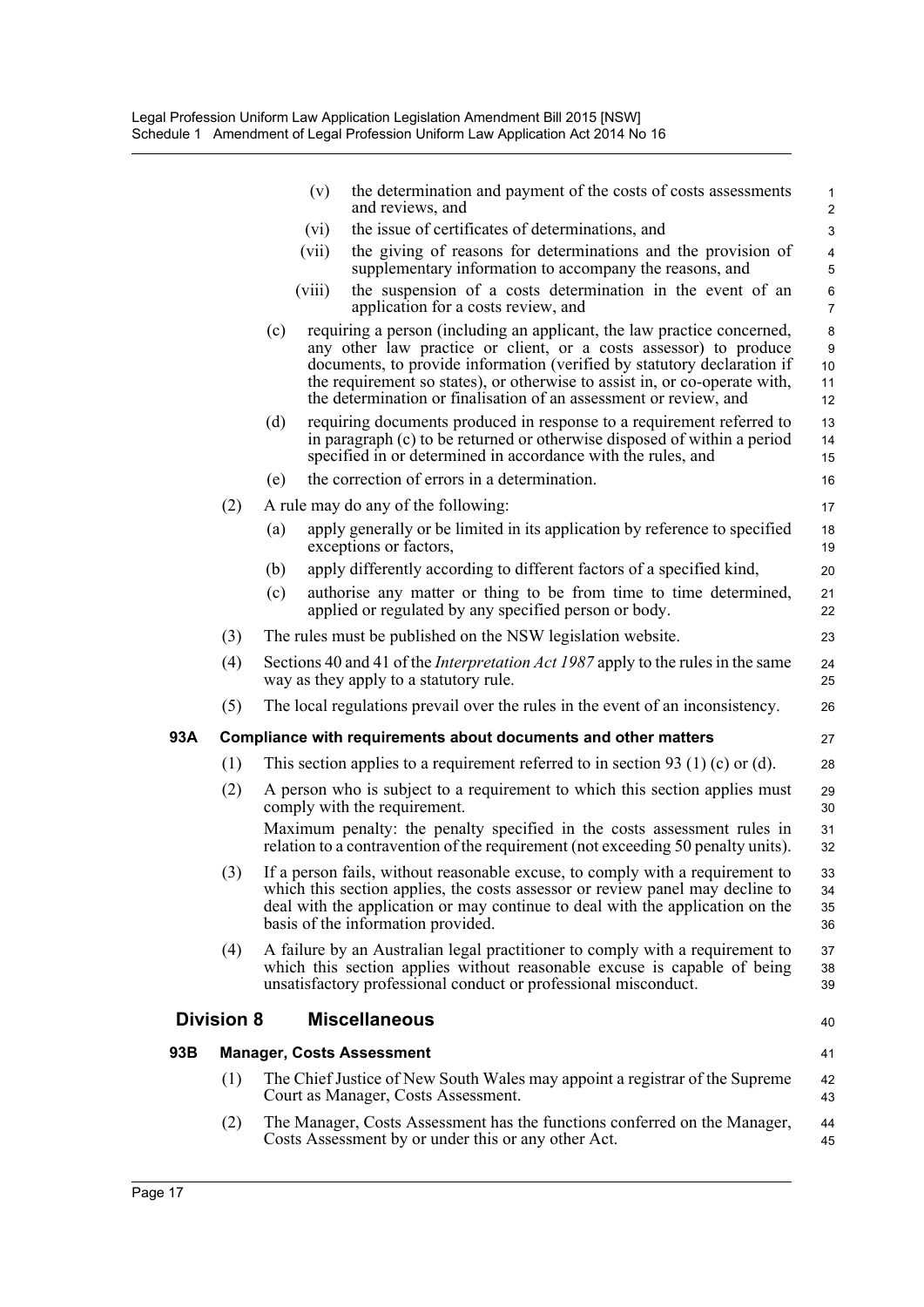(v) the determination and payment of the costs of costs assessments and reviews, and

(vi) the issue of certificates of determinations, and

(vii) the giving of reasons for determinations and the provision of supplementary information to accompany the reasons, and

(viii) the suspension of a costs determination in the event of an application for a costs review, and

(c) requiring a person (including an applicant, the law practice concerned, any other law practice or client, or a costs assessor) to produce documents, to provide information (verified by statutory declaration if the requirement so states), or otherwise to assist in, or co-operate with, the determination or finalisation of an assessment or review, and

(d) requiring documents produced in response to a requirement referred to in paragraph (c) to be returned or otherwise disposed of within a period specified in or determined in accordance with the rules, and

(e) the correction of errors in a determination.

(2) A rule may do any of the following:

(a) apply generally or be limited in its application by reference to specified exceptions or factors,

(b) apply differently according to different factors of a specified kind,

(c) authorise any matter or thing to be from time to time determined, applied or regulated by any specified person or body.

(3) The rules must be published on the NSW legislation website.

(4) Sections 40 and 41 of the *Interpretation Act 1987* apply to the rules in the same way as they apply to a statutory rule.

(5) The local regulations prevail over the rules in the event of an inconsistency.

**93A Compliance with requirements about documents and other matters**

(1) This section applies to a requirement referred to in section 93 (1) (c) or (d).

(2) A person who is subject to a requirement to which this section applies must comply with the requirement.

Maximum penalty: the penalty specified in the costs assessment rules in relation to a contravention of the requirement (not exceeding 50 penalty units).

(3) If a person fails, without reasonable excuse, to comply with a requirement to which this section applies, the costs assessor or review panel may decline to deal with the application or may continue to deal with the application on the basis of the information provided.

(4) A failure by an Australian legal practitioner to comply with a requirement to which this section applies without reasonable excuse is capable of being unsatisfactory professional conduct or professional misconduct.

## Division 8 Miscellaneous

**93B Manager, Costs Assessment**

(1) The Chief Justice of New South Wales may appoint a registrar of the Supreme Court as Manager, Costs Assessment.

(2) The Manager, Costs Assessment has the functions conferred on the Manager, Costs Assessment by or under this or any other Act.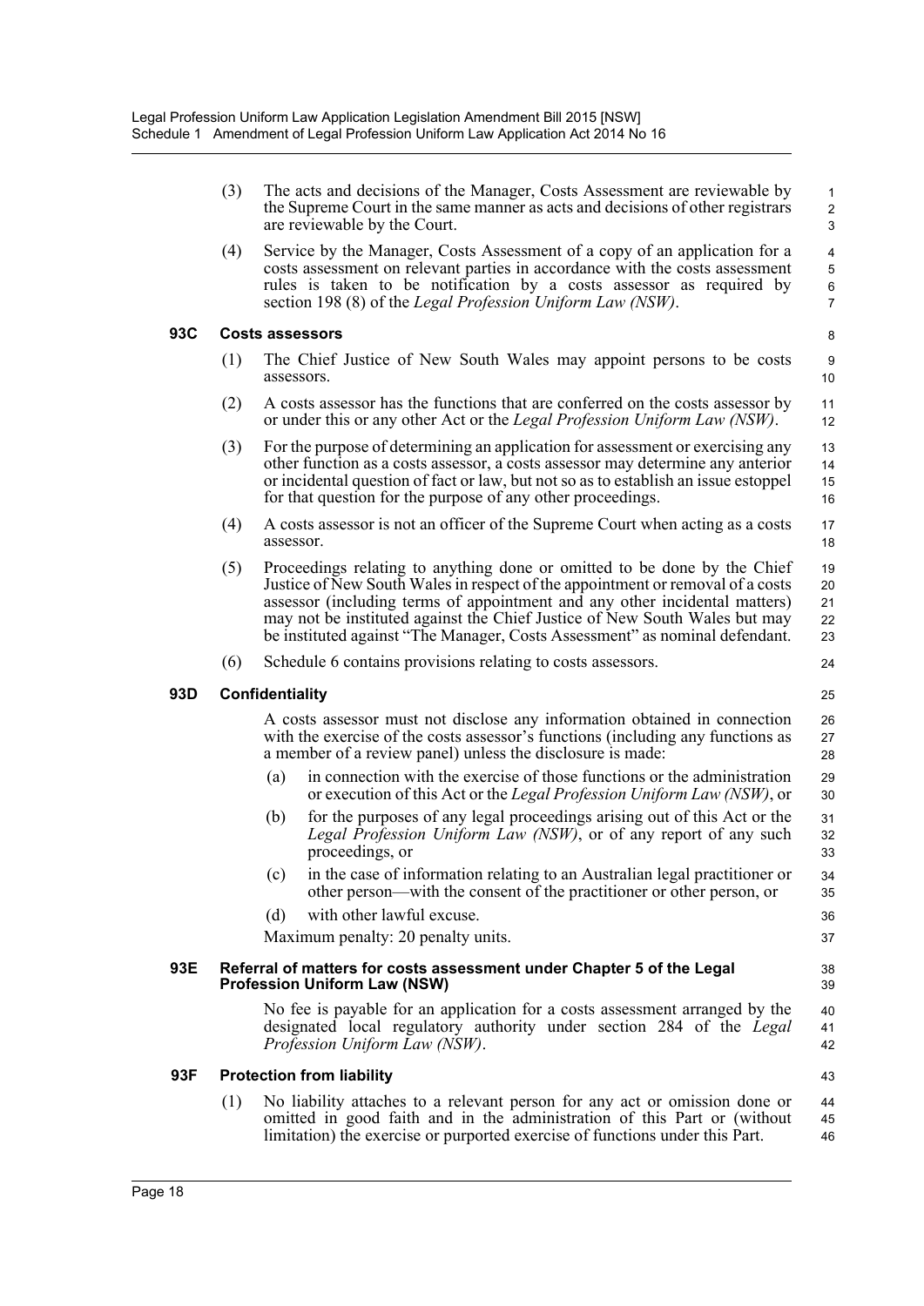(3) The acts and decisions of the Manager, Costs Assessment are reviewable by the Supreme Court in the same manner as acts and decisions of other registrars are reviewable by the Court.

(4) Service by the Manager, Costs Assessment of a copy of an application for a costs assessment on relevant parties in accordance with the costs assessment rules is taken to be notification by a costs assessor as required by section 198 (8) of the *Legal Profession Uniform Law (NSW)*.

### 93C Costs assessors

(1) The Chief Justice of New South Wales may appoint persons to be costs assessors.

(2) A costs assessor has the functions that are conferred on the costs assessor by or under this or any other Act or the *Legal Profession Uniform Law (NSW)*.

(3) For the purpose of determining an application for assessment or exercising any other function as a costs assessor, a costs assessor may determine any anterior or incidental question of fact or law, but not so as to establish an issue estoppel for that question for the purpose of any other proceedings.

(4) A costs assessor is not an officer of the Supreme Court when acting as a costs assessor.

(5) Proceedings relating to anything done or omitted to be done by the Chief Justice of New South Wales in respect of the appointment or removal of a costs assessor (including terms of appointment and any other incidental matters) may not be instituted against the Chief Justice of New South Wales but may be instituted against "The Manager, Costs Assessment" as nominal defendant.

(6) Schedule 6 contains provisions relating to costs assessors.

### 93D Confidentiality

A costs assessor must not disclose any information obtained in connection with the exercise of the costs assessor's functions (including any functions as a member of a review panel) unless the disclosure is made:

(a) in connection with the exercise of those functions or the administration or execution of this Act or the *Legal Profession Uniform Law (NSW)*, or

(b) for the purposes of any legal proceedings arising out of this Act or the *Legal Profession Uniform Law (NSW)*, or of any report of any such proceedings, or

(c) in the case of information relating to an Australian legal practitioner or other person—with the consent of the practitioner or other person, or

(d) with other lawful excuse.

Maximum penalty: 20 penalty units.

### 93E Referral of matters for costs assessment under Chapter 5 of the Legal Profession Uniform Law (NSW)

No fee is payable for an application for a costs assessment arranged by the designated local regulatory authority under section 284 of the *Legal Profession Uniform Law (NSW)*.

### 93F Protection from liability

(1) No liability attaches to a relevant person for any act or omission done or omitted in good faith and in the administration of this Part or (without limitation) the exercise or purported exercise of functions under this Part.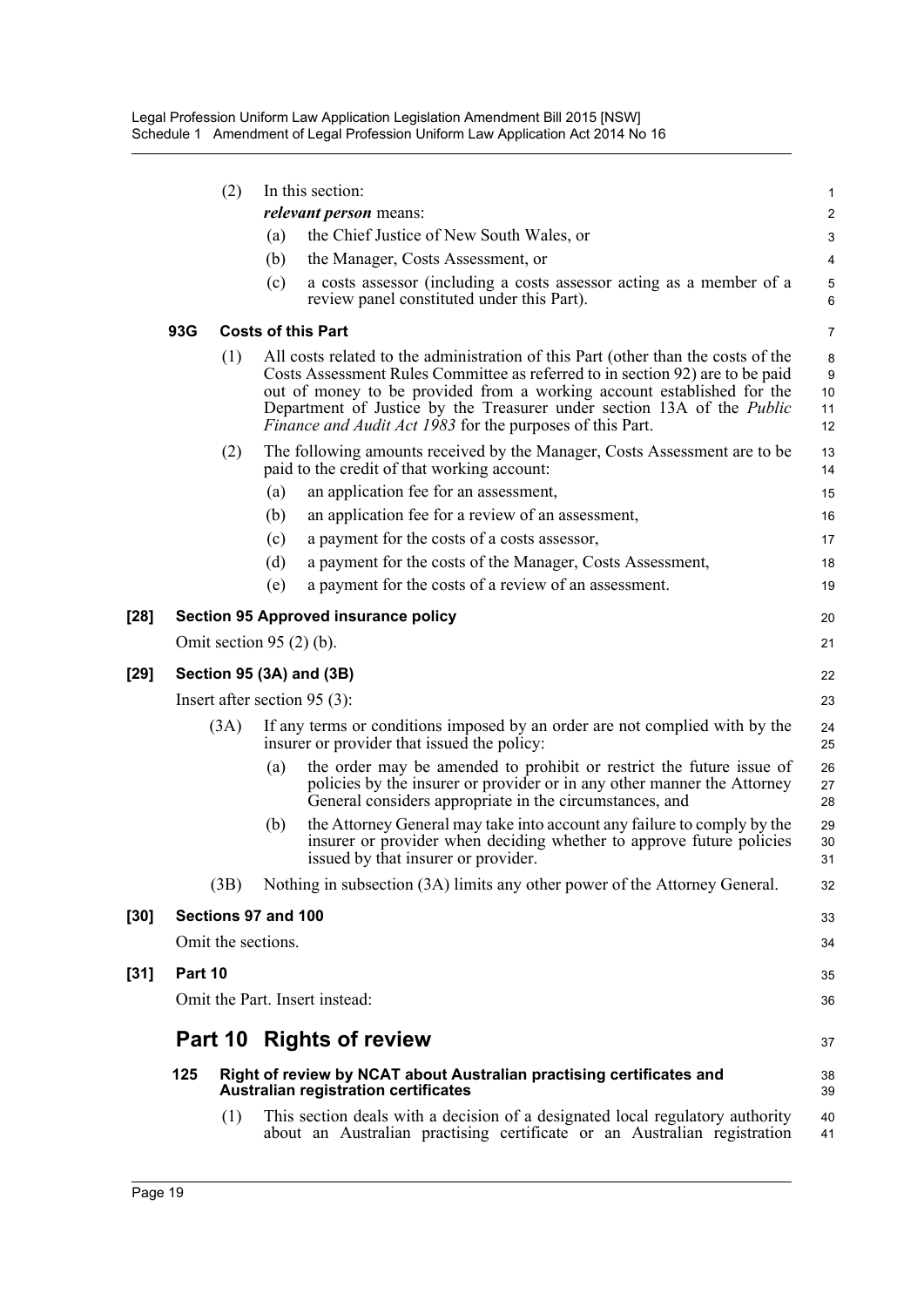(2) In this section:

***relevant person*** means:

(a) the Chief Justice of New South Wales, or

(b) the Manager, Costs Assessment, or

(c) a costs assessor (including a costs assessor acting as a member of a review panel constituted under this Part).

### 93G Costs of this Part

(1) All costs related to the administration of this Part (other than the costs of the Costs Assessment Rules Committee as referred to in section 92) are to be paid out of money to be provided from a working account established for the Department of Justice by the Treasurer under section 13A of the *Public Finance and Audit Act 1983* for the purposes of this Part.

(2) The following amounts received by the Manager, Costs Assessment are to be paid to the credit of that working account:

(a) an application fee for an assessment,

(b) an application fee for a review of an assessment,

(c) a payment for the costs of a costs assessor,

(d) a payment for the costs of the Manager, Costs Assessment,

(e) a payment for the costs of a review of an assessment.

### [28] Section 95 Approved insurance policy

Omit section 95 (2) (b).

### [29] Section 95 (3A) and (3B)

Insert after section 95 (3):

(3A) If any terms or conditions imposed by an order are not complied with by the insurer or provider that issued the policy:

(a) the order may be amended to prohibit or restrict the future issue of policies by the insurer or provider or in any other manner the Attorney General considers appropriate in the circumstances, and

(b) the Attorney General may take into account any failure to comply by the insurer or provider when deciding whether to approve future policies issued by that insurer or provider.

(3B) Nothing in subsection (3A) limits any other power of the Attorney General.

### [30] Sections 97 and 100

Omit the sections.

### [31] Part 10

Omit the Part. Insert instead:

## Part 10 Rights of review

### 125 Right of review by NCAT about Australian practising certificates and Australian registration certificates

(1) This section deals with a decision of a designated local regulatory authority about an Australian practising certificate or an Australian registration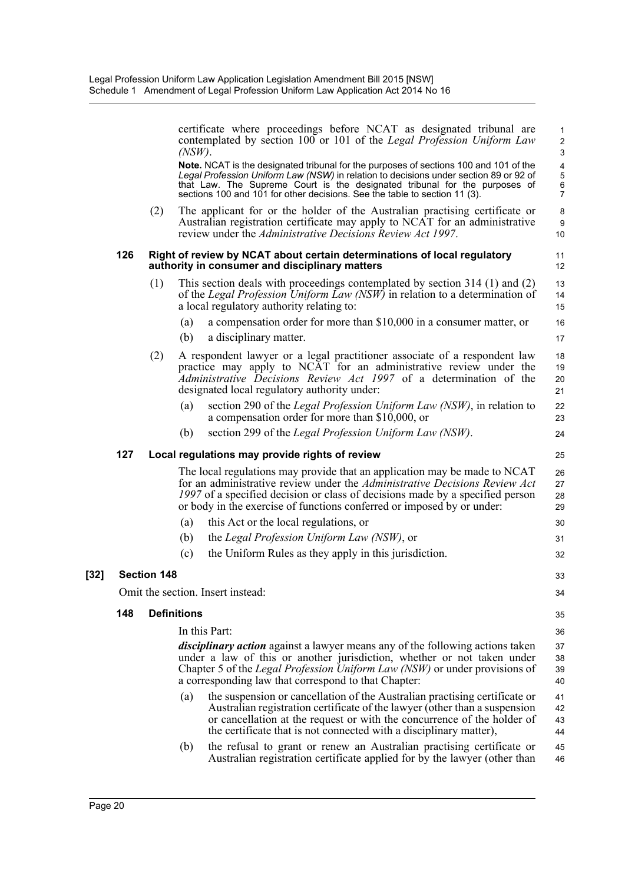certificate where proceedings before NCAT as designated tribunal are contemplated by section 100 or 101 of the *Legal Profession Uniform Law (NSW)*.

**Note.** NCAT is the designated tribunal for the purposes of sections 100 and 101 of the *Legal Profession Uniform Law (NSW)* in relation to decisions under section 89 or 92 of that Law. The Supreme Court is the designated tribunal for the purposes of sections 100 and 101 for other decisions. See the table to section 11 (3).

(2) The applicant for or the holder of the Australian practising certificate or Australian registration certificate may apply to NCAT for an administrative review under the *Administrative Decisions Review Act 1997*.

**126 Right of review by NCAT about certain determinations of local regulatory authority in consumer and disciplinary matters**

(1) This section deals with proceedings contemplated by section 314 (1) and (2) of the *Legal Profession Uniform Law (NSW)* in relation to a determination of a local regulatory authority relating to:

(a) a compensation order for more than $10,000 in a consumer matter, or

(b) a disciplinary matter.

(2) A respondent lawyer or a legal practitioner associate of a respondent law practice may apply to NCAT for an administrative review under the *Administrative Decisions Review Act 1997* of a determination of the designated local regulatory authority under:

(a) section 290 of the *Legal Profession Uniform Law (NSW)*, in relation to a compensation order for more than $10,000, or

(b) section 299 of the *Legal Profession Uniform Law (NSW)*.

**127 Local regulations may provide rights of review**

The local regulations may provide that an application may be made to NCAT for an administrative review under the *Administrative Decisions Review Act 1997* of a specified decision or class of decisions made by a specified person or body in the exercise of functions conferred or imposed by or under:

(a) this Act or the local regulations, or

(b) the *Legal Profession Uniform Law (NSW)*, or

(c) the Uniform Rules as they apply in this jurisdiction.

**[32] Section 148**

Omit the section. Insert instead:

**148 Definitions**

In this Part:

***disciplinary action*** against a lawyer means any of the following actions taken under a law of this or another jurisdiction, whether or not taken under Chapter 5 of the *Legal Profession Uniform Law (NSW)* or under provisions of a corresponding law that correspond to that Chapter:

(a) the suspension or cancellation of the Australian practising certificate or Australian registration certificate of the lawyer (other than a suspension or cancellation at the request or with the concurrence of the holder of the certificate that is not connected with a disciplinary matter),

(b) the refusal to grant or renew an Australian practising certificate or Australian registration certificate applied for by the lawyer (other than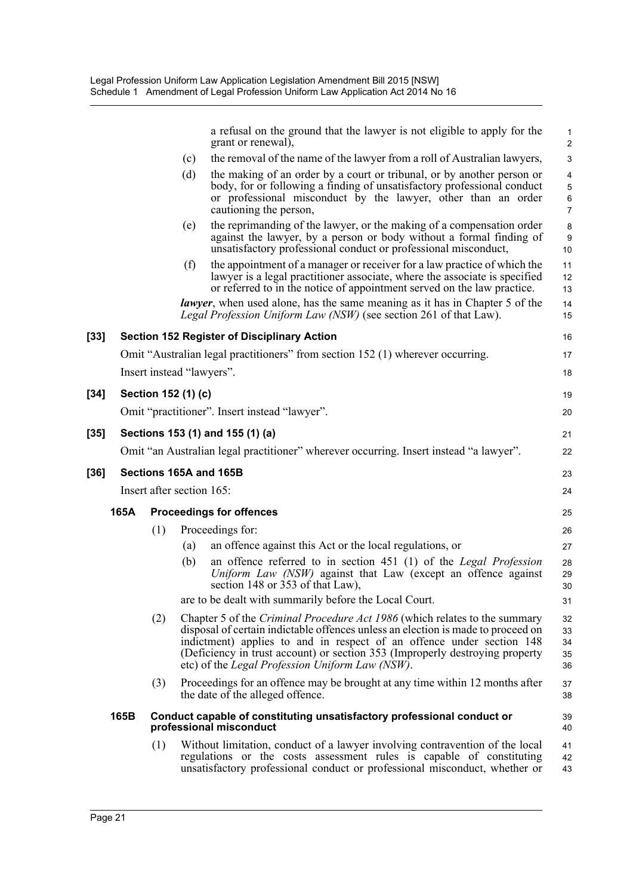a refusal on the ground that the lawyer is not eligible to apply for the grant or renewal),

(c) the removal of the name of the lawyer from a roll of Australian lawyers,

(d) the making of an order by a court or tribunal, or by another person or body, for or following a finding of unsatisfactory professional conduct or professional misconduct by the lawyer, other than an order cautioning the person,

(e) the reprimanding of the lawyer, or the making of a compensation order against the lawyer, by a person or body without a formal finding of unsatisfactory professional conduct or professional misconduct,

(f) the appointment of a manager or receiver for a law practice of which the lawyer is a legal practitioner associate, where the associate is specified or referred to in the notice of appointment served on the law practice.

***lawyer***, when used alone, has the same meaning as it has in Chapter 5 of the *Legal Profession Uniform Law (NSW)* (see section 261 of that Law).

**[33] Section 152 Register of Disciplinary Action**

Omit "Australian legal practitioners" from section 152 (1) wherever occurring.

Insert instead "lawyers".

**[34] Section 152 (1) (c)**

Omit "practitioner". Insert instead "lawyer".

**[35] Sections 153 (1) and 155 (1) (a)**

Omit "an Australian legal practitioner" wherever occurring. Insert instead "a lawyer".

**[36] Sections 165A and 165B**

Insert after section 165:

**165A Proceedings for offences**

(1) Proceedings for:

(a) an offence against this Act or the local regulations, or

(b) an offence referred to in section 451 (1) of the *Legal Profession Uniform Law (NSW)* against that Law (except an offence against section 148 or 353 of that Law),

are to be dealt with summarily before the Local Court.

(2) Chapter 5 of the *Criminal Procedure Act 1986* (which relates to the summary disposal of certain indictable offences unless an election is made to proceed on indictment) applies to and in respect of an offence under section 148 (Deficiency in trust account) or section 353 (Improperly destroying property etc) of the *Legal Profession Uniform Law (NSW)*.

(3) Proceedings for an offence may be brought at any time within 12 months after the date of the alleged offence.

**165B Conduct capable of constituting unsatisfactory professional conduct or professional misconduct**

(1) Without limitation, conduct of a lawyer involving contravention of the local regulations or the costs assessment rules is capable of constituting unsatisfactory professional conduct or professional misconduct, whether or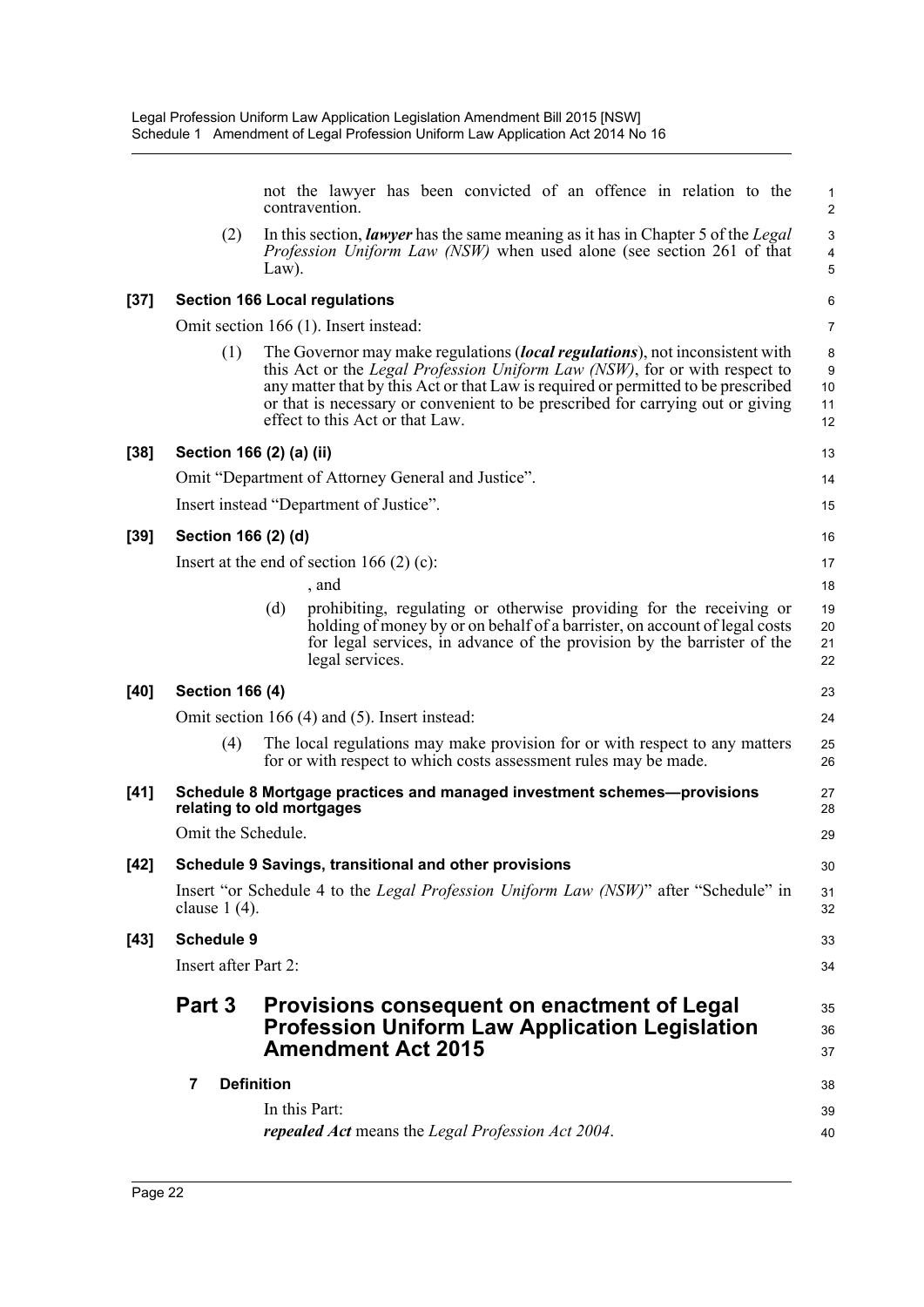not the lawyer has been convicted of an offence in relation to the contravention.

(2) In this section, ***lawyer*** has the same meaning as it has in Chapter 5 of the *Legal Profession Uniform Law (NSW)* when used alone (see section 261 of that Law).

**[37] Section 166 Local regulations**

Omit section 166 (1). Insert instead:

(1) The Governor may make regulations (***local regulations***), not inconsistent with this Act or the *Legal Profession Uniform Law (NSW)*, for or with respect to any matter that by this Act or that Law is required or permitted to be prescribed or that is necessary or convenient to be prescribed for carrying out or giving effect to this Act or that Law.

**[38] Section 166 (2) (a) (ii)**

Omit "Department of Attorney General and Justice".

Insert instead "Department of Justice".

**[39] Section 166 (2) (d)**

Insert at the end of section 166 (2) (c):

, and

(d) prohibiting, regulating or otherwise providing for the receiving or holding of money by or on behalf of a barrister, on account of legal costs for legal services, in advance of the provision by the barrister of the legal services.

**[40] Section 166 (4)**

Omit section 166 (4) and (5). Insert instead:

(4) The local regulations may make provision for or with respect to any matters for or with respect to which costs assessment rules may be made.

**[41] Schedule 8 Mortgage practices and managed investment schemes—provisions relating to old mortgages**

Omit the Schedule.

**[42] Schedule 9 Savings, transitional and other provisions**

Insert "or Schedule 4 to the *Legal Profession Uniform Law (NSW)*" after "Schedule" in clause 1 (4).

**[43] Schedule 9**

Insert after Part 2:

## Part 3 Provisions consequent on enactment of Legal Profession Uniform Law Application Legislation Amendment Act 2015

**7 Definition**

In this Part:

***repealed Act*** means the *Legal Profession Act 2004*.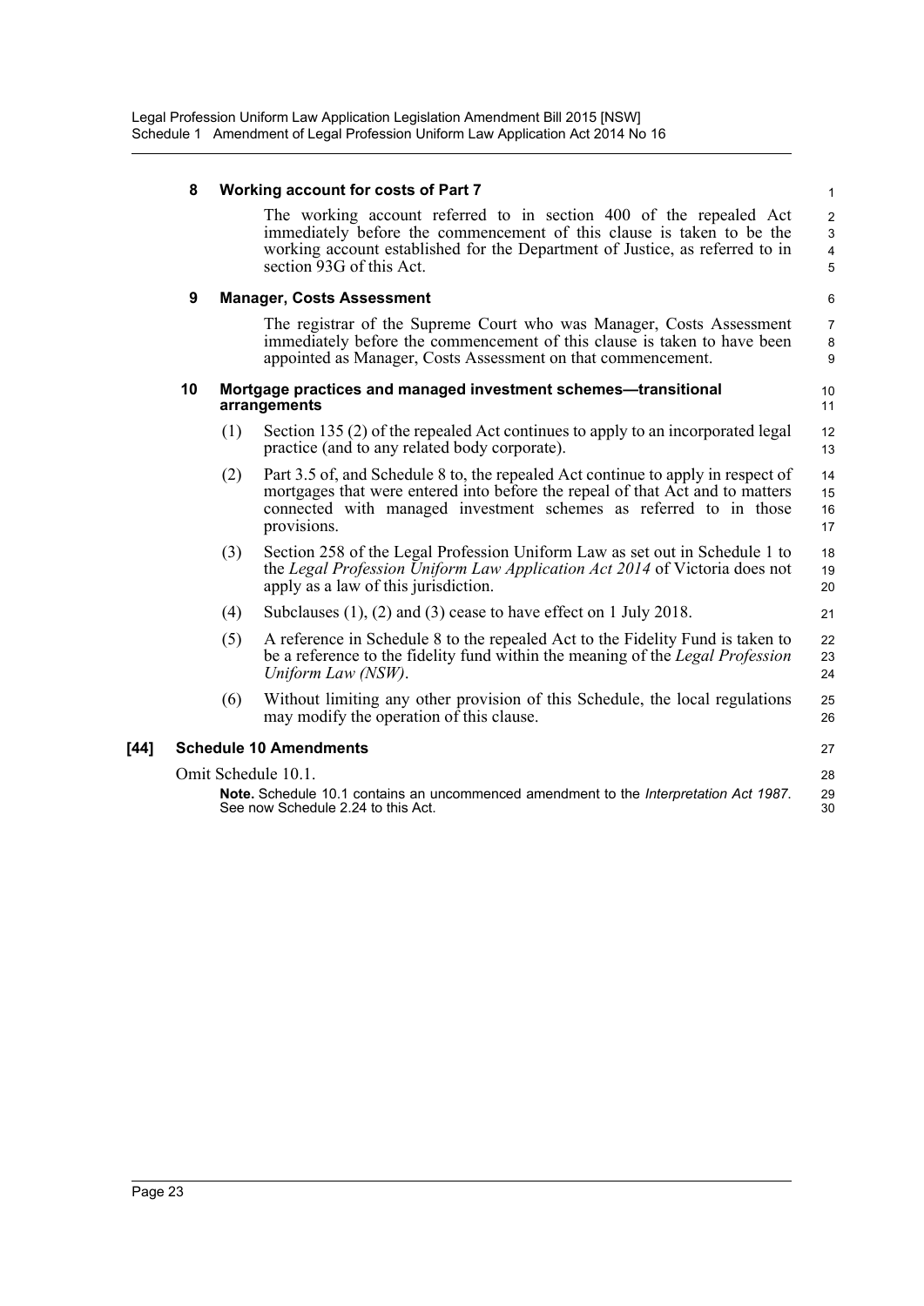**8 Working account for costs of Part 7**

The working account referred to in section 400 of the repealed Act immediately before the commencement of this clause is taken to be the working account established for the Department of Justice, as referred to in section 93G of this Act.

**9 Manager, Costs Assessment**

The registrar of the Supreme Court who was Manager, Costs Assessment immediately before the commencement of this clause is taken to have been appointed as Manager, Costs Assessment on that commencement.

**10 Mortgage practices and managed investment schemes—transitional arrangements**

(1) Section 135 (2) of the repealed Act continues to apply to an incorporated legal practice (and to any related body corporate).

(2) Part 3.5 of, and Schedule 8 to, the repealed Act continue to apply in respect of mortgages that were entered into before the repeal of that Act and to matters connected with managed investment schemes as referred to in those provisions.

(3) Section 258 of the Legal Profession Uniform Law as set out in Schedule 1 to the *Legal Profession Uniform Law Application Act 2014* of Victoria does not apply as a law of this jurisdiction.

(4) Subclauses (1), (2) and (3) cease to have effect on 1 July 2018.

(5) A reference in Schedule 8 to the repealed Act to the Fidelity Fund is taken to be a reference to the fidelity fund within the meaning of the *Legal Profession Uniform Law (NSW)*.

(6) Without limiting any other provision of this Schedule, the local regulations may modify the operation of this clause.

**[44] Schedule 10 Amendments**

Omit Schedule 10.1.

**Note.** Schedule 10.1 contains an uncommenced amendment to the *Interpretation Act 1987*. See now Schedule 2.24 to this Act.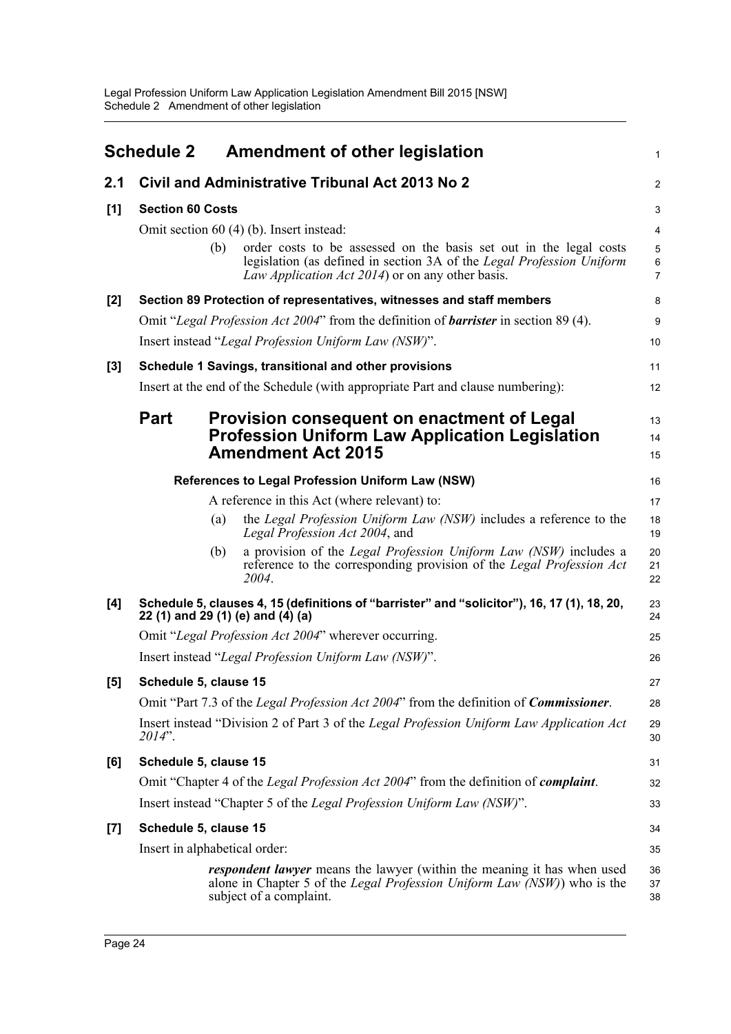# Schedule 2 Amendment of other legislation

## 2.1 Civil and Administrative Tribunal Act 2013 No 2

### [1] Section 60 Costs

Omit section 60 (4) (b). Insert instead:

(b) order costs to be assessed on the basis set out in the legal costs legislation (as defined in section 3A of the *Legal Profession Uniform Law Application Act 2014*) or on any other basis.

### [2] Section 89 Protection of representatives, witnesses and staff members

Omit "*Legal Profession Act 2004*" from the definition of ***barrister*** in section 89 (4).

Insert instead "*Legal Profession Uniform Law (NSW)*".

### [3] Schedule 1 Savings, transitional and other provisions

Insert at the end of the Schedule (with appropriate Part and clause numbering):

## Part Provision consequent on enactment of Legal Profession Uniform Law Application Legislation Amendment Act 2015

**References to Legal Profession Uniform Law (NSW)**

A reference in this Act (where relevant) to:

(a) the *Legal Profession Uniform Law (NSW)* includes a reference to the *Legal Profession Act 2004*, and

(b) a provision of the *Legal Profession Uniform Law (NSW)* includes a reference to the corresponding provision of the *Legal Profession Act 2004*.

### [4] Schedule 5, clauses 4, 15 (definitions of "barrister" and "solicitor"), 16, 17 (1), 18, 20, 22 (1) and 29 (1) (e) and (4) (a)

Omit "*Legal Profession Act 2004*" wherever occurring.

Insert instead "*Legal Profession Uniform Law (NSW)*".

### [5] Schedule 5, clause 15

Omit "Part 7.3 of the *Legal Profession Act 2004*" from the definition of ***Commissioner***.

Insert instead "Division 2 of Part 3 of the *Legal Profession Uniform Law Application Act 2014*".

### [6] Schedule 5, clause 15

Omit "Chapter 4 of the *Legal Profession Act 2004*" from the definition of ***complaint***.

Insert instead "Chapter 5 of the *Legal Profession Uniform Law (NSW)*".

### [7] Schedule 5, clause 15

Insert in alphabetical order:

***respondent lawyer*** means the lawyer (within the meaning it has when used alone in Chapter 5 of the *Legal Profession Uniform Law (NSW)*) who is the subject of a complaint.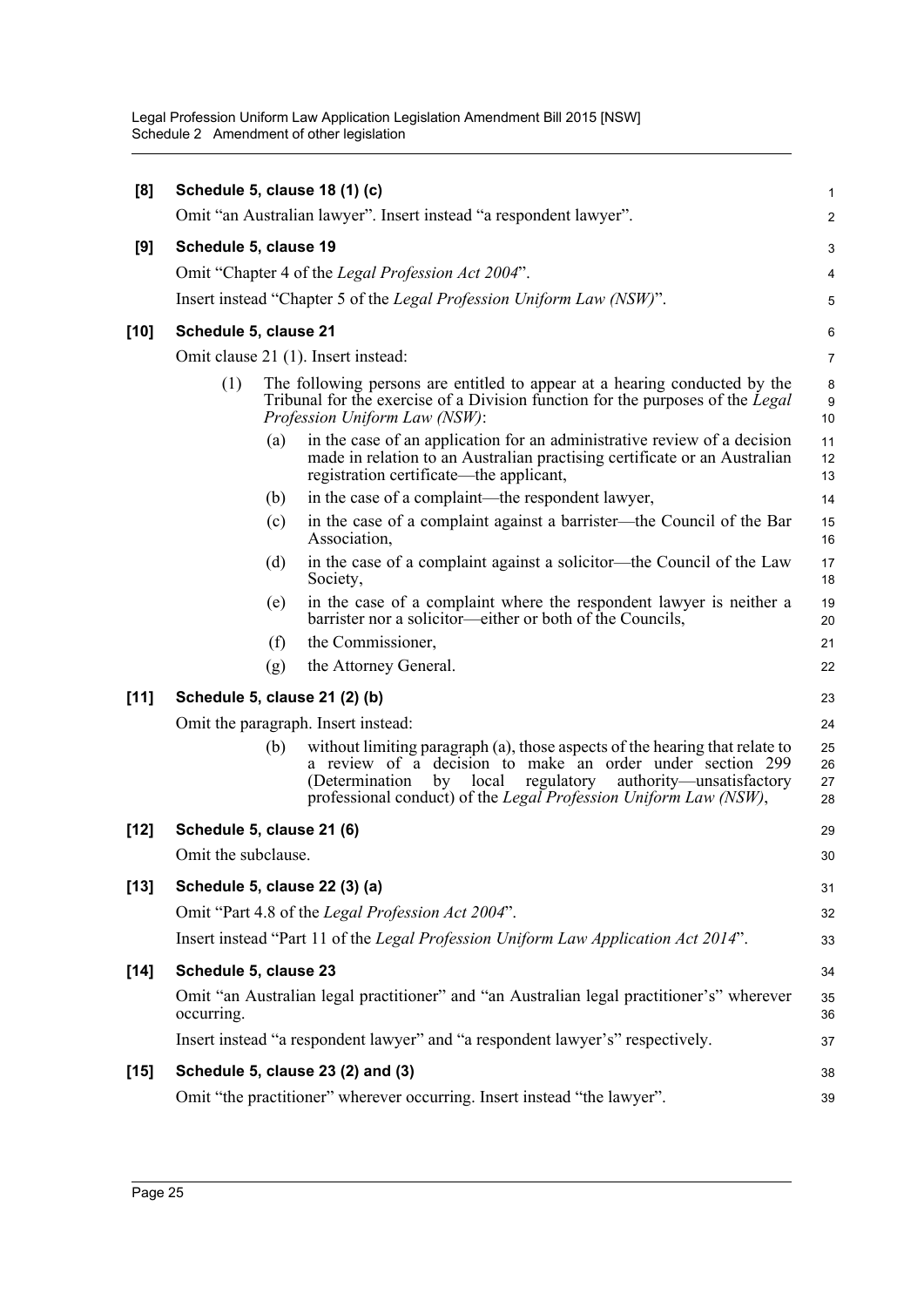**[8] Schedule 5, clause 18 (1) (c)**

Omit "an Australian lawyer". Insert instead "a respondent lawyer".

**[9] Schedule 5, clause 19**

Omit "Chapter 4 of the *Legal Profession Act 2004*".

Insert instead "Chapter 5 of the *Legal Profession Uniform Law (NSW)*".

**[10] Schedule 5, clause 21**

Omit clause 21 (1). Insert instead:

(1) The following persons are entitled to appear at a hearing conducted by the Tribunal for the exercise of a Division function for the purposes of the *Legal Profession Uniform Law (NSW)*:

(a) in the case of an application for an administrative review of a decision made in relation to an Australian practising certificate or an Australian registration certificate—the applicant,

(b) in the case of a complaint—the respondent lawyer,

(c) in the case of a complaint against a barrister—the Council of the Bar Association,

(d) in the case of a complaint against a solicitor—the Council of the Law Society,

(e) in the case of a complaint where the respondent lawyer is neither a barrister nor a solicitor—either or both of the Councils,

(f) the Commissioner,

(g) the Attorney General.

**[11] Schedule 5, clause 21 (2) (b)**

Omit the paragraph. Insert instead:

(b) without limiting paragraph (a), those aspects of the hearing that relate to a review of a decision to make an order under section 299 (Determination by local regulatory authority—unsatisfactory professional conduct) of the *Legal Profession Uniform Law (NSW)*,

**[12] Schedule 5, clause 21 (6)**

Omit the subclause.

**[13] Schedule 5, clause 22 (3) (a)**

Omit "Part 4.8 of the *Legal Profession Act 2004*".

Insert instead "Part 11 of the *Legal Profession Uniform Law Application Act 2014*".

**[14] Schedule 5, clause 23**

Omit "an Australian legal practitioner" and "an Australian legal practitioner's" wherever occurring.

Insert instead "a respondent lawyer" and "a respondent lawyer's" respectively.

**[15] Schedule 5, clause 23 (2) and (3)**

Omit "the practitioner" wherever occurring. Insert instead "the lawyer".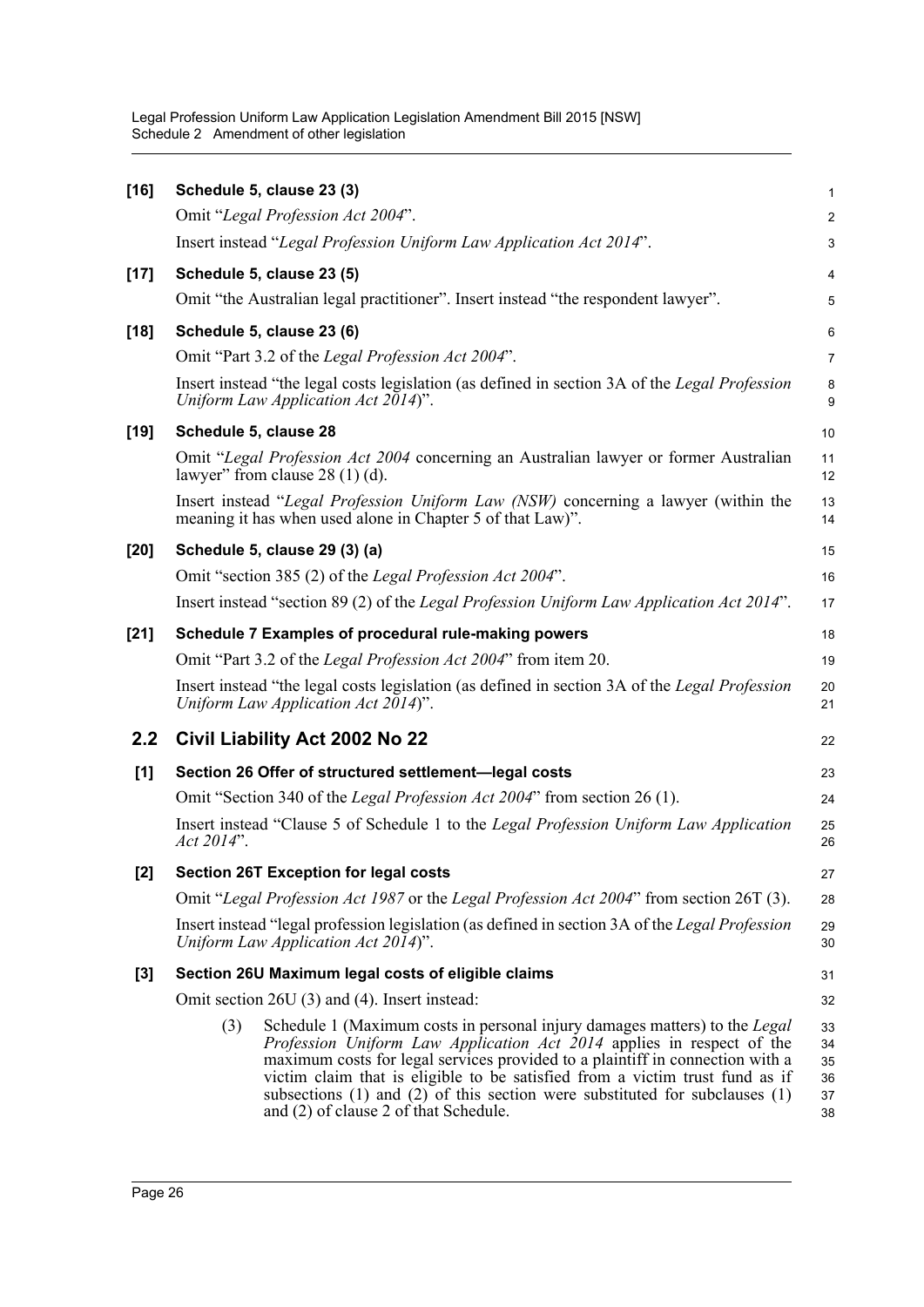**[16] Schedule 5, clause 23 (3)**

Omit "*Legal Profession Act 2004*".

Insert instead "*Legal Profession Uniform Law Application Act 2014*".

**[17] Schedule 5, clause 23 (5)**

Omit "the Australian legal practitioner". Insert instead "the respondent lawyer".

**[18] Schedule 5, clause 23 (6)**

Omit "Part 3.2 of the *Legal Profession Act 2004*".

Insert instead "the legal costs legislation (as defined in section 3A of the *Legal Profession Uniform Law Application Act 2014*)".

**[19] Schedule 5, clause 28**

Omit "*Legal Profession Act 2004* concerning an Australian lawyer or former Australian lawyer" from clause 28 (1) (d).

Insert instead "*Legal Profession Uniform Law (NSW)* concerning a lawyer (within the meaning it has when used alone in Chapter 5 of that Law)".

**[20] Schedule 5, clause 29 (3) (a)**

Omit "section 385 (2) of the *Legal Profession Act 2004*".

Insert instead "section 89 (2) of the *Legal Profession Uniform Law Application Act 2014*".

**[21] Schedule 7 Examples of procedural rule-making powers**

Omit "Part 3.2 of the *Legal Profession Act 2004*" from item 20.

Insert instead "the legal costs legislation (as defined in section 3A of the *Legal Profession Uniform Law Application Act 2014*)".

## 2.2 Civil Liability Act 2002 No 22

**[1] Section 26 Offer of structured settlement—legal costs**

Omit "Section 340 of the *Legal Profession Act 2004*" from section 26 (1).

Insert instead "Clause 5 of Schedule 1 to the *Legal Profession Uniform Law Application Act 2014*".

**[2] Section 26T Exception for legal costs**

Omit "*Legal Profession Act 1987* or the *Legal Profession Act 2004*" from section 26T (3).

Insert instead "legal profession legislation (as defined in section 3A of the *Legal Profession Uniform Law Application Act 2014*)".

**[3] Section 26U Maximum legal costs of eligible claims**

Omit section 26U (3) and (4). Insert instead:

> (3) Schedule 1 (Maximum costs in personal injury damages matters) to the *Legal Profession Uniform Law Application Act 2014* applies in respect of the maximum costs for legal services provided to a plaintiff in connection with a victim claim that is eligible to be satisfied from a victim trust fund as if subsections (1) and (2) of this section were substituted for subclauses (1) and (2) of clause 2 of that Schedule.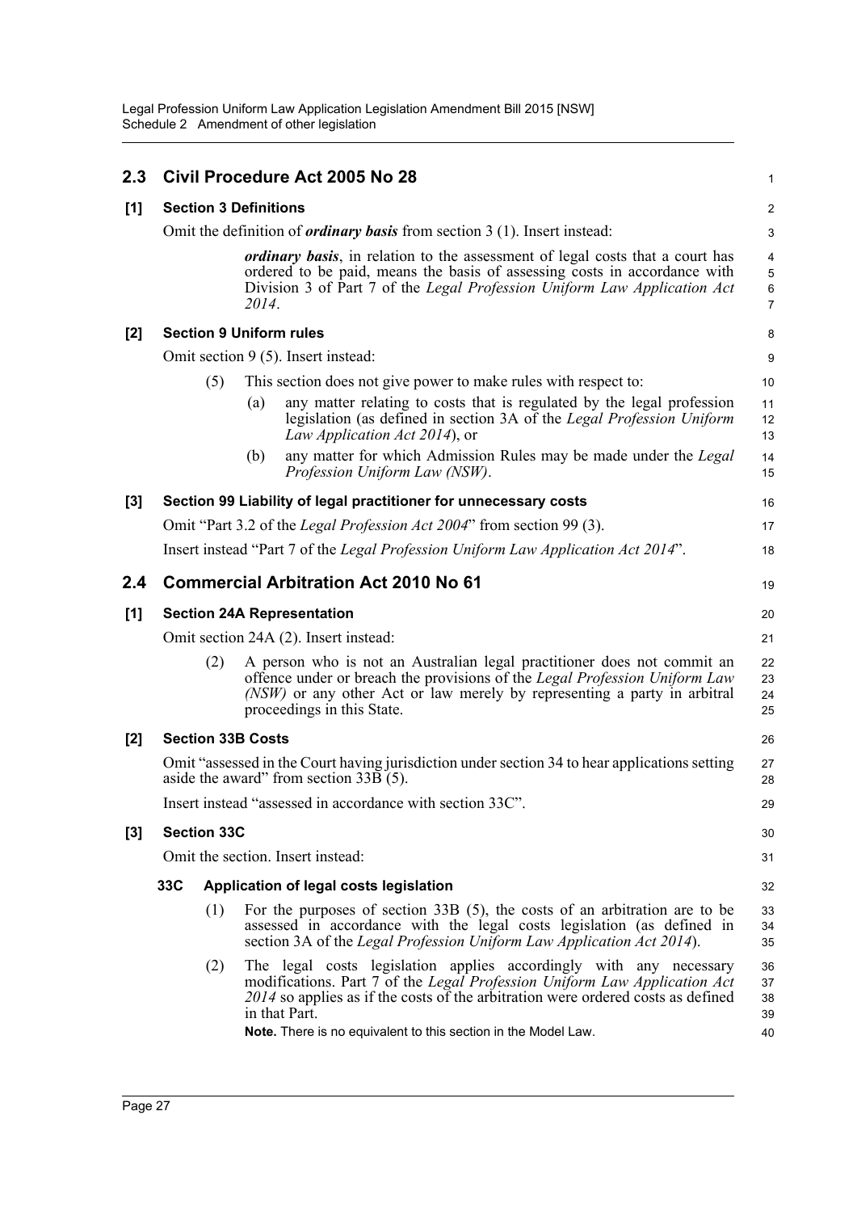## 2.3 Civil Procedure Act 2005 No 28

### [1] Section 3 Definitions

Omit the definition of ***ordinary basis*** from section 3 (1). Insert instead:

> ***ordinary basis***, in relation to the assessment of legal costs that a court has ordered to be paid, means the basis of assessing costs in accordance with Division 3 of Part 7 of the *Legal Profession Uniform Law Application Act 2014*.

### [2] Section 9 Uniform rules

Omit section 9 (5). Insert instead:

> (5) This section does not give power to make rules with respect to:
>
> (a) any matter relating to costs that is regulated by the legal profession legislation (as defined in section 3A of the *Legal Profession Uniform Law Application Act 2014*), or
>
> (b) any matter for which Admission Rules may be made under the *Legal Profession Uniform Law (NSW)*.

### [3] Section 99 Liability of legal practitioner for unnecessary costs

Omit "Part 3.2 of the *Legal Profession Act 2004*" from section 99 (3).

Insert instead "Part 7 of the *Legal Profession Uniform Law Application Act 2014*".

## 2.4 Commercial Arbitration Act 2010 No 61

### [1] Section 24A Representation

Omit section 24A (2). Insert instead:

> (2) A person who is not an Australian legal practitioner does not commit an offence under or breach the provisions of the *Legal Profession Uniform Law (NSW)* or any other Act or law merely by representing a party in arbitral proceedings in this State.

### [2] Section 33B Costs

Omit "assessed in the Court having jurisdiction under section 34 to hear applications setting aside the award" from section 33B (5).

Insert instead "assessed in accordance with section 33C".

### [3] Section 33C

Omit the section. Insert instead:

> **33C Application of legal costs legislation**
>
> (1) For the purposes of section 33B (5), the costs of an arbitration are to be assessed in accordance with the legal costs legislation (as defined in section 3A of the *Legal Profession Uniform Law Application Act 2014*).
>
> (2) The legal costs legislation applies accordingly with any necessary modifications. Part 7 of the *Legal Profession Uniform Law Application Act 2014* so applies as if the costs of the arbitration were ordered costs as defined in that Part.
>
> **Note.** There is no equivalent to this section in the Model Law.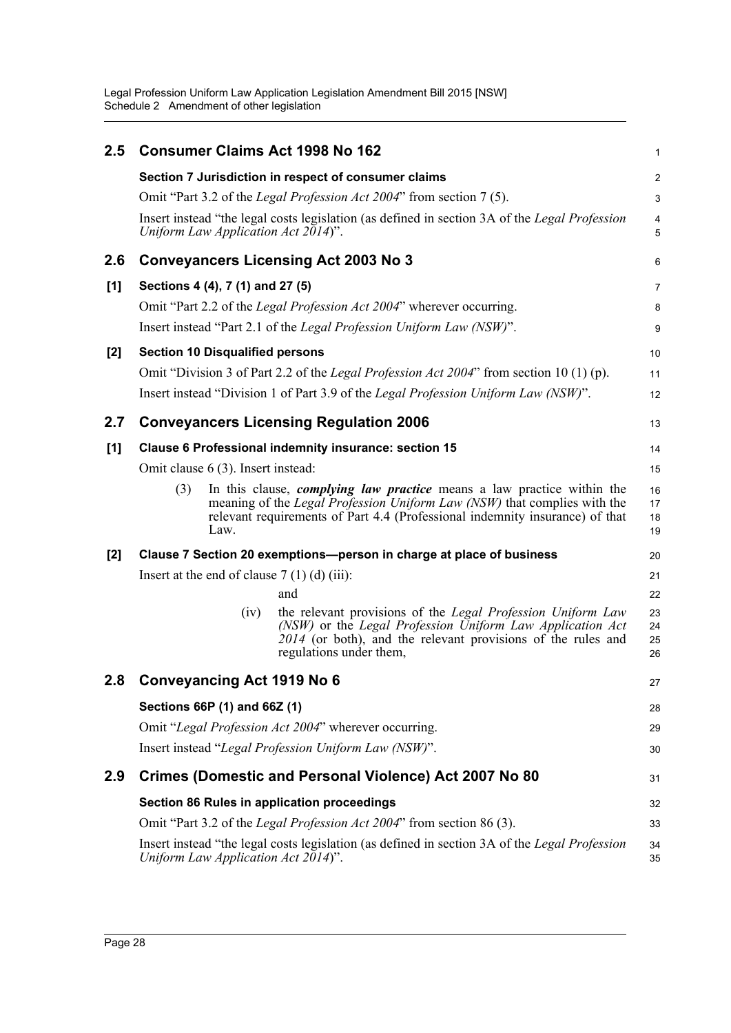## 2.5 Consumer Claims Act 1998 No 162

**Section 7 Jurisdiction in respect of consumer claims**

Omit "Part 3.2 of the *Legal Profession Act 2004*" from section 7 (5).

Insert instead "the legal costs legislation (as defined in section 3A of the *Legal Profession Uniform Law Application Act 2014*)".

## 2.6 Conveyancers Licensing Act 2003 No 3

**[1] Sections 4 (4), 7 (1) and 27 (5)**

Omit "Part 2.2 of the *Legal Profession Act 2004*" wherever occurring.

Insert instead "Part 2.1 of the *Legal Profession Uniform Law (NSW)*".

**[2] Section 10 Disqualified persons**

Omit "Division 3 of Part 2.2 of the *Legal Profession Act 2004*" from section 10 (1) (p).

Insert instead "Division 1 of Part 3.9 of the *Legal Profession Uniform Law (NSW)*".

## 2.7 Conveyancers Licensing Regulation 2006

**[1] Clause 6 Professional indemnity insurance: section 15**

Omit clause 6 (3). Insert instead:

> (3) In this clause, ***complying law practice*** means a law practice within the meaning of the *Legal Profession Uniform Law (NSW)* that complies with the relevant requirements of Part 4.4 (Professional indemnity insurance) of that Law.

**[2] Clause 7 Section 20 exemptions—person in charge at place of business**

Insert at the end of clause 7 (1) (d) (iii):

> and
>
> (iv) the relevant provisions of the *Legal Profession Uniform Law (NSW)* or the *Legal Profession Uniform Law Application Act 2014* (or both), and the relevant provisions of the rules and regulations under them,

## 2.8 Conveyancing Act 1919 No 6

**Sections 66P (1) and 66Z (1)**

Omit "*Legal Profession Act 2004*" wherever occurring.

Insert instead "*Legal Profession Uniform Law (NSW)*".

## 2.9 Crimes (Domestic and Personal Violence) Act 2007 No 80

**Section 86 Rules in application proceedings**

Omit "Part 3.2 of the *Legal Profession Act 2004*" from section 86 (3).

Insert instead "the legal costs legislation (as defined in section 3A of the *Legal Profession Uniform Law Application Act 2014*)".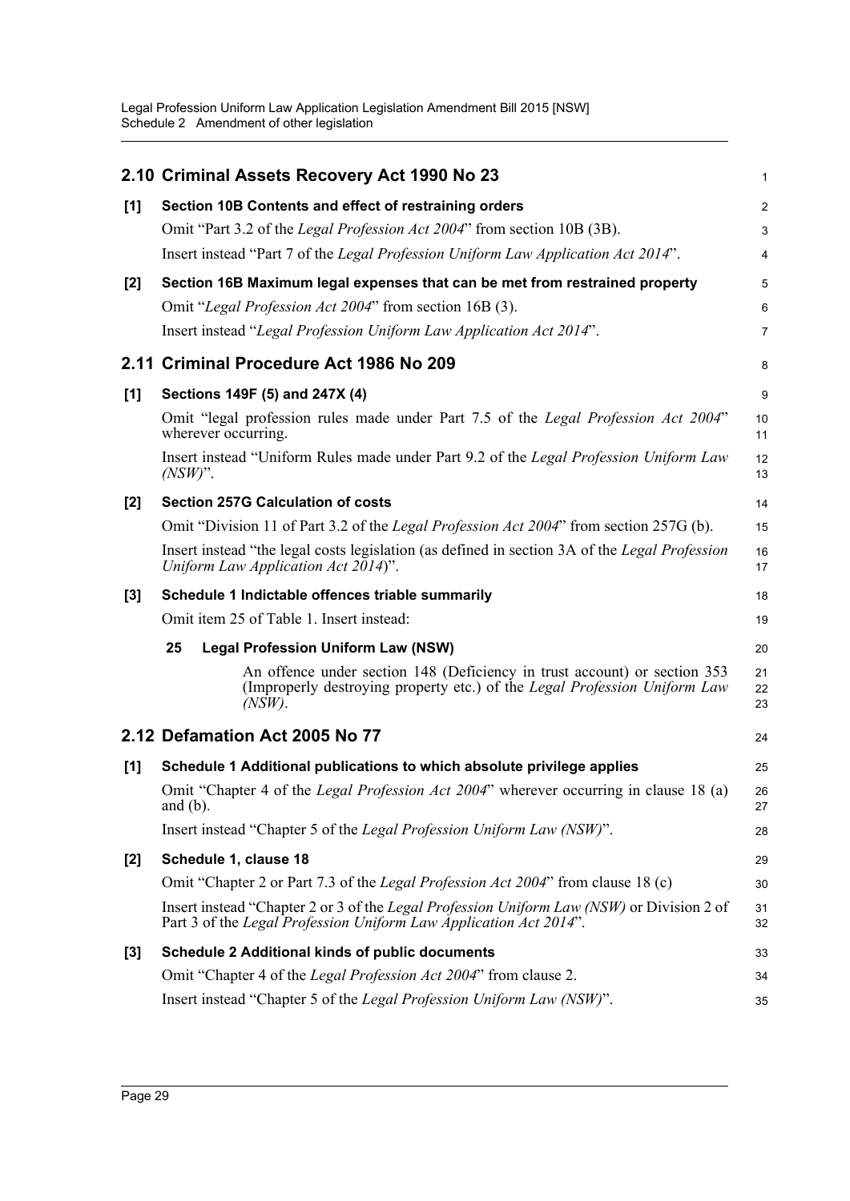## 2.10 Criminal Assets Recovery Act 1990 No 23

**[1] Section 10B Contents and effect of restraining orders**

Omit "Part 3.2 of the *Legal Profession Act 2004*" from section 10B (3B).

Insert instead "Part 7 of the *Legal Profession Uniform Law Application Act 2014*".

**[2] Section 16B Maximum legal expenses that can be met from restrained property**

Omit "*Legal Profession Act 2004*" from section 16B (3).

Insert instead "*Legal Profession Uniform Law Application Act 2014*".

## 2.11 Criminal Procedure Act 1986 No 209

**[1] Sections 149F (5) and 247X (4)**

Omit "legal profession rules made under Part 7.5 of the *Legal Profession Act 2004*" wherever occurring.

Insert instead "Uniform Rules made under Part 9.2 of the *Legal Profession Uniform Law (NSW)*".

**[2] Section 257G Calculation of costs**

Omit "Division 11 of Part 3.2 of the *Legal Profession Act 2004*" from section 257G (b).

Insert instead "the legal costs legislation (as defined in section 3A of the *Legal Profession Uniform Law Application Act 2014*)".

**[3] Schedule 1 Indictable offences triable summarily**

Omit item 25 of Table 1. Insert instead:

**25 Legal Profession Uniform Law (NSW)**

An offence under section 148 (Deficiency in trust account) or section 353 (Improperly destroying property etc.) of the *Legal Profession Uniform Law (NSW)*.

## 2.12 Defamation Act 2005 No 77

**[1] Schedule 1 Additional publications to which absolute privilege applies**

Omit "Chapter 4 of the *Legal Profession Act 2004*" wherever occurring in clause 18 (a) and (b).

Insert instead "Chapter 5 of the *Legal Profession Uniform Law (NSW)*".

**[2] Schedule 1, clause 18**

Omit "Chapter 2 or Part 7.3 of the *Legal Profession Act 2004*" from clause 18 (c)

Insert instead "Chapter 2 or 3 of the *Legal Profession Uniform Law (NSW)* or Division 2 of Part 3 of the *Legal Profession Uniform Law Application Act 2014*".

**[3] Schedule 2 Additional kinds of public documents**

Omit "Chapter 4 of the *Legal Profession Act 2004*" from clause 2.

Insert instead "Chapter 5 of the *Legal Profession Uniform Law (NSW)*".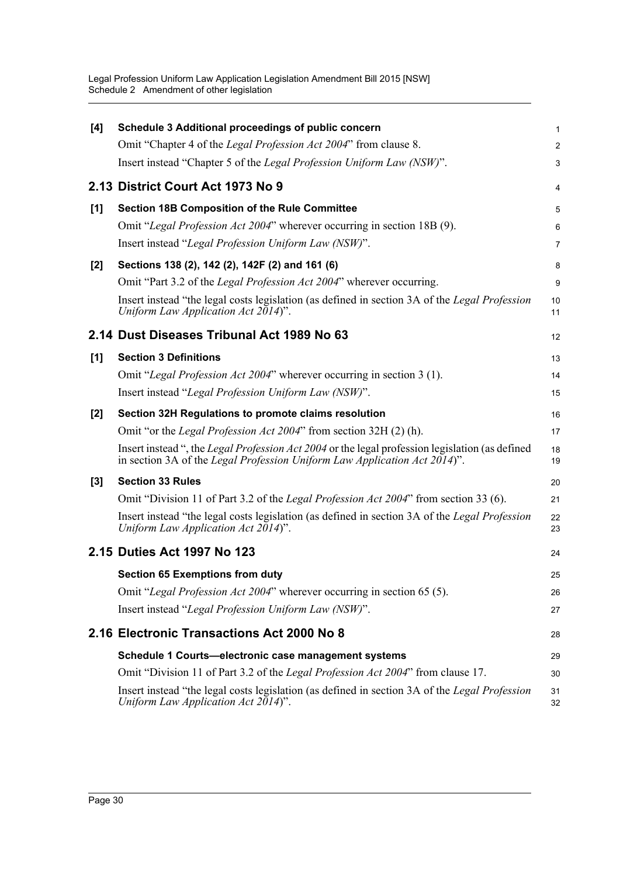**[4] Schedule 3 Additional proceedings of public concern**

Omit "Chapter 4 of the *Legal Profession Act 2004*" from clause 8.

Insert instead "Chapter 5 of the *Legal Profession Uniform Law (NSW)*".

## 2.13 District Court Act 1973 No 9

**[1] Section 18B Composition of the Rule Committee**

Omit "*Legal Profession Act 2004*" wherever occurring in section 18B (9).

Insert instead "*Legal Profession Uniform Law (NSW)*".

**[2] Sections 138 (2), 142 (2), 142F (2) and 161 (6)**

Omit "Part 3.2 of the *Legal Profession Act 2004*" wherever occurring.

Insert instead "the legal costs legislation (as defined in section 3A of the *Legal Profession Uniform Law Application Act 2014*)".

## 2.14 Dust Diseases Tribunal Act 1989 No 63

**[1] Section 3 Definitions**

Omit "*Legal Profession Act 2004*" wherever occurring in section 3 (1).

Insert instead "*Legal Profession Uniform Law (NSW)*".

**[2] Section 32H Regulations to promote claims resolution**

Omit "or the *Legal Profession Act 2004*" from section 32H (2) (h).

Insert instead ", the *Legal Profession Act 2004* or the legal profession legislation (as defined in section 3A of the *Legal Profession Uniform Law Application Act 2014*)".

**[3] Section 33 Rules**

Omit "Division 11 of Part 3.2 of the *Legal Profession Act 2004*" from section 33 (6).

Insert instead "the legal costs legislation (as defined in section 3A of the *Legal Profession Uniform Law Application Act 2014*)".

## 2.15 Duties Act 1997 No 123

**Section 65 Exemptions from duty**

Omit "*Legal Profession Act 2004*" wherever occurring in section 65 (5).

Insert instead "*Legal Profession Uniform Law (NSW)*".

## 2.16 Electronic Transactions Act 2000 No 8

**Schedule 1 Courts—electronic case management systems**

Omit "Division 11 of Part 3.2 of the *Legal Profession Act 2004*" from clause 17.

Insert instead "the legal costs legislation (as defined in section 3A of the *Legal Profession Uniform Law Application Act 2014*)".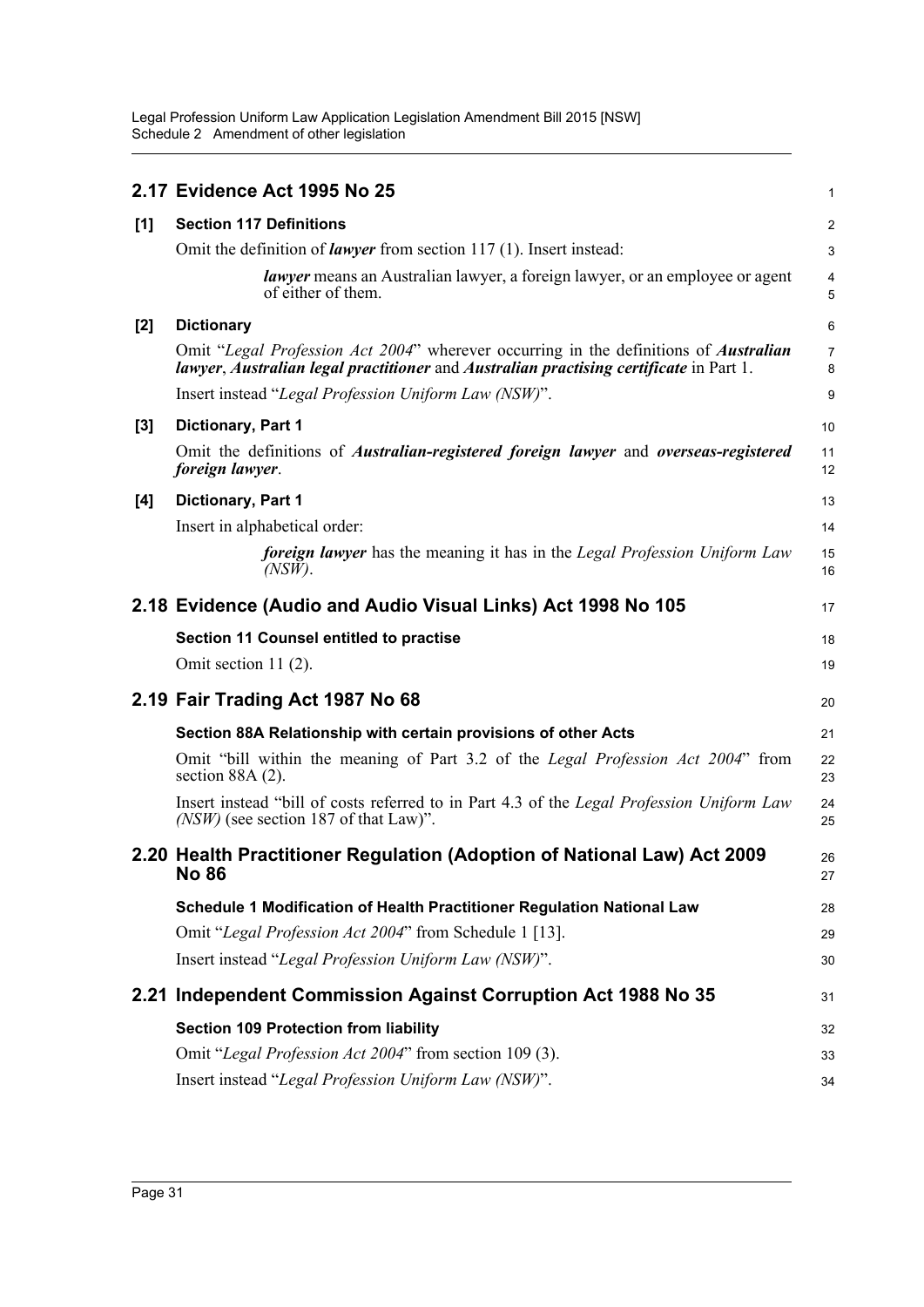## 2.17 Evidence Act 1995 No 25

**[1] Section 117 Definitions**

Omit the definition of ***lawyer*** from section 117 (1). Insert instead:

> ***lawyer*** means an Australian lawyer, a foreign lawyer, or an employee or agent of either of them.

**[2] Dictionary**

Omit "*Legal Profession Act 2004*" wherever occurring in the definitions of ***Australian lawyer***, ***Australian legal practitioner*** and ***Australian practising certificate*** in Part 1.

Insert instead "*Legal Profession Uniform Law (NSW)*".

**[3] Dictionary, Part 1**

Omit the definitions of ***Australian-registered foreign lawyer*** and ***overseas-registered foreign lawyer***.

**[4] Dictionary, Part 1**

Insert in alphabetical order:

> ***foreign lawyer*** has the meaning it has in the *Legal Profession Uniform Law (NSW)*.

## 2.18 Evidence (Audio and Audio Visual Links) Act 1998 No 105

**Section 11 Counsel entitled to practise**

Omit section 11 (2).

## 2.19 Fair Trading Act 1987 No 68

**Section 88A Relationship with certain provisions of other Acts**

Omit "bill within the meaning of Part 3.2 of the *Legal Profession Act 2004*" from section 88A (2).

Insert instead "bill of costs referred to in Part 4.3 of the *Legal Profession Uniform Law (NSW)* (see section 187 of that Law)".

## 2.20 Health Practitioner Regulation (Adoption of National Law) Act 2009 No 86

**Schedule 1 Modification of Health Practitioner Regulation National Law**

Omit "*Legal Profession Act 2004*" from Schedule 1 [13].

Insert instead "*Legal Profession Uniform Law (NSW)*".

## 2.21 Independent Commission Against Corruption Act 1988 No 35

**Section 109 Protection from liability**

Omit "*Legal Profession Act 2004*" from section 109 (3).

Insert instead "*Legal Profession Uniform Law (NSW)*".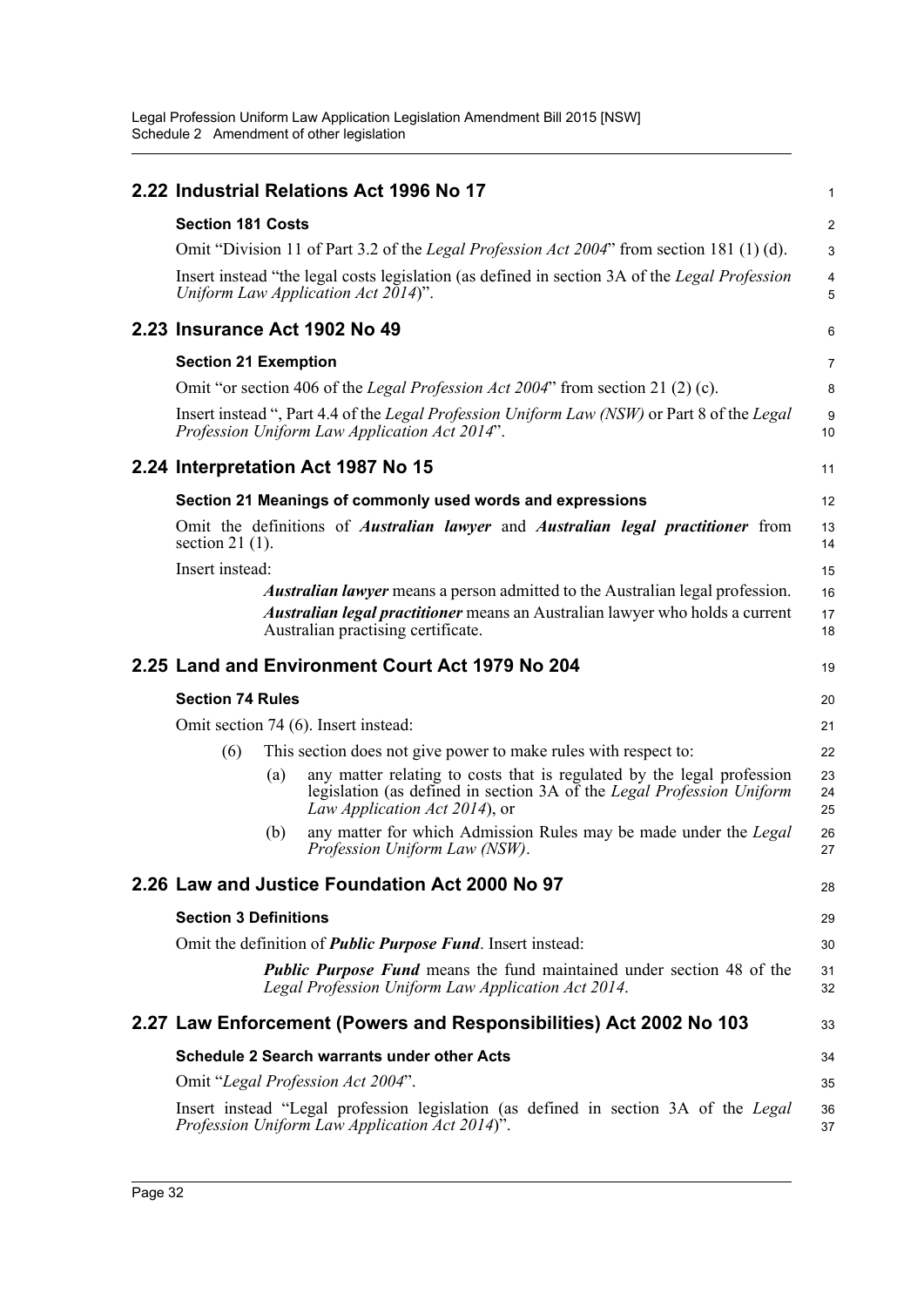## 2.22 Industrial Relations Act 1996 No 17

### Section 181 Costs

Omit "Division 11 of Part 3.2 of the *Legal Profession Act 2004*" from section 181 (1) (d).

Insert instead "the legal costs legislation (as defined in section 3A of the *Legal Profession Uniform Law Application Act 2014*)".

## 2.23 Insurance Act 1902 No 49

### Section 21 Exemption

Omit "or section 406 of the *Legal Profession Act 2004*" from section 21 (2) (c).

Insert instead ", Part 4.4 of the *Legal Profession Uniform Law (NSW)* or Part 8 of the *Legal Profession Uniform Law Application Act 2014*".

## 2.24 Interpretation Act 1987 No 15

### Section 21 Meanings of commonly used words and expressions

Omit the definitions of ***Australian lawyer*** and ***Australian legal practitioner*** from section 21 (1).

Insert instead:

> ***Australian lawyer*** means a person admitted to the Australian legal profession.
>
> ***Australian legal practitioner*** means an Australian lawyer who holds a current Australian practising certificate.

## 2.25 Land and Environment Court Act 1979 No 204

### Section 74 Rules

Omit section 74 (6). Insert instead:

> (6) This section does not give power to make rules with respect to:
>
> (a) any matter relating to costs that is regulated by the legal profession legislation (as defined in section 3A of the *Legal Profession Uniform Law Application Act 2014*), or
>
> (b) any matter for which Admission Rules may be made under the *Legal Profession Uniform Law (NSW)*.

## 2.26 Law and Justice Foundation Act 2000 No 97

### Section 3 Definitions

Omit the definition of ***Public Purpose Fund***. Insert instead:

> ***Public Purpose Fund*** means the fund maintained under section 48 of the *Legal Profession Uniform Law Application Act 2014*.

## 2.27 Law Enforcement (Powers and Responsibilities) Act 2002 No 103

### Schedule 2 Search warrants under other Acts

Omit "*Legal Profession Act 2004*".

Insert instead "Legal profession legislation (as defined in section 3A of the *Legal Profession Uniform Law Application Act 2014*)".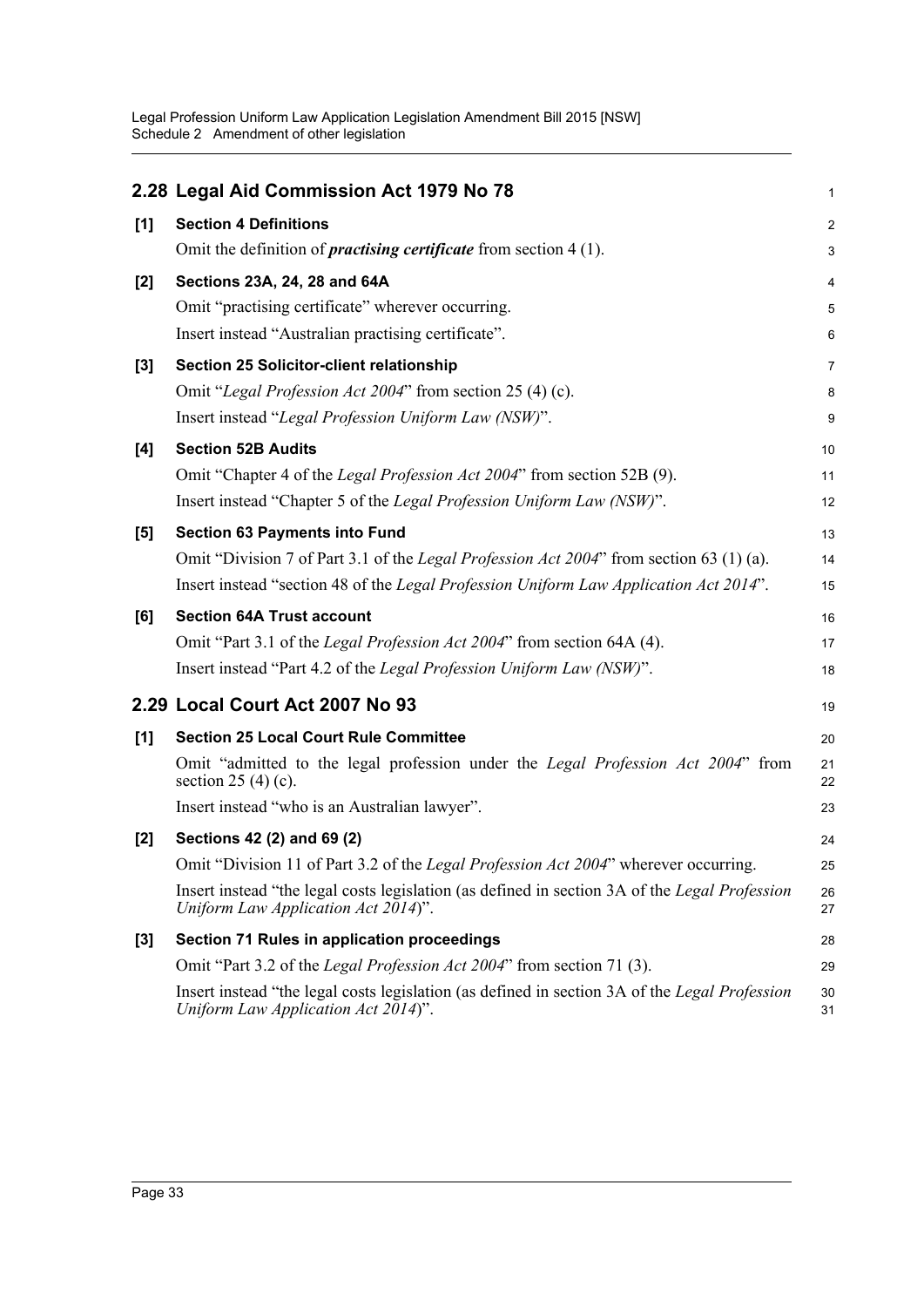## 2.28 Legal Aid Commission Act 1979 No 78

**[1] Section 4 Definitions**

Omit the definition of ***practising certificate*** from section 4 (1).

**[2] Sections 23A, 24, 28 and 64A**

Omit "practising certificate" wherever occurring.

Insert instead "Australian practising certificate".

**[3] Section 25 Solicitor-client relationship**

Omit "*Legal Profession Act 2004*" from section 25 (4) (c).

Insert instead "*Legal Profession Uniform Law (NSW)*".

**[4] Section 52B Audits**

Omit "Chapter 4 of the *Legal Profession Act 2004*" from section 52B (9).

Insert instead "Chapter 5 of the *Legal Profession Uniform Law (NSW)*".

**[5] Section 63 Payments into Fund**

Omit "Division 7 of Part 3.1 of the *Legal Profession Act 2004*" from section 63 (1) (a).

Insert instead "section 48 of the *Legal Profession Uniform Law Application Act 2014*".

**[6] Section 64A Trust account**

Omit "Part 3.1 of the *Legal Profession Act 2004*" from section 64A (4).

Insert instead "Part 4.2 of the *Legal Profession Uniform Law (NSW)*".

## 2.29 Local Court Act 2007 No 93

**[1] Section 25 Local Court Rule Committee**

Omit "admitted to the legal profession under the *Legal Profession Act 2004*" from section 25 (4) (c).

Insert instead "who is an Australian lawyer".

**[2] Sections 42 (2) and 69 (2)**

Omit "Division 11 of Part 3.2 of the *Legal Profession Act 2004*" wherever occurring.

Insert instead "the legal costs legislation (as defined in section 3A of the *Legal Profession Uniform Law Application Act 2014*)".

**[3] Section 71 Rules in application proceedings**

Omit "Part 3.2 of the *Legal Profession Act 2004*" from section 71 (3).

Insert instead "the legal costs legislation (as defined in section 3A of the *Legal Profession Uniform Law Application Act 2014*)".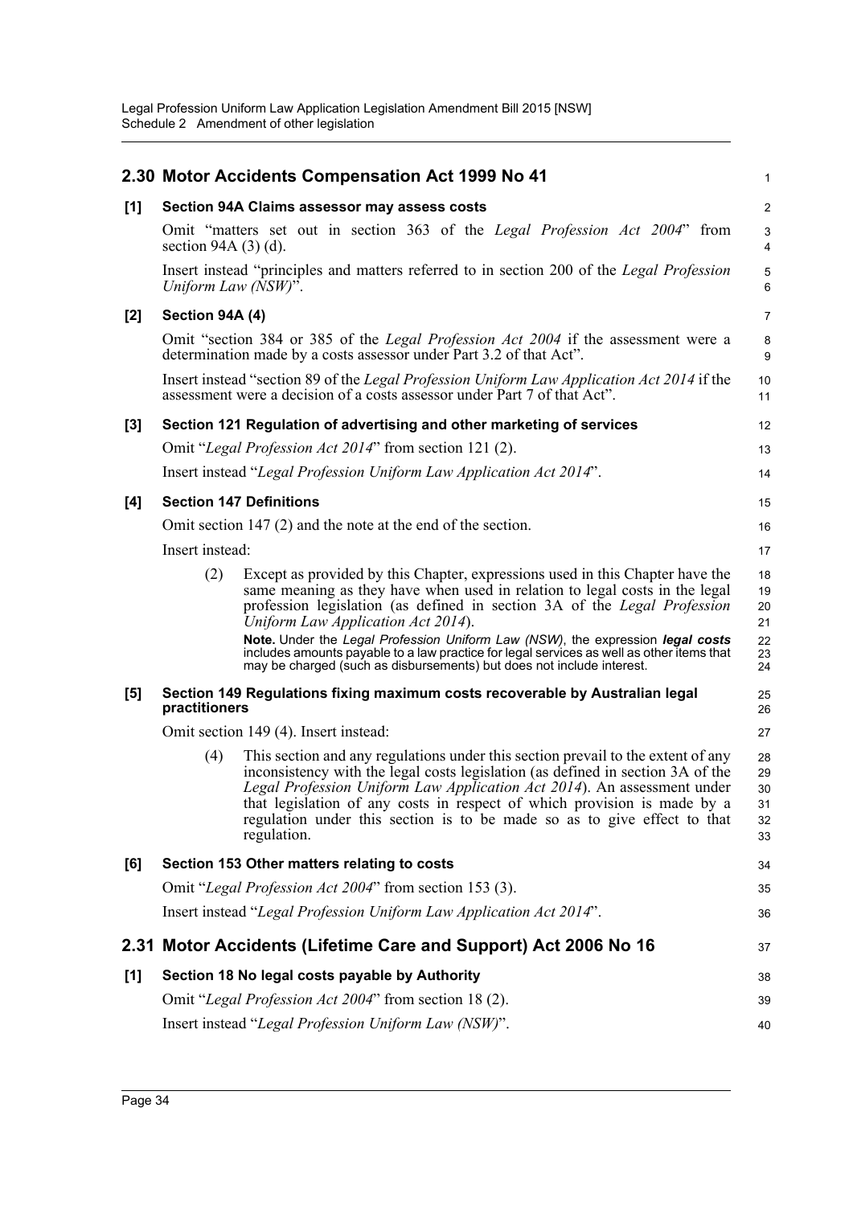## 2.30 Motor Accidents Compensation Act 1999 No 41

**[1] Section 94A Claims assessor may assess costs**

Omit "matters set out in section 363 of the *Legal Profession Act 2004*" from section 94A (3) (d).

Insert instead "principles and matters referred to in section 200 of the *Legal Profession Uniform Law (NSW)*".

**[2] Section 94A (4)**

Omit "section 384 or 385 of the *Legal Profession Act 2004* if the assessment were a determination made by a costs assessor under Part 3.2 of that Act".

Insert instead "section 89 of the *Legal Profession Uniform Law Application Act 2014* if the assessment were a decision of a costs assessor under Part 7 of that Act".

**[3] Section 121 Regulation of advertising and other marketing of services**

Omit "*Legal Profession Act 2014*" from section 121 (2).

Insert instead "*Legal Profession Uniform Law Application Act 2014*".

**[4] Section 147 Definitions**

Omit section 147 (2) and the note at the end of the section.

Insert instead:

(2) Except as provided by this Chapter, expressions used in this Chapter have the same meaning as they have when used in relation to legal costs in the legal profession legislation (as defined in section 3A of the *Legal Profession Uniform Law Application Act 2014*).

**Note.** Under the *Legal Profession Uniform Law (NSW)*, the expression ***legal costs*** includes amounts payable to a law practice for legal services as well as other items that may be charged (such as disbursements) but does not include interest.

**[5] Section 149 Regulations fixing maximum costs recoverable by Australian legal practitioners**

Omit section 149 (4). Insert instead:

(4) This section and any regulations under this section prevail to the extent of any inconsistency with the legal costs legislation (as defined in section 3A of the *Legal Profession Uniform Law Application Act 2014*). An assessment under that legislation of any costs in respect of which provision is made by a regulation under this section is to be made so as to give effect to that regulation.

**[6] Section 153 Other matters relating to costs**

Omit "*Legal Profession Act 2004*" from section 153 (3).

Insert instead "*Legal Profession Uniform Law Application Act 2014*".

## 2.31 Motor Accidents (Lifetime Care and Support) Act 2006 No 16

**[1] Section 18 No legal costs payable by Authority**

Omit "*Legal Profession Act 2004*" from section 18 (2).

Insert instead "*Legal Profession Uniform Law (NSW)*".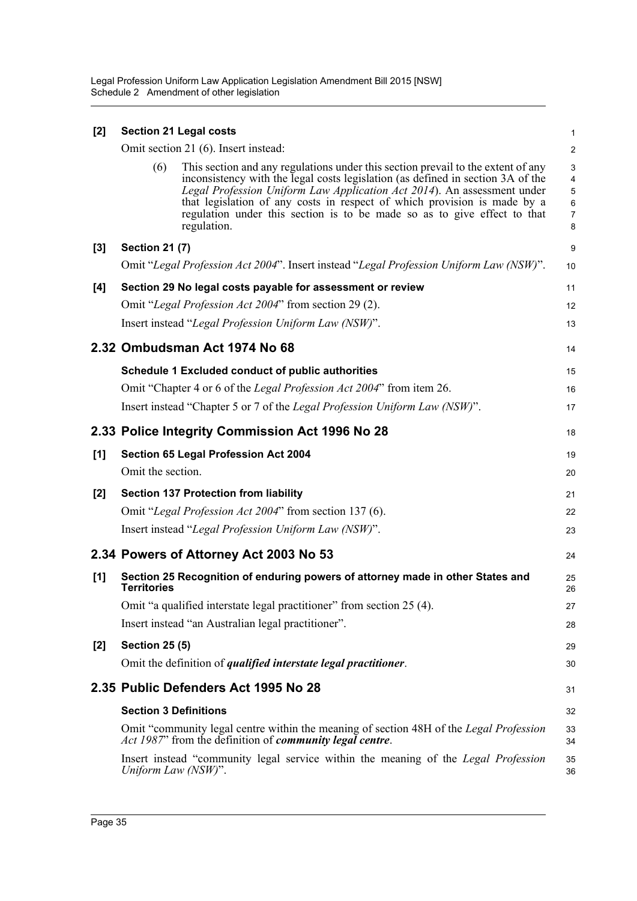**[2] Section 21 Legal costs**

Omit section 21 (6). Insert instead:

(6) This section and any regulations under this section prevail to the extent of any inconsistency with the legal costs legislation (as defined in section 3A of the *Legal Profession Uniform Law Application Act 2014*). An assessment under that legislation of any costs in respect of which provision is made by a regulation under this section is to be made so as to give effect to that regulation.

**[3] Section 21 (7)**

Omit "*Legal Profession Act 2004*". Insert instead "*Legal Profession Uniform Law (NSW)*".

**[4] Section 29 No legal costs payable for assessment or review**

Omit "*Legal Profession Act 2004*" from section 29 (2).

Insert instead "*Legal Profession Uniform Law (NSW)*".

## 2.32 Ombudsman Act 1974 No 68

**Schedule 1 Excluded conduct of public authorities**

Omit "Chapter 4 or 6 of the *Legal Profession Act 2004*" from item 26.

Insert instead "Chapter 5 or 7 of the *Legal Profession Uniform Law (NSW)*".

## 2.33 Police Integrity Commission Act 1996 No 28

**[1] Section 65 Legal Profession Act 2004**

Omit the section.

**[2] Section 137 Protection from liability**

Omit "*Legal Profession Act 2004*" from section 137 (6).

Insert instead "*Legal Profession Uniform Law (NSW)*".

## 2.34 Powers of Attorney Act 2003 No 53

**[1] Section 25 Recognition of enduring powers of attorney made in other States and Territories**

Omit "a qualified interstate legal practitioner" from section 25 (4).

Insert instead "an Australian legal practitioner".

**[2] Section 25 (5)**

Omit the definition of ***qualified interstate legal practitioner***.

## 2.35 Public Defenders Act 1995 No 28

**Section 3 Definitions**

Omit "community legal centre within the meaning of section 48H of the *Legal Profession Act 1987*" from the definition of ***community legal centre***.

Insert instead "community legal service within the meaning of the *Legal Profession Uniform Law (NSW)*".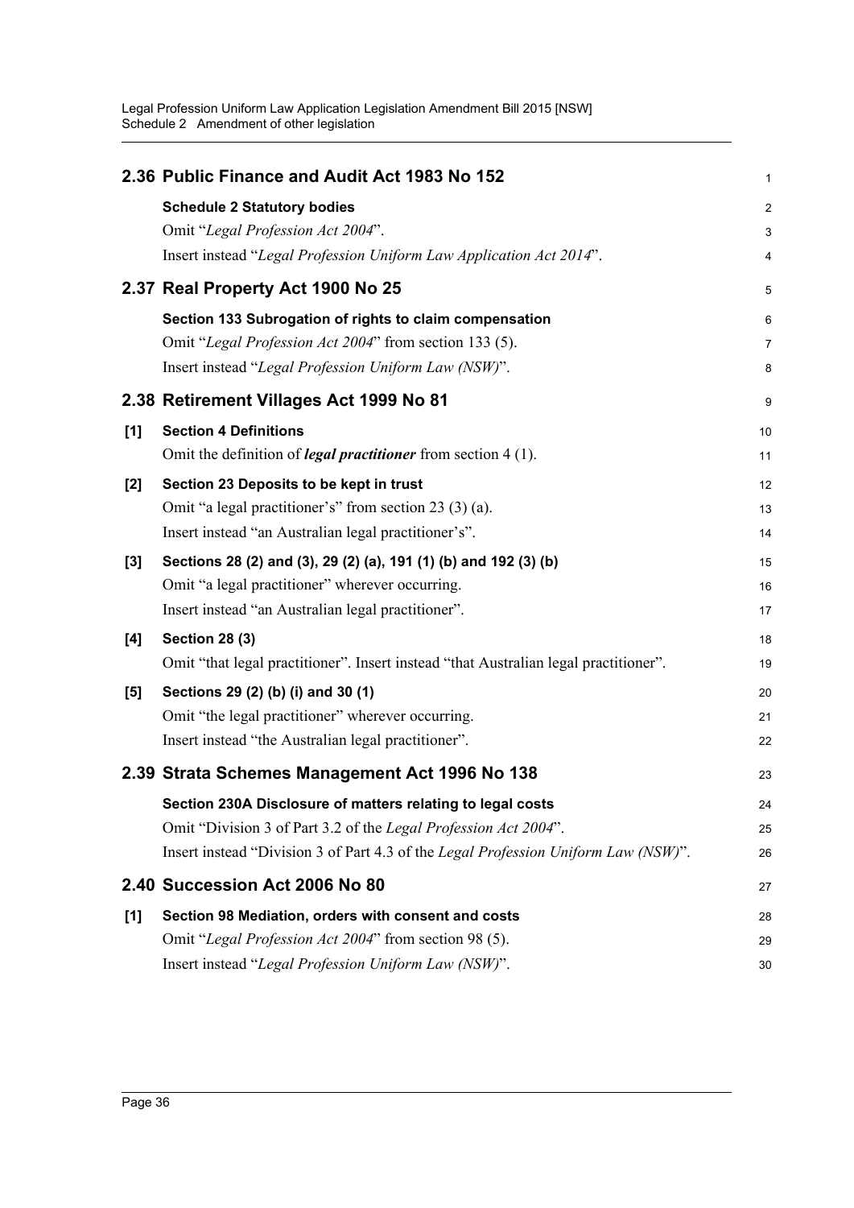## 2.36 Public Finance and Audit Act 1983 No 152

**Schedule 2 Statutory bodies**

Omit "*Legal Profession Act 2004*".

Insert instead "*Legal Profession Uniform Law Application Act 2014*".

## 2.37 Real Property Act 1900 No 25

**Section 133 Subrogation of rights to claim compensation**

Omit "*Legal Profession Act 2004*" from section 133 (5).

Insert instead "*Legal Profession Uniform Law (NSW)*".

## 2.38 Retirement Villages Act 1999 No 81

**[1] Section 4 Definitions**

Omit the definition of ***legal practitioner*** from section 4 (1).

**[2] Section 23 Deposits to be kept in trust**

Omit "a legal practitioner's" from section 23 (3) (a).

Insert instead "an Australian legal practitioner's".

**[3] Sections 28 (2) and (3), 29 (2) (a), 191 (1) (b) and 192 (3) (b)**

Omit "a legal practitioner" wherever occurring.

Insert instead "an Australian legal practitioner".

**[4] Section 28 (3)**

Omit "that legal practitioner". Insert instead "that Australian legal practitioner".

**[5] Sections 29 (2) (b) (i) and 30 (1)**

Omit "the legal practitioner" wherever occurring.

Insert instead "the Australian legal practitioner".

## 2.39 Strata Schemes Management Act 1996 No 138

**Section 230A Disclosure of matters relating to legal costs**

Omit "Division 3 of Part 3.2 of the *Legal Profession Act 2004*".

Insert instead "Division 3 of Part 4.3 of the *Legal Profession Uniform Law (NSW)*".

## 2.40 Succession Act 2006 No 80

**[1] Section 98 Mediation, orders with consent and costs**

Omit "*Legal Profession Act 2004*" from section 98 (5).

Insert instead "*Legal Profession Uniform Law (NSW)*".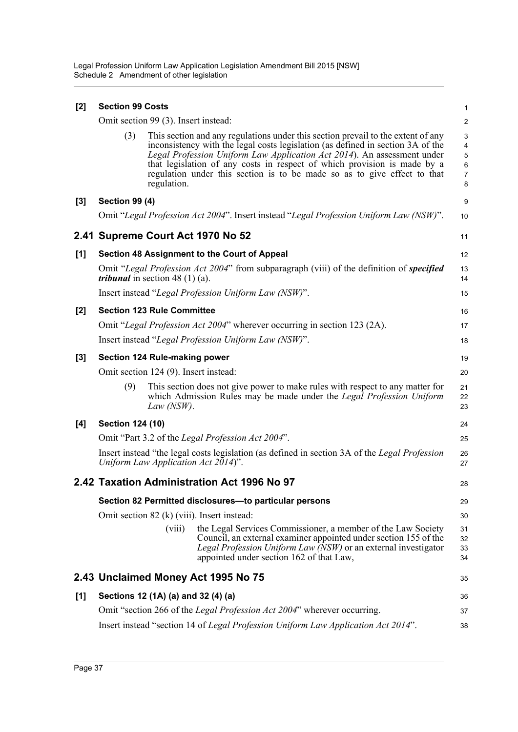**[2] Section 99 Costs**

Omit section 99 (3). Insert instead:

> (3) This section and any regulations under this section prevail to the extent of any inconsistency with the legal costs legislation (as defined in section 3A of the *Legal Profession Uniform Law Application Act 2014*). An assessment under that legislation of any costs in respect of which provision is made by a regulation under this section is to be made so as to give effect to that regulation.

**[3] Section 99 (4)**

Omit "*Legal Profession Act 2004*". Insert instead "*Legal Profession Uniform Law (NSW)*".

## 2.41 Supreme Court Act 1970 No 52

**[1] Section 48 Assignment to the Court of Appeal**

Omit "*Legal Profession Act 2004*" from subparagraph (viii) of the definition of ***specified tribunal*** in section 48 (1) (a).

Insert instead "*Legal Profession Uniform Law (NSW)*".

**[2] Section 123 Rule Committee**

Omit "*Legal Profession Act 2004*" wherever occurring in section 123 (2A).

Insert instead "*Legal Profession Uniform Law (NSW)*".

**[3] Section 124 Rule-making power**

Omit section 124 (9). Insert instead:

> (9) This section does not give power to make rules with respect to any matter for which Admission Rules may be made under the *Legal Profession Uniform Law (NSW)*.

**[4] Section 124 (10)**

Omit "Part 3.2 of the *Legal Profession Act 2004*".

Insert instead "the legal costs legislation (as defined in section 3A of the *Legal Profession Uniform Law Application Act 2014*)".

## 2.42 Taxation Administration Act 1996 No 97

**Section 82 Permitted disclosures—to particular persons**

Omit section 82 (k) (viii). Insert instead:

> (viii) the Legal Services Commissioner, a member of the Law Society Council, an external examiner appointed under section 155 of the *Legal Profession Uniform Law (NSW)* or an external investigator appointed under section 162 of that Law,

## 2.43 Unclaimed Money Act 1995 No 75

**[1] Sections 12 (1A) (a) and 32 (4) (a)**

Omit "section 266 of the *Legal Profession Act 2004*" wherever occurring.

Insert instead "section 14 of *Legal Profession Uniform Law Application Act 2014*".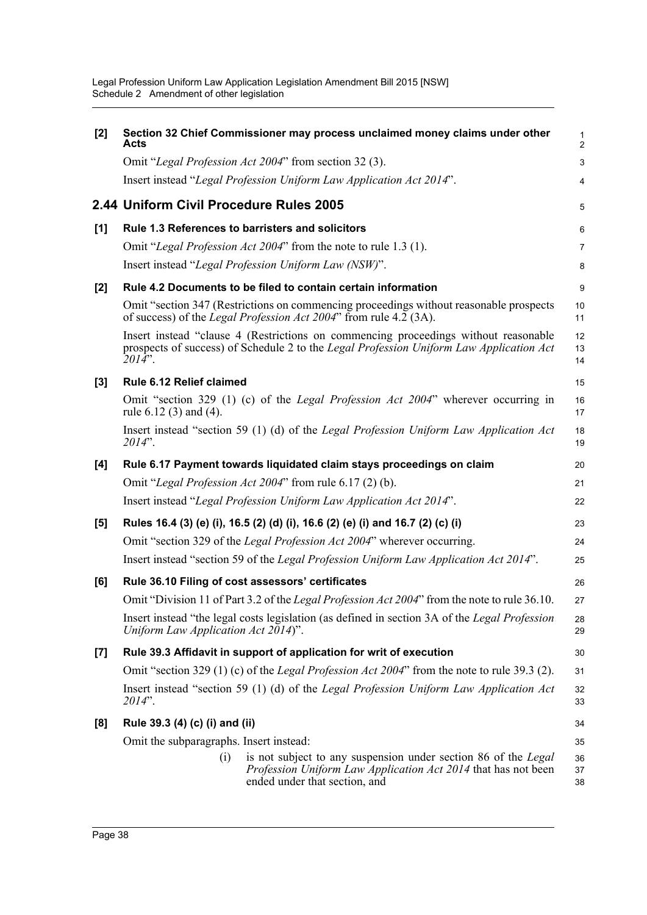**[2] Section 32 Chief Commissioner may process unclaimed money claims under other Acts**

Omit "*Legal Profession Act 2004*" from section 32 (3).

Insert instead "*Legal Profession Uniform Law Application Act 2014*".

## 2.44 Uniform Civil Procedure Rules 2005

**[1] Rule 1.3 References to barristers and solicitors**

Omit "*Legal Profession Act 2004*" from the note to rule 1.3 (1).

Insert instead "*Legal Profession Uniform Law (NSW)*".

**[2] Rule 4.2 Documents to be filed to contain certain information**

Omit "section 347 (Restrictions on commencing proceedings without reasonable prospects of success) of the *Legal Profession Act 2004*" from rule 4.2 (3A).

Insert instead "clause 4 (Restrictions on commencing proceedings without reasonable prospects of success) of Schedule 2 to the *Legal Profession Uniform Law Application Act 2014*".

**[3] Rule 6.12 Relief claimed**

Omit "section 329 (1) (c) of the *Legal Profession Act 2004*" wherever occurring in rule 6.12 (3) and (4).

Insert instead "section 59 (1) (d) of the *Legal Profession Uniform Law Application Act 2014*".

**[4] Rule 6.17 Payment towards liquidated claim stays proceedings on claim**

Omit "*Legal Profession Act 2004*" from rule 6.17 (2) (b).

Insert instead "*Legal Profession Uniform Law Application Act 2014*".

**[5] Rules 16.4 (3) (e) (i), 16.5 (2) (d) (i), 16.6 (2) (e) (i) and 16.7 (2) (c) (i)**

Omit "section 329 of the *Legal Profession Act 2004*" wherever occurring.

Insert instead "section 59 of the *Legal Profession Uniform Law Application Act 2014*".

**[6] Rule 36.10 Filing of cost assessors' certificates**

Omit "Division 11 of Part 3.2 of the *Legal Profession Act 2004*" from the note to rule 36.10.

Insert instead "the legal costs legislation (as defined in section 3A of the *Legal Profession Uniform Law Application Act 2014*)".

**[7] Rule 39.3 Affidavit in support of application for writ of execution**

Omit "section 329 (1) (c) of the *Legal Profession Act 2004*" from the note to rule 39.3 (2).

Insert instead "section 59 (1) (d) of the *Legal Profession Uniform Law Application Act 2014*".

**[8] Rule 39.3 (4) (c) (i) and (ii)**

Omit the subparagraphs. Insert instead:

(i) is not subject to any suspension under section 86 of the *Legal Profession Uniform Law Application Act 2014* that has not been ended under that section, and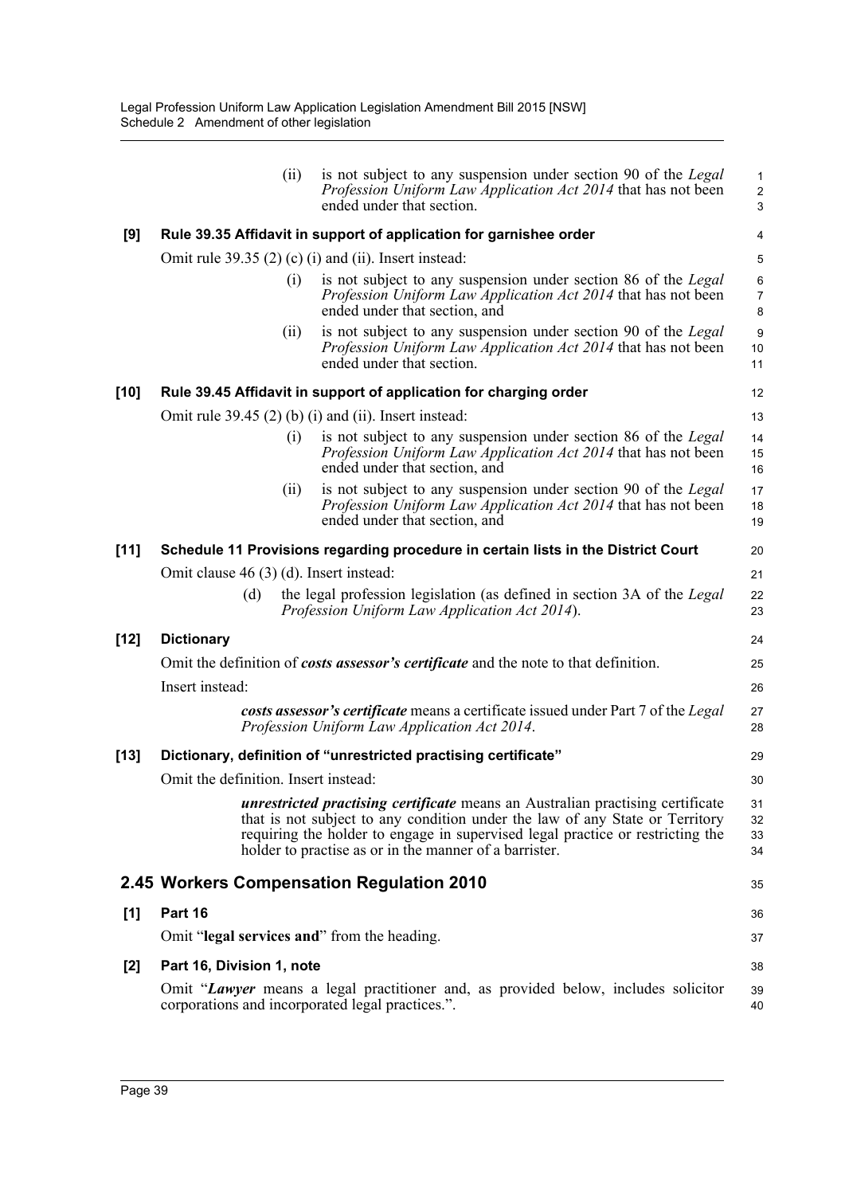(ii) is not subject to any suspension under section 90 of the *Legal Profession Uniform Law Application Act 2014* that has not been ended under that section.

**[9] Rule 39.35 Affidavit in support of application for garnishee order**

Omit rule 39.35 (2) (c) (i) and (ii). Insert instead:

(i) is not subject to any suspension under section 86 of the *Legal Profession Uniform Law Application Act 2014* that has not been ended under that section, and

(ii) is not subject to any suspension under section 90 of the *Legal Profession Uniform Law Application Act 2014* that has not been ended under that section.

**[10] Rule 39.45 Affidavit in support of application for charging order**

Omit rule 39.45 (2) (b) (i) and (ii). Insert instead:

(i) is not subject to any suspension under section 86 of the *Legal Profession Uniform Law Application Act 2014* that has not been ended under that section, and

(ii) is not subject to any suspension under section 90 of the *Legal Profession Uniform Law Application Act 2014* that has not been ended under that section, and

**[11] Schedule 11 Provisions regarding procedure in certain lists in the District Court**

Omit clause 46 (3) (d). Insert instead:

(d) the legal profession legislation (as defined in section 3A of the *Legal Profession Uniform Law Application Act 2014*).

**[12] Dictionary**

Omit the definition of ***costs assessor's certificate*** and the note to that definition.

Insert instead:

***costs assessor's certificate*** means a certificate issued under Part 7 of the *Legal Profession Uniform Law Application Act 2014*.

**[13] Dictionary, definition of "unrestricted practising certificate"**

Omit the definition. Insert instead:

***unrestricted practising certificate*** means an Australian practising certificate that is not subject to any condition under the law of any State or Territory requiring the holder to engage in supervised legal practice or restricting the holder to practise as or in the manner of a barrister.

## 2.45 Workers Compensation Regulation 2010

**[1] Part 16**

Omit "**legal services and**" from the heading.

**[2] Part 16, Division 1, note**

Omit "***Lawyer*** means a legal practitioner and, as provided below, includes solicitor corporations and incorporated legal practices.".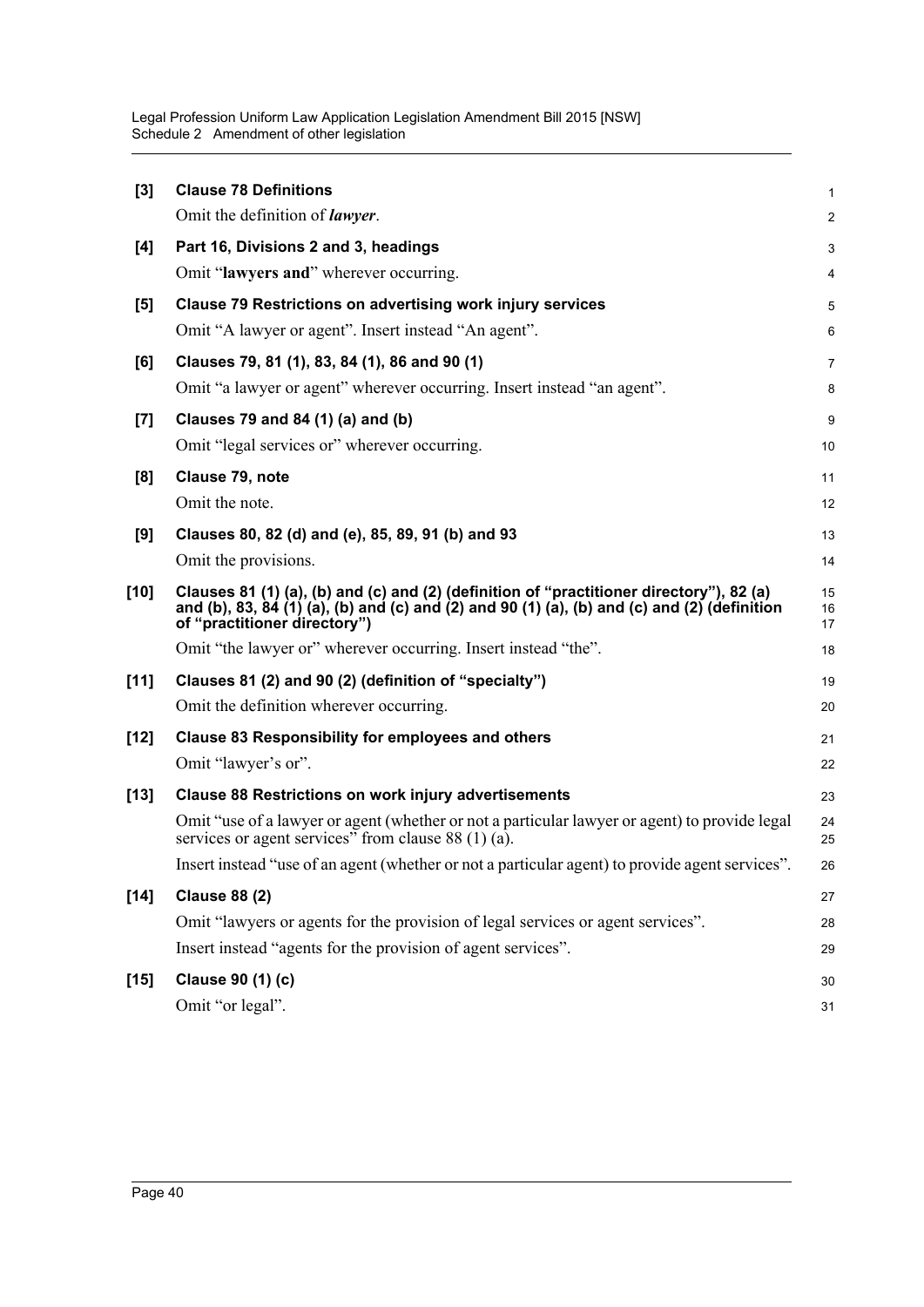**[3] Clause 78 Definitions**

Omit the definition of ***lawyer***.

**[4] Part 16, Divisions 2 and 3, headings**

Omit "**lawyers and**" wherever occurring.

**[5] Clause 79 Restrictions on advertising work injury services**

Omit "A lawyer or agent". Insert instead "An agent".

**[6] Clauses 79, 81 (1), 83, 84 (1), 86 and 90 (1)**

Omit "a lawyer or agent" wherever occurring. Insert instead "an agent".

**[7] Clauses 79 and 84 (1) (a) and (b)**

Omit "legal services or" wherever occurring.

**[8] Clause 79, note**

Omit the note.

**[9] Clauses 80, 82 (d) and (e), 85, 89, 91 (b) and 93**

Omit the provisions.

**[10] Clauses 81 (1) (a), (b) and (c) and (2) (definition of "practitioner directory"), 82 (a) and (b), 83, 84 (1) (a), (b) and (c) and (2) and 90 (1) (a), (b) and (c) and (2) (definition of "practitioner directory")**

Omit "the lawyer or" wherever occurring. Insert instead "the".

**[11] Clauses 81 (2) and 90 (2) (definition of "specialty")**

Omit the definition wherever occurring.

**[12] Clause 83 Responsibility for employees and others**

Omit "lawyer's or".

**[13] Clause 88 Restrictions on work injury advertisements**

Omit "use of a lawyer or agent (whether or not a particular lawyer or agent) to provide legal services or agent services" from clause 88 (1) (a).

Insert instead "use of an agent (whether or not a particular agent) to provide agent services".

**[14] Clause 88 (2)**

Omit "lawyers or agents for the provision of legal services or agent services".

Insert instead "agents for the provision of agent services".

**[15] Clause 90 (1) (c)**

Omit "or legal".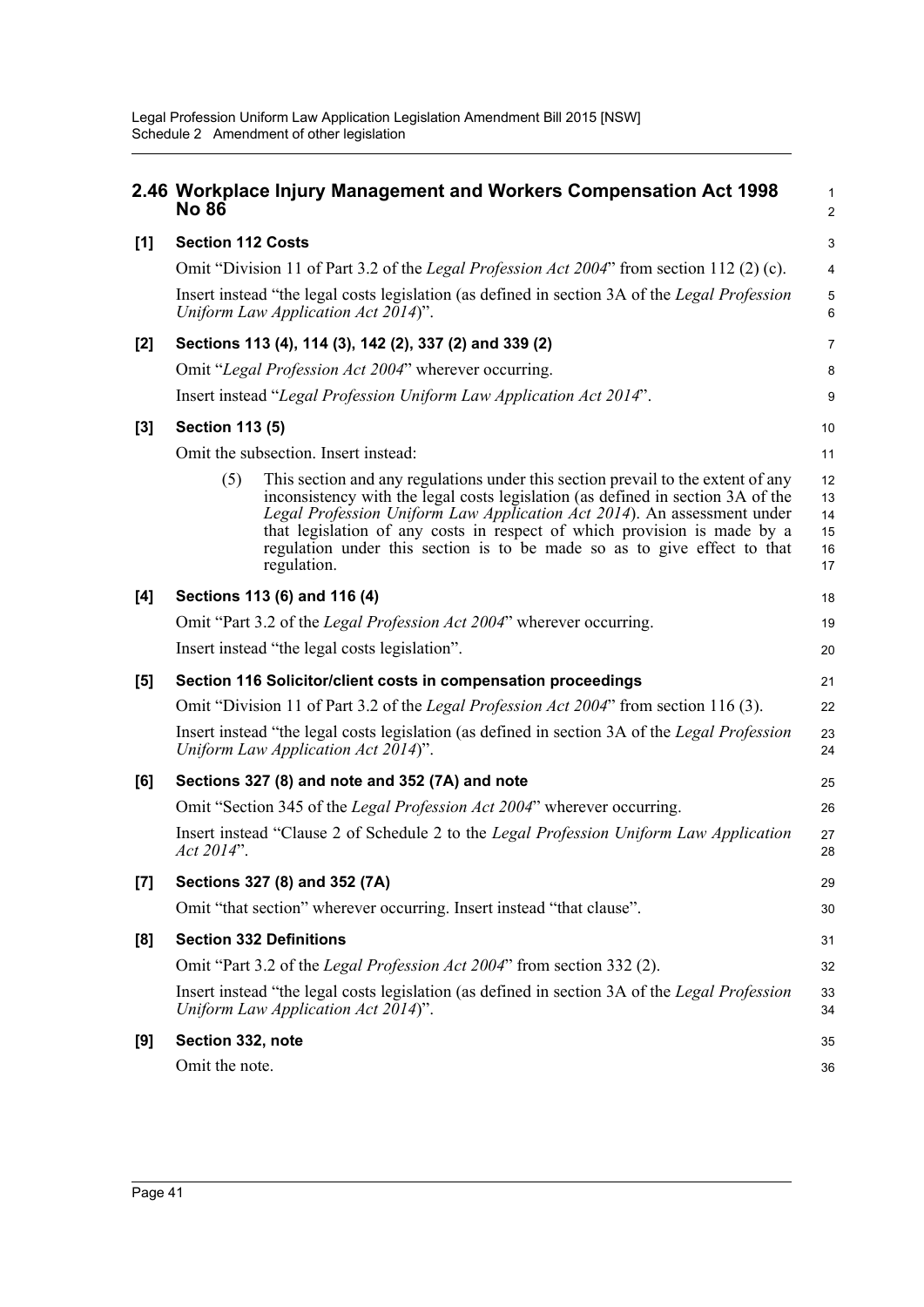## 2.46 Workplace Injury Management and Workers Compensation Act 1998 No 86

**[1] Section 112 Costs**

Omit "Division 11 of Part 3.2 of the *Legal Profession Act 2004*" from section 112 (2) (c).

Insert instead "the legal costs legislation (as defined in section 3A of the *Legal Profession Uniform Law Application Act 2014*)".

**[2] Sections 113 (4), 114 (3), 142 (2), 337 (2) and 339 (2)**

Omit "*Legal Profession Act 2004*" wherever occurring.

Insert instead "*Legal Profession Uniform Law Application Act 2014*".

**[3] Section 113 (5)**

Omit the subsection. Insert instead:

> (5) This section and any regulations under this section prevail to the extent of any inconsistency with the legal costs legislation (as defined in section 3A of the *Legal Profession Uniform Law Application Act 2014*). An assessment under that legislation of any costs in respect of which provision is made by a regulation under this section is to be made so as to give effect to that regulation.

**[4] Sections 113 (6) and 116 (4)**

Omit "Part 3.2 of the *Legal Profession Act 2004*" wherever occurring.

Insert instead "the legal costs legislation".

**[5] Section 116 Solicitor/client costs in compensation proceedings**

Omit "Division 11 of Part 3.2 of the *Legal Profession Act 2004*" from section 116 (3).

Insert instead "the legal costs legislation (as defined in section 3A of the *Legal Profession Uniform Law Application Act 2014*)".

**[6] Sections 327 (8) and note and 352 (7A) and note**

Omit "Section 345 of the *Legal Profession Act 2004*" wherever occurring.

Insert instead "Clause 2 of Schedule 2 to the *Legal Profession Uniform Law Application Act 2014*".

**[7] Sections 327 (8) and 352 (7A)**

Omit "that section" wherever occurring. Insert instead "that clause".

**[8] Section 332 Definitions**

Omit "Part 3.2 of the *Legal Profession Act 2004*" from section 332 (2).

Insert instead "the legal costs legislation (as defined in section 3A of the *Legal Profession Uniform Law Application Act 2014*)".

**[9] Section 332, note**

Omit the note.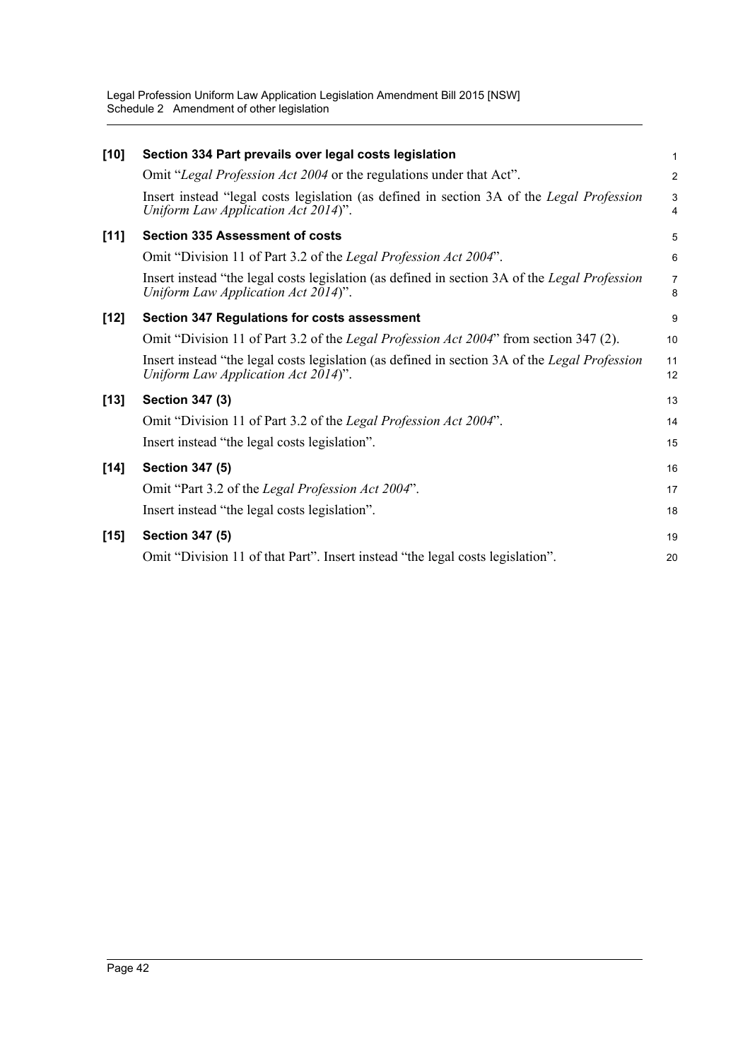**[10] Section 334 Part prevails over legal costs legislation**

Omit "*Legal Profession Act 2004* or the regulations under that Act".

Insert instead "legal costs legislation (as defined in section 3A of the *Legal Profession Uniform Law Application Act 2014*)".

**[11] Section 335 Assessment of costs**

Omit "Division 11 of Part 3.2 of the *Legal Profession Act 2004*".

Insert instead "the legal costs legislation (as defined in section 3A of the *Legal Profession Uniform Law Application Act 2014*)".

**[12] Section 347 Regulations for costs assessment**

Omit "Division 11 of Part 3.2 of the *Legal Profession Act 2004*" from section 347 (2).

Insert instead "the legal costs legislation (as defined in section 3A of the *Legal Profession Uniform Law Application Act 2014*)".

**[13] Section 347 (3)**

Omit "Division 11 of Part 3.2 of the *Legal Profession Act 2004*".

Insert instead "the legal costs legislation".

**[14] Section 347 (5)**

Omit "Part 3.2 of the *Legal Profession Act 2004*".

Insert instead "the legal costs legislation".

**[15] Section 347 (5)**

Omit "Division 11 of that Part". Insert instead "the legal costs legislation".